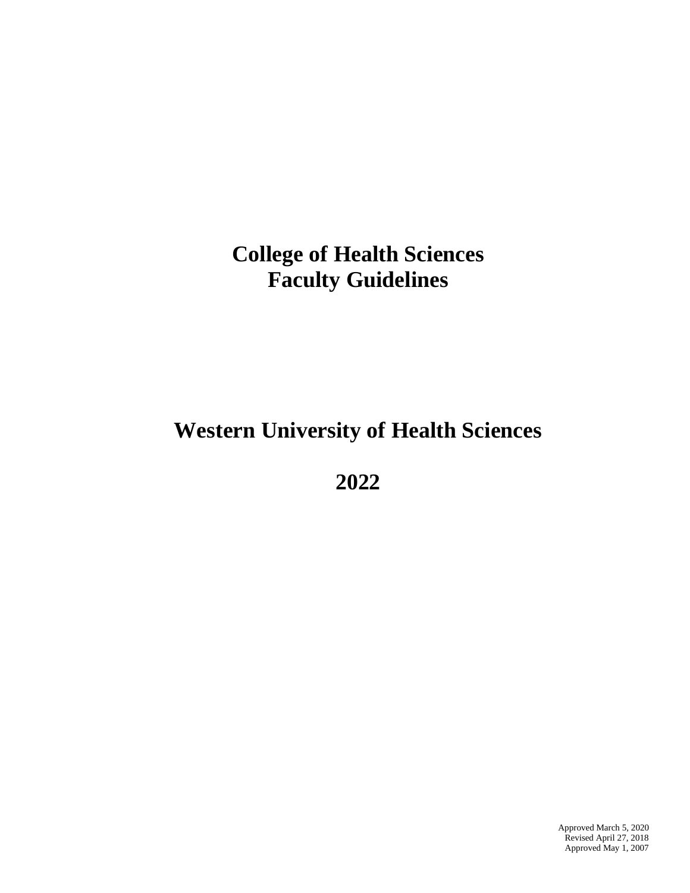# College of Health Sciences
# Faculty Guidelines

# Western University of Health Sciences

# 2022

Approved March 5, 2020
Revised April 27, 2018
Approved May 1, 2007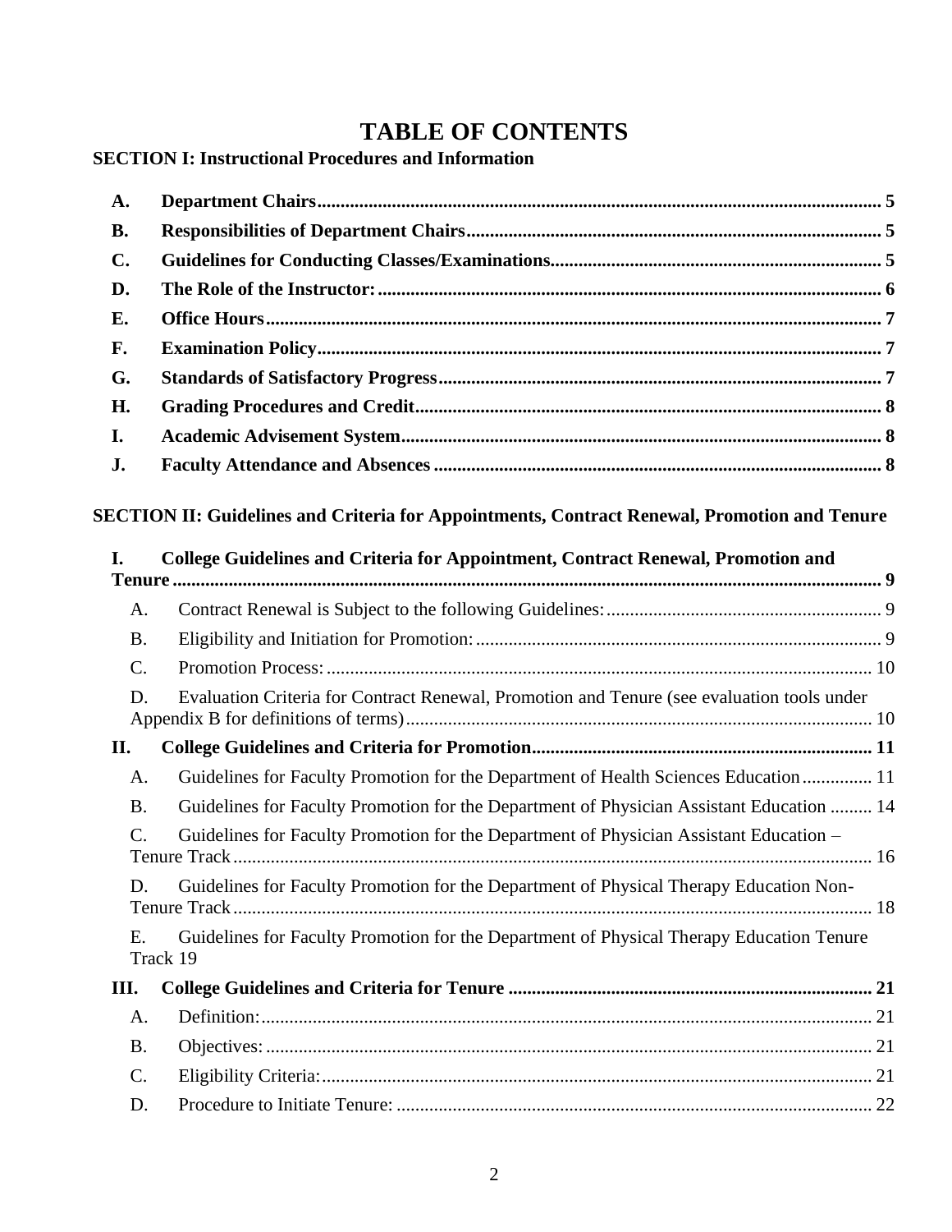# TABLE OF CONTENTS

**SECTION I: Instructional Procedures and Information**

- **A. Department Chairs** ... 5
- **B. Responsibilities of Department Chairs** ... 5
- **C. Guidelines for Conducting Classes/Examinations** ... 5
- **D. The Role of the Instructor:** ... 6
- **E. Office Hours** ... 7
- **F. Examination Policy** ... 7
- **G. Standards of Satisfactory Progress** ... 7
- **H. Grading Procedures and Credit** ... 8
- **I. Academic Advisement System** ... 8
- **J. Faculty Attendance and Absences** ... 8

**SECTION II: Guidelines and Criteria for Appointments, Contract Renewal, Promotion and Tenure**

- **I. College Guidelines and Criteria for Appointment, Contract Renewal, Promotion and Tenure** ... 9
  - A. Contract Renewal is Subject to the following Guidelines: ... 9
  - B. Eligibility and Initiation for Promotion: ... 9
  - C. Promotion Process: ... 10
  - D. Evaluation Criteria for Contract Renewal, Promotion and Tenure (see evaluation tools under Appendix B for definitions of terms) ... 10
- **II. College Guidelines and Criteria for Promotion** ... 11
  - A. Guidelines for Faculty Promotion for the Department of Health Sciences Education ... 11
  - B. Guidelines for Faculty Promotion for the Department of Physician Assistant Education ... 14
  - C. Guidelines for Faculty Promotion for the Department of Physician Assistant Education – Tenure Track ... 16
  - D. Guidelines for Faculty Promotion for the Department of Physical Therapy Education Non-Tenure Track ... 18
  - E. Guidelines for Faculty Promotion for the Department of Physical Therapy Education Tenure Track 19
- **III. College Guidelines and Criteria for Tenure** ... 21
  - A. Definition: ... 21
  - B. Objectives: ... 21
  - C. Eligibility Criteria: ... 21
  - D. Procedure to Initiate Tenure: ... 22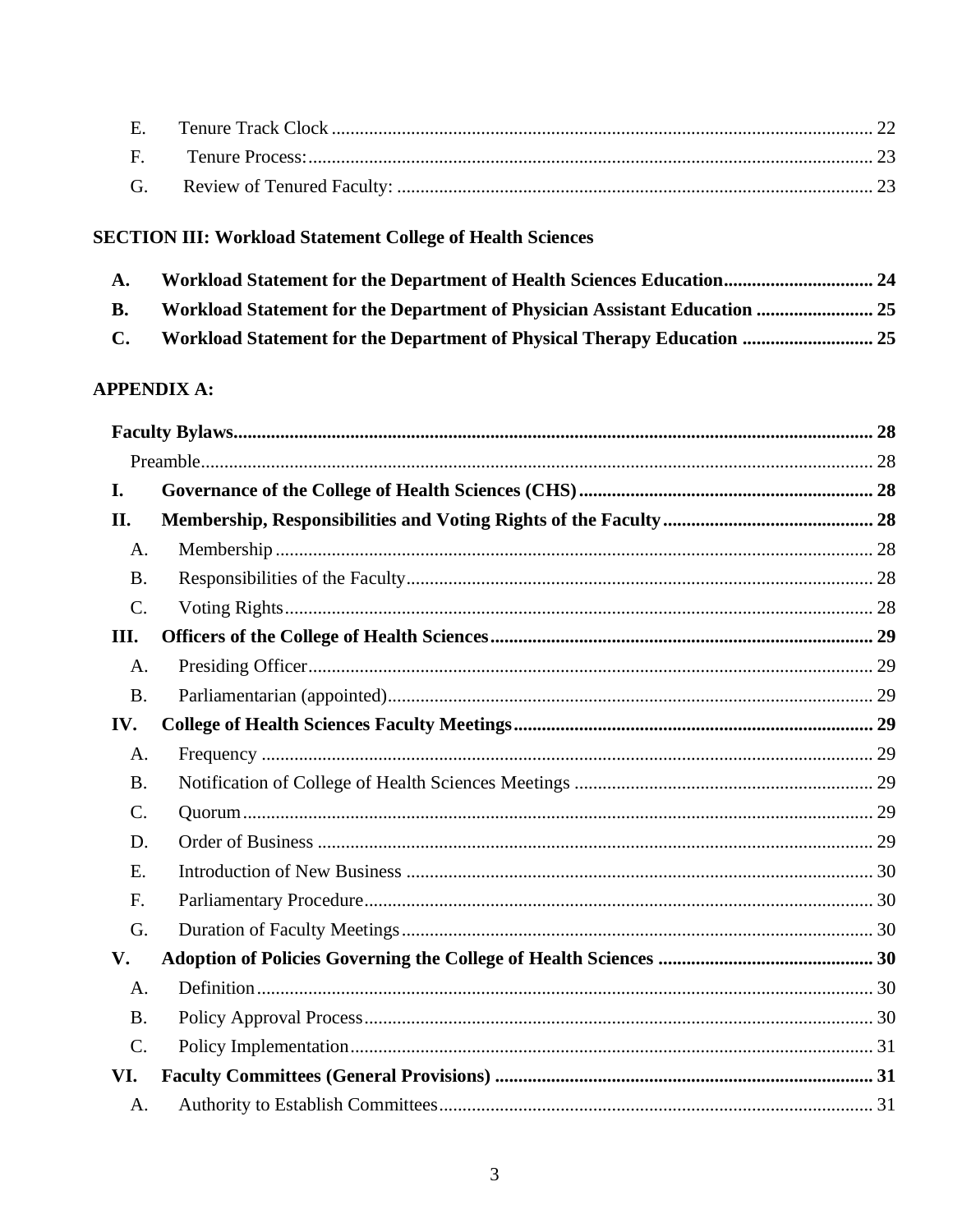E. Tenure Track Clock ........ 22
F. Tenure Process: ........ 23
G. Review of Tenured Faculty: ........ 23

**SECTION III: Workload Statement College of Health Sciences**

**A. Workload Statement for the Department of Health Sciences Education ........ 24**
**B. Workload Statement for the Department of Physician Assistant Education ........ 25**
**C. Workload Statement for the Department of Physical Therapy Education ........ 25**

**APPENDIX A:**

**Faculty Bylaws ........ 28**

Preamble ........ 28

**I. Governance of the College of Health Sciences (CHS) ........ 28**

**II. Membership, Responsibilities and Voting Rights of the Faculty ........ 28**

A. Membership ........ 28
B. Responsibilities of the Faculty ........ 28
C. Voting Rights ........ 28

**III. Officers of the College of Health Sciences ........ 29**

A. Presiding Officer ........ 29
B. Parliamentarian (appointed) ........ 29

**IV. College of Health Sciences Faculty Meetings ........ 29**

A. Frequency ........ 29
B. Notification of College of Health Sciences Meetings ........ 29
C. Quorum ........ 29
D. Order of Business ........ 29
E. Introduction of New Business ........ 30
F. Parliamentary Procedure ........ 30
G. Duration of Faculty Meetings ........ 30

**V. Adoption of Policies Governing the College of Health Sciences ........ 30**

A. Definition ........ 30
B. Policy Approval Process ........ 30
C. Policy Implementation ........ 31

**VI. Faculty Committees (General Provisions) ........ 31**

A. Authority to Establish Committees ........ 31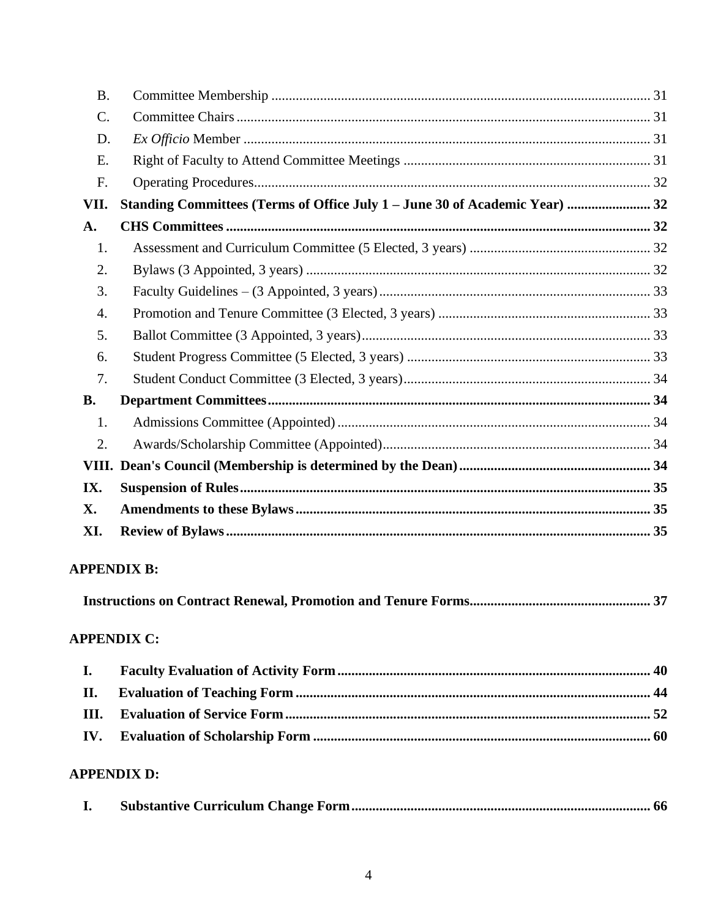B. Committee Membership ........................................................................................................... 31
C. Committee Chairs ..................................................................................................................... 31
D. *Ex Officio* Member .................................................................................................................. 31
E. Right of Faculty to Attend Committee Meetings ...................................................................... 31
F. Operating Procedures................................................................................................................ 32

**VII. Standing Committees (Terms of Office July 1 – June 30 of Academic Year) ........................ 32**

**A. CHS Committees ......................................................................................................................... 32**

1. Assessment and Curriculum Committee (5 Elected, 3 years) ................................................... 32
2. Bylaws (3 Appointed, 3 years) .................................................................................................. 32
3. Faculty Guidelines – (3 Appointed, 3 years) ............................................................................. 33
4. Promotion and Tenure Committee (3 Elected, 3 years) ............................................................ 33
5. Ballot Committee (3 Appointed, 3 years) .................................................................................. 33
6. Student Progress Committee (5 Elected, 3 years) ..................................................................... 33
7. Student Conduct Committee (3 Elected, 3 years) ...................................................................... 34

**B. Department Committees ............................................................................................................. 34**

1. Admissions Committee (Appointed) ......................................................................................... 34
2. Awards/Scholarship Committee (Appointed) ............................................................................ 34

**VIII. Dean's Council (Membership is determined by the Dean) ...................................................... 34**

**IX. Suspension of Rules ..................................................................................................................... 35**

**X. Amendments to these Bylaws ...................................................................................................... 35**

**XI. Review of Bylaws ......................................................................................................................... 35**

**APPENDIX B:**

**Instructions on Contract Renewal, Promotion and Tenure Forms ................................................... 37**

**APPENDIX C:**

**I. Faculty Evaluation of Activity Form ........................................................................................... 40**

**II. Evaluation of Teaching Form ..................................................................................................... 44**

**III. Evaluation of Service Form ....................................................................................................... 52**

**IV. Evaluation of Scholarship Form ................................................................................................ 60**

**APPENDIX D:**

**I. Substantive Curriculum Change Form ....................................................................................... 66**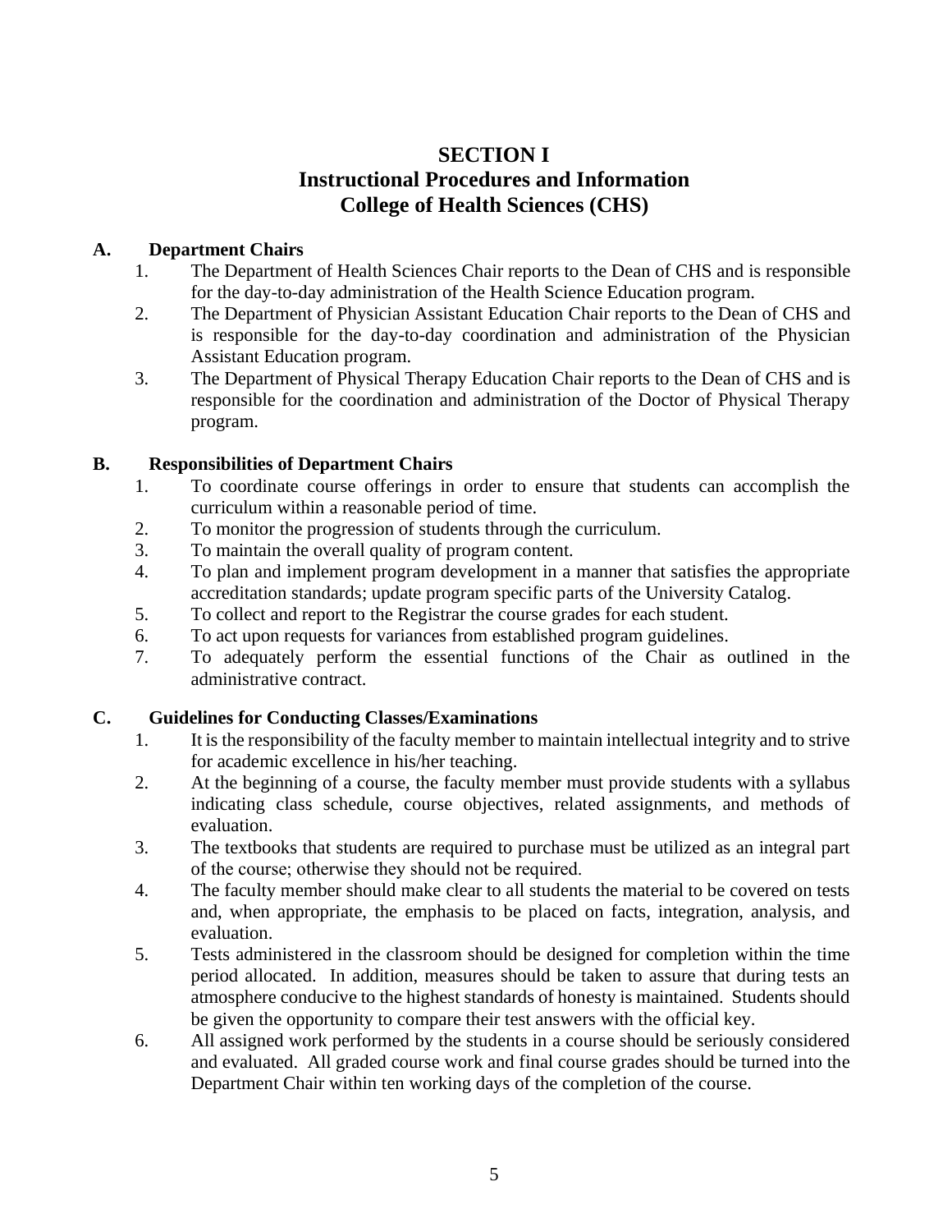# SECTION I
# Instructional Procedures and Information
# College of Health Sciences (CHS)

## A. Department Chairs

1. The Department of Health Sciences Chair reports to the Dean of CHS and is responsible for the day-to-day administration of the Health Science Education program.
2. The Department of Physician Assistant Education Chair reports to the Dean of CHS and is responsible for the day-to-day coordination and administration of the Physician Assistant Education program.
3. The Department of Physical Therapy Education Chair reports to the Dean of CHS and is responsible for the coordination and administration of the Doctor of Physical Therapy program.

## B. Responsibilities of Department Chairs

1. To coordinate course offerings in order to ensure that students can accomplish the curriculum within a reasonable period of time.
2. To monitor the progression of students through the curriculum.
3. To maintain the overall quality of program content.
4. To plan and implement program development in a manner that satisfies the appropriate accreditation standards; update program specific parts of the University Catalog.
5. To collect and report to the Registrar the course grades for each student.
6. To act upon requests for variances from established program guidelines.
7. To adequately perform the essential functions of the Chair as outlined in the administrative contract.

## C. Guidelines for Conducting Classes/Examinations

1. It is the responsibility of the faculty member to maintain intellectual integrity and to strive for academic excellence in his/her teaching.
2. At the beginning of a course, the faculty member must provide students with a syllabus indicating class schedule, course objectives, related assignments, and methods of evaluation.
3. The textbooks that students are required to purchase must be utilized as an integral part of the course; otherwise they should not be required.
4. The faculty member should make clear to all students the material to be covered on tests and, when appropriate, the emphasis to be placed on facts, integration, analysis, and evaluation.
5. Tests administered in the classroom should be designed for completion within the time period allocated. In addition, measures should be taken to assure that during tests an atmosphere conducive to the highest standards of honesty is maintained. Students should be given the opportunity to compare their test answers with the official key.
6. All assigned work performed by the students in a course should be seriously considered and evaluated. All graded course work and final course grades should be turned into the Department Chair within ten working days of the completion of the course.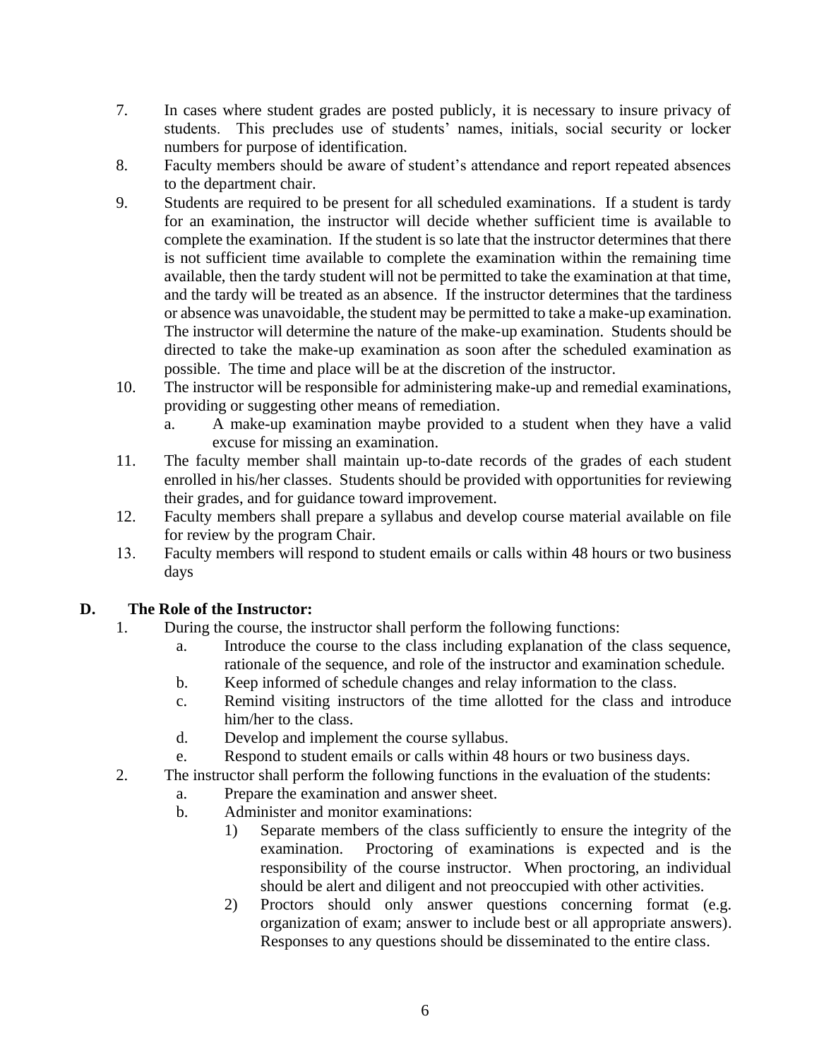7. In cases where student grades are posted publicly, it is necessary to insure privacy of students. This precludes use of students' names, initials, social security or locker numbers for purpose of identification.
8. Faculty members should be aware of student's attendance and report repeated absences to the department chair.
9. Students are required to be present for all scheduled examinations. If a student is tardy for an examination, the instructor will decide whether sufficient time is available to complete the examination. If the student is so late that the instructor determines that there is not sufficient time available to complete the examination within the remaining time available, then the tardy student will not be permitted to take the examination at that time, and the tardy will be treated as an absence. If the instructor determines that the tardiness or absence was unavoidable, the student may be permitted to take a make-up examination. The instructor will determine the nature of the make-up examination. Students should be directed to take the make-up examination as soon after the scheduled examination as possible. The time and place will be at the discretion of the instructor.
10. The instructor will be responsible for administering make-up and remedial examinations, providing or suggesting other means of remediation.
    a. A make-up examination maybe provided to a student when they have a valid excuse for missing an examination.
11. The faculty member shall maintain up-to-date records of the grades of each student enrolled in his/her classes. Students should be provided with opportunities for reviewing their grades, and for guidance toward improvement.
12. Faculty members shall prepare a syllabus and develop course material available on file for review by the program Chair.
13. Faculty members will respond to student emails or calls within 48 hours or two business days

## D. The Role of the Instructor:

1. During the course, the instructor shall perform the following functions:
    a. Introduce the course to the class including explanation of the class sequence, rationale of the sequence, and role of the instructor and examination schedule.
    b. Keep informed of schedule changes and relay information to the class.
    c. Remind visiting instructors of the time allotted for the class and introduce him/her to the class.
    d. Develop and implement the course syllabus.
    e. Respond to student emails or calls within 48 hours or two business days.
2. The instructor shall perform the following functions in the evaluation of the students:
    a. Prepare the examination and answer sheet.
    b. Administer and monitor examinations:
        1) Separate members of the class sufficiently to ensure the integrity of the examination. Proctoring of examinations is expected and is the responsibility of the course instructor. When proctoring, an individual should be alert and diligent and not preoccupied with other activities.
        2) Proctors should only answer questions concerning format (e.g. organization of exam; answer to include best or all appropriate answers). Responses to any questions should be disseminated to the entire class.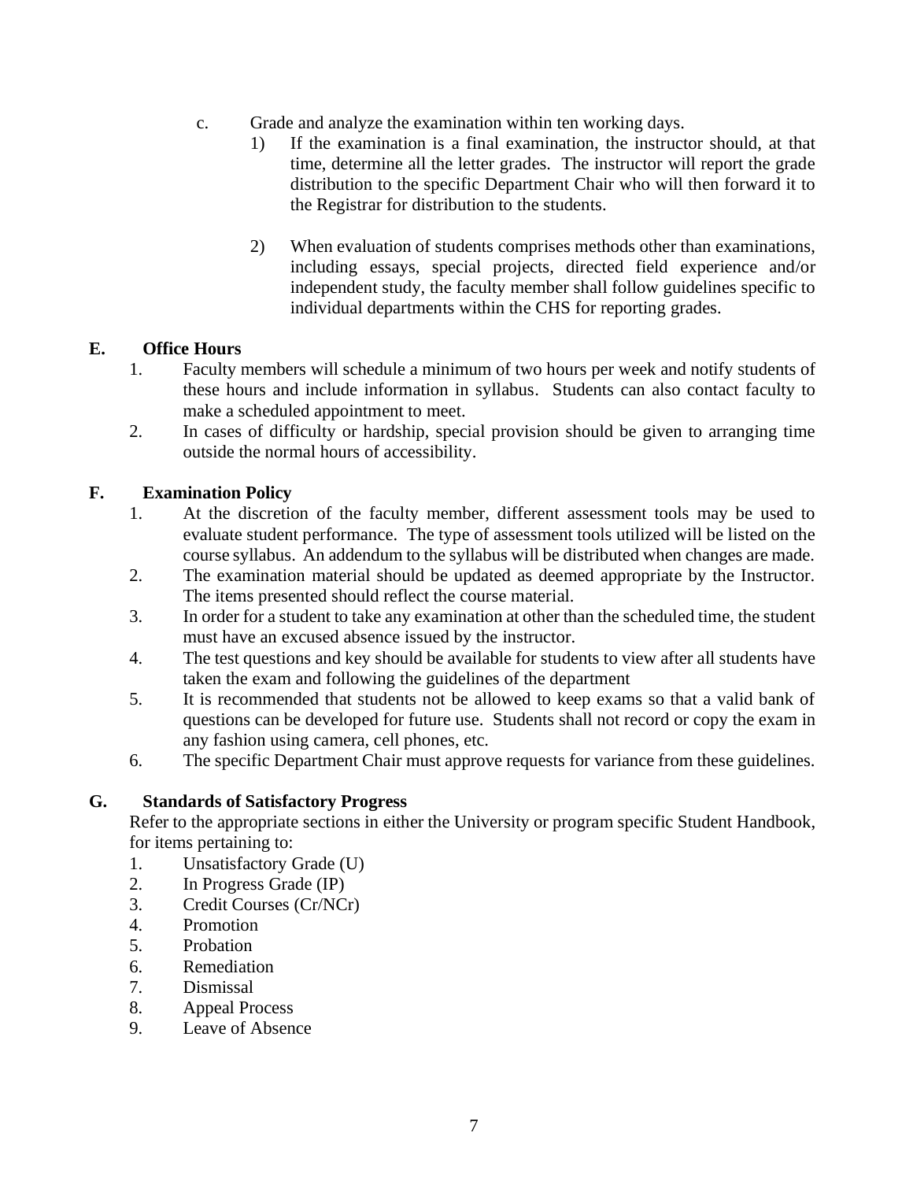c. Grade and analyze the examination within ten working days.

   1) If the examination is a final examination, the instructor should, at that time, determine all the letter grades. The instructor will report the grade distribution to the specific Department Chair who will then forward it to the Registrar for distribution to the students.

   2) When evaluation of students comprises methods other than examinations, including essays, special projects, directed field experience and/or independent study, the faculty member shall follow guidelines specific to individual departments within the CHS for reporting grades.

### E. Office Hours

1. Faculty members will schedule a minimum of two hours per week and notify students of these hours and include information in syllabus. Students can also contact faculty to make a scheduled appointment to meet.
2. In cases of difficulty or hardship, special provision should be given to arranging time outside the normal hours of accessibility.

### F. Examination Policy

1. At the discretion of the faculty member, different assessment tools may be used to evaluate student performance. The type of assessment tools utilized will be listed on the course syllabus. An addendum to the syllabus will be distributed when changes are made.
2. The examination material should be updated as deemed appropriate by the Instructor. The items presented should reflect the course material.
3. In order for a student to take any examination at other than the scheduled time, the student must have an excused absence issued by the instructor.
4. The test questions and key should be available for students to view after all students have taken the exam and following the guidelines of the department
5. It is recommended that students not be allowed to keep exams so that a valid bank of questions can be developed for future use. Students shall not record or copy the exam in any fashion using camera, cell phones, etc.
6. The specific Department Chair must approve requests for variance from these guidelines.

### G. Standards of Satisfactory Progress

Refer to the appropriate sections in either the University or program specific Student Handbook, for items pertaining to:

1. Unsatisfactory Grade (U)
2. In Progress Grade (IP)
3. Credit Courses (Cr/NCr)
4. Promotion
5. Probation
6. Remediation
7. Dismissal
8. Appeal Process
9. Leave of Absence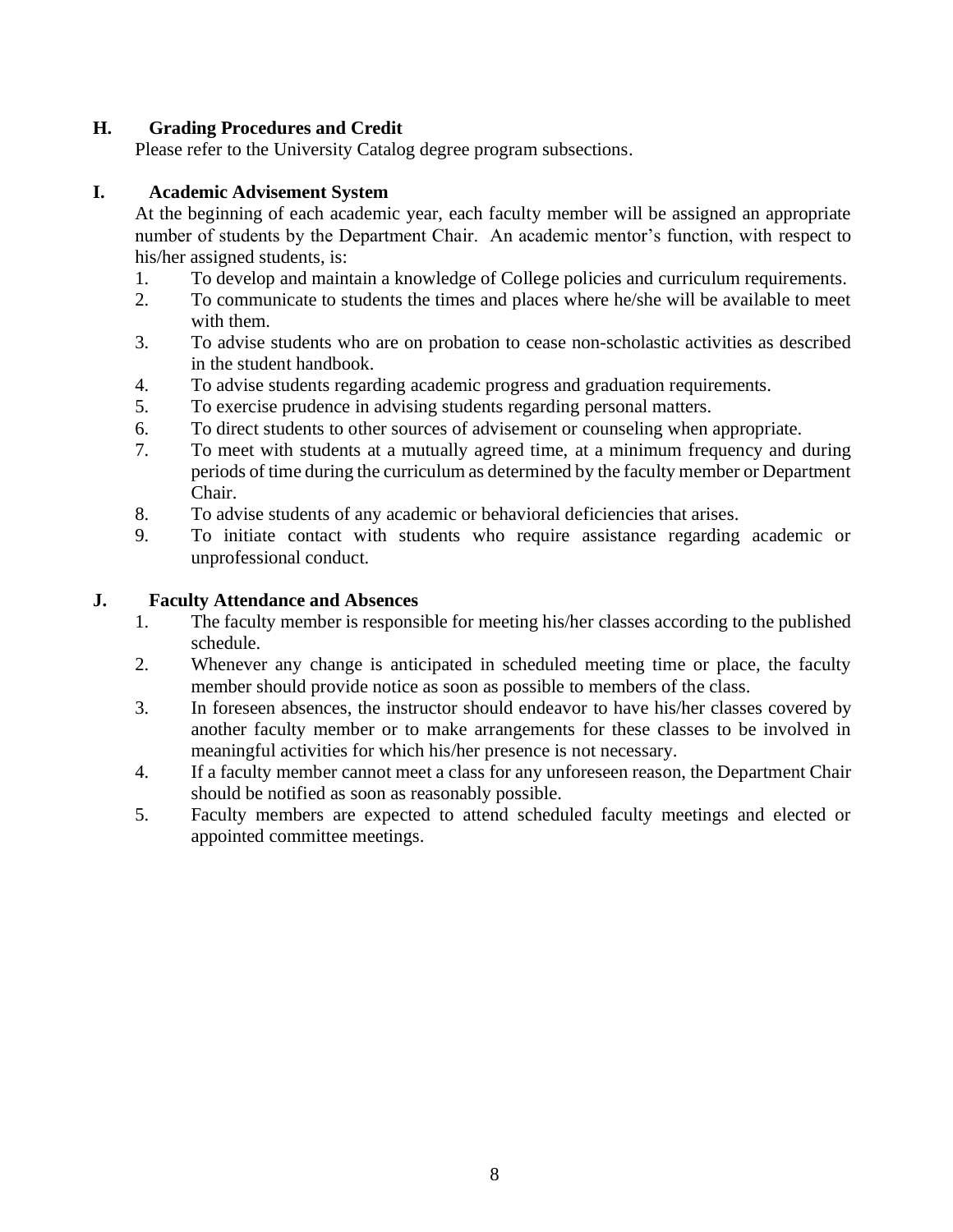### H. Grading Procedures and Credit

Please refer to the University Catalog degree program subsections.

### I. Academic Advisement System

At the beginning of each academic year, each faculty member will be assigned an appropriate number of students by the Department Chair. An academic mentor's function, with respect to his/her assigned students, is:

1. To develop and maintain a knowledge of College policies and curriculum requirements.
2. To communicate to students the times and places where he/she will be available to meet with them.
3. To advise students who are on probation to cease non-scholastic activities as described in the student handbook.
4. To advise students regarding academic progress and graduation requirements.
5. To exercise prudence in advising students regarding personal matters.
6. To direct students to other sources of advisement or counseling when appropriate.
7. To meet with students at a mutually agreed time, at a minimum frequency and during periods of time during the curriculum as determined by the faculty member or Department Chair.
8. To advise students of any academic or behavioral deficiencies that arises.
9. To initiate contact with students who require assistance regarding academic or unprofessional conduct.

### J. Faculty Attendance and Absences

1. The faculty member is responsible for meeting his/her classes according to the published schedule.
2. Whenever any change is anticipated in scheduled meeting time or place, the faculty member should provide notice as soon as possible to members of the class.
3. In foreseen absences, the instructor should endeavor to have his/her classes covered by another faculty member or to make arrangements for these classes to be involved in meaningful activities for which his/her presence is not necessary.
4. If a faculty member cannot meet a class for any unforeseen reason, the Department Chair should be notified as soon as reasonably possible.
5. Faculty members are expected to attend scheduled faculty meetings and elected or appointed committee meetings.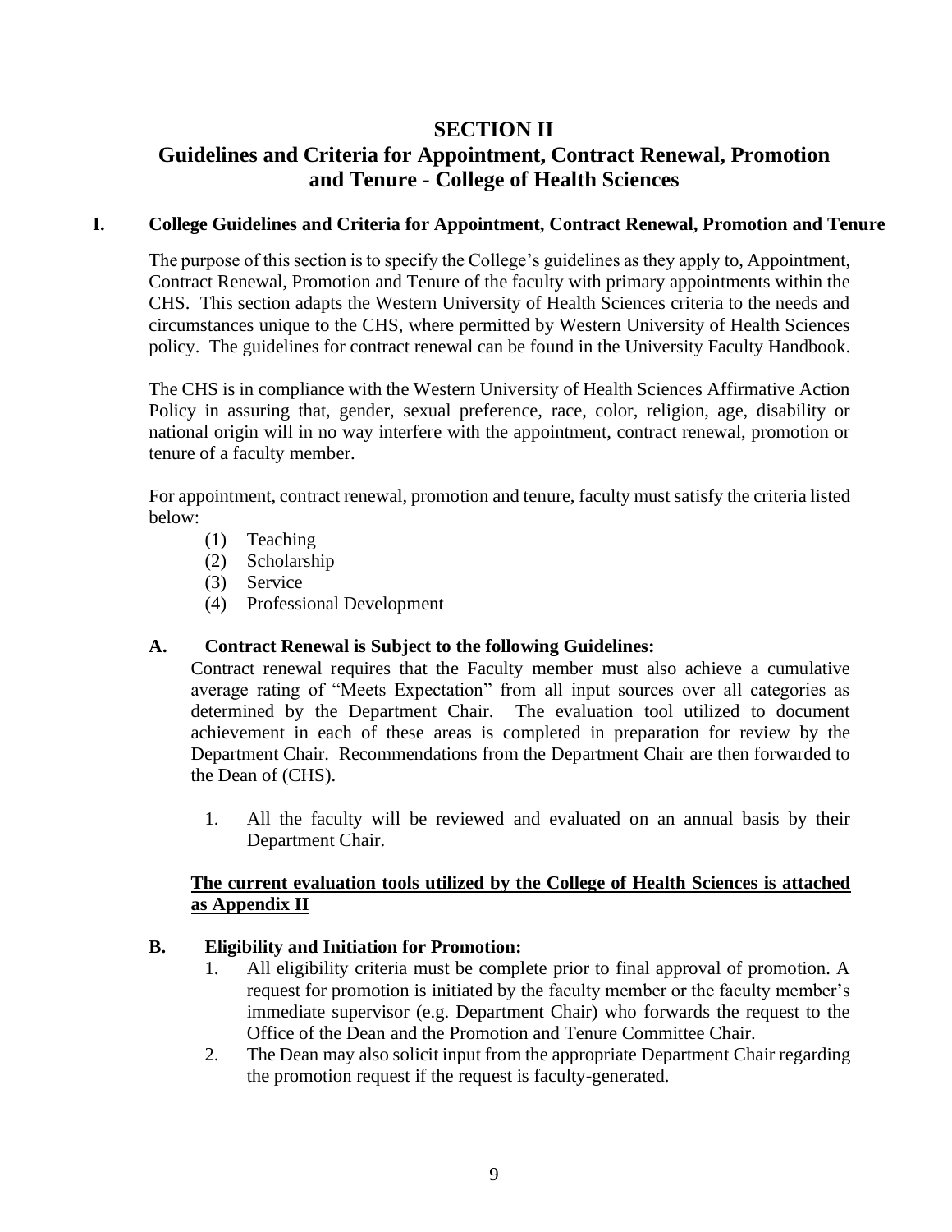# SECTION II

# Guidelines and Criteria for Appointment, Contract Renewal, Promotion and Tenure - College of Health Sciences

## I. College Guidelines and Criteria for Appointment, Contract Renewal, Promotion and Tenure

The purpose of this section is to specify the College's guidelines as they apply to, Appointment, Contract Renewal, Promotion and Tenure of the faculty with primary appointments within the CHS. This section adapts the Western University of Health Sciences criteria to the needs and circumstances unique to the CHS, where permitted by Western University of Health Sciences policy. The guidelines for contract renewal can be found in the University Faculty Handbook.

The CHS is in compliance with the Western University of Health Sciences Affirmative Action Policy in assuring that, gender, sexual preference, race, color, religion, age, disability or national origin will in no way interfere with the appointment, contract renewal, promotion or tenure of a faculty member.

For appointment, contract renewal, promotion and tenure, faculty must satisfy the criteria listed below:

(1) Teaching
(2) Scholarship
(3) Service
(4) Professional Development

### A. Contract Renewal is Subject to the following Guidelines:

Contract renewal requires that the Faculty member must also achieve a cumulative average rating of "Meets Expectation" from all input sources over all categories as determined by the Department Chair. The evaluation tool utilized to document achievement in each of these areas is completed in preparation for review by the Department Chair. Recommendations from the Department Chair are then forwarded to the Dean of (CHS).

1. All the faculty will be reviewed and evaluated on an annual basis by their Department Chair.

**<u>The current evaluation tools utilized by the College of Health Sciences is attached as Appendix II</u>**

### B. Eligibility and Initiation for Promotion:

1. All eligibility criteria must be complete prior to final approval of promotion. A request for promotion is initiated by the faculty member or the faculty member's immediate supervisor (e.g. Department Chair) who forwards the request to the Office of the Dean and the Promotion and Tenure Committee Chair.
2. The Dean may also solicit input from the appropriate Department Chair regarding the promotion request if the request is faculty-generated.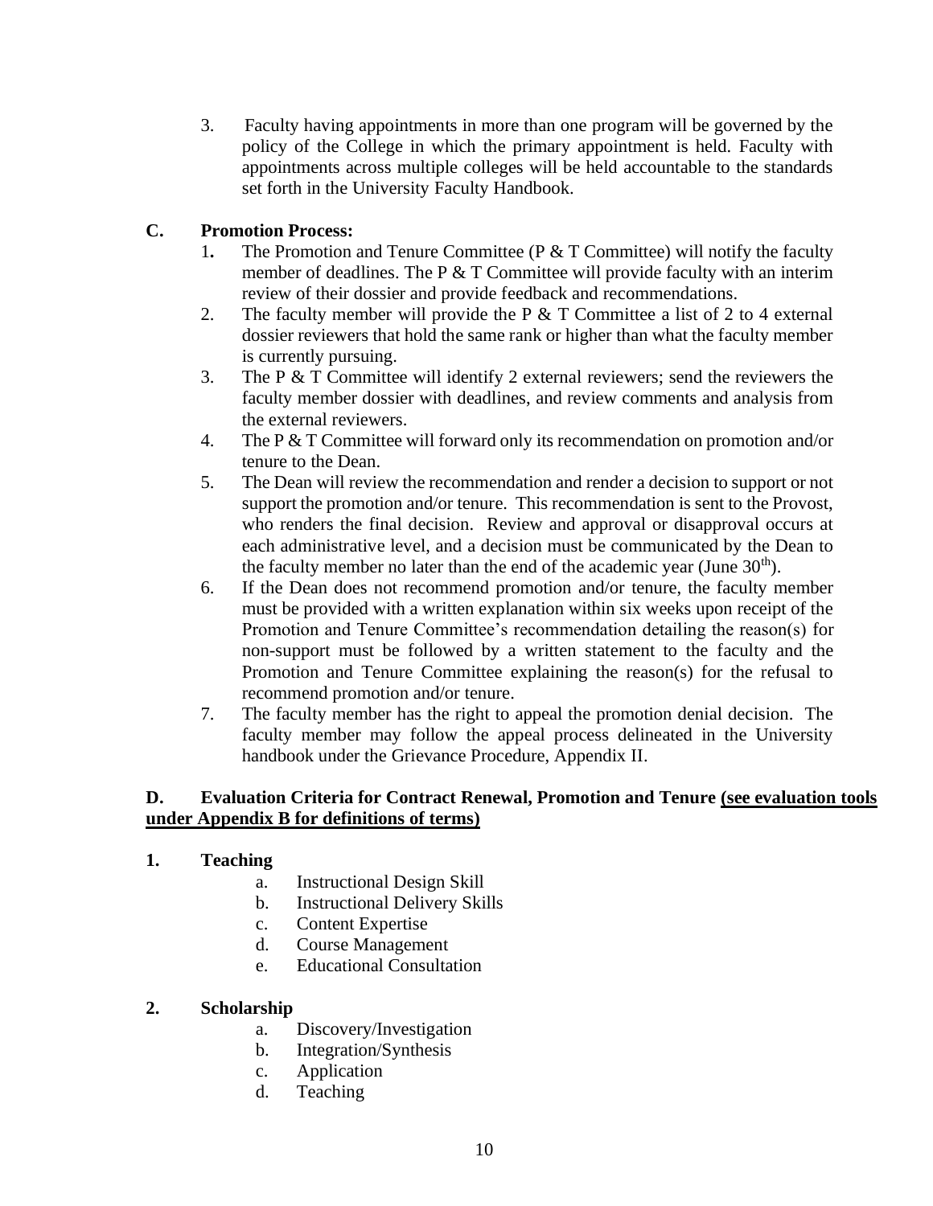3. Faculty having appointments in more than one program will be governed by the policy of the College in which the primary appointment is held. Faculty with appointments across multiple colleges will be held accountable to the standards set forth in the University Faculty Handbook.

### C. Promotion Process:

1. The Promotion and Tenure Committee (P & T Committee) will notify the faculty member of deadlines. The P & T Committee will provide faculty with an interim review of their dossier and provide feedback and recommendations.
2. The faculty member will provide the P & T Committee a list of 2 to 4 external dossier reviewers that hold the same rank or higher than what the faculty member is currently pursuing.
3. The P & T Committee will identify 2 external reviewers; send the reviewers the faculty member dossier with deadlines, and review comments and analysis from the external reviewers.
4. The P & T Committee will forward only its recommendation on promotion and/or tenure to the Dean.
5. The Dean will review the recommendation and render a decision to support or not support the promotion and/or tenure. This recommendation is sent to the Provost, who renders the final decision. Review and approval or disapproval occurs at each administrative level, and a decision must be communicated by the Dean to the faculty member no later than the end of the academic year (June 30th).
6. If the Dean does not recommend promotion and/or tenure, the faculty member must be provided with a written explanation within six weeks upon receipt of the Promotion and Tenure Committee's recommendation detailing the reason(s) for non-support must be followed by a written statement to the faculty and the Promotion and Tenure Committee explaining the reason(s) for the refusal to recommend promotion and/or tenure.
7. The faculty member has the right to appeal the promotion denial decision. The faculty member may follow the appeal process delineated in the University handbook under the Grievance Procedure, Appendix II.

### D. Evaluation Criteria for Contract Renewal, Promotion and Tenure <u>(see evaluation tools under Appendix B for definitions of terms)</u>

**1. Teaching**

a. Instructional Design Skill
b. Instructional Delivery Skills
c. Content Expertise
d. Course Management
e. Educational Consultation

**2. Scholarship**

a. Discovery/Investigation
b. Integration/Synthesis
c. Application
d. Teaching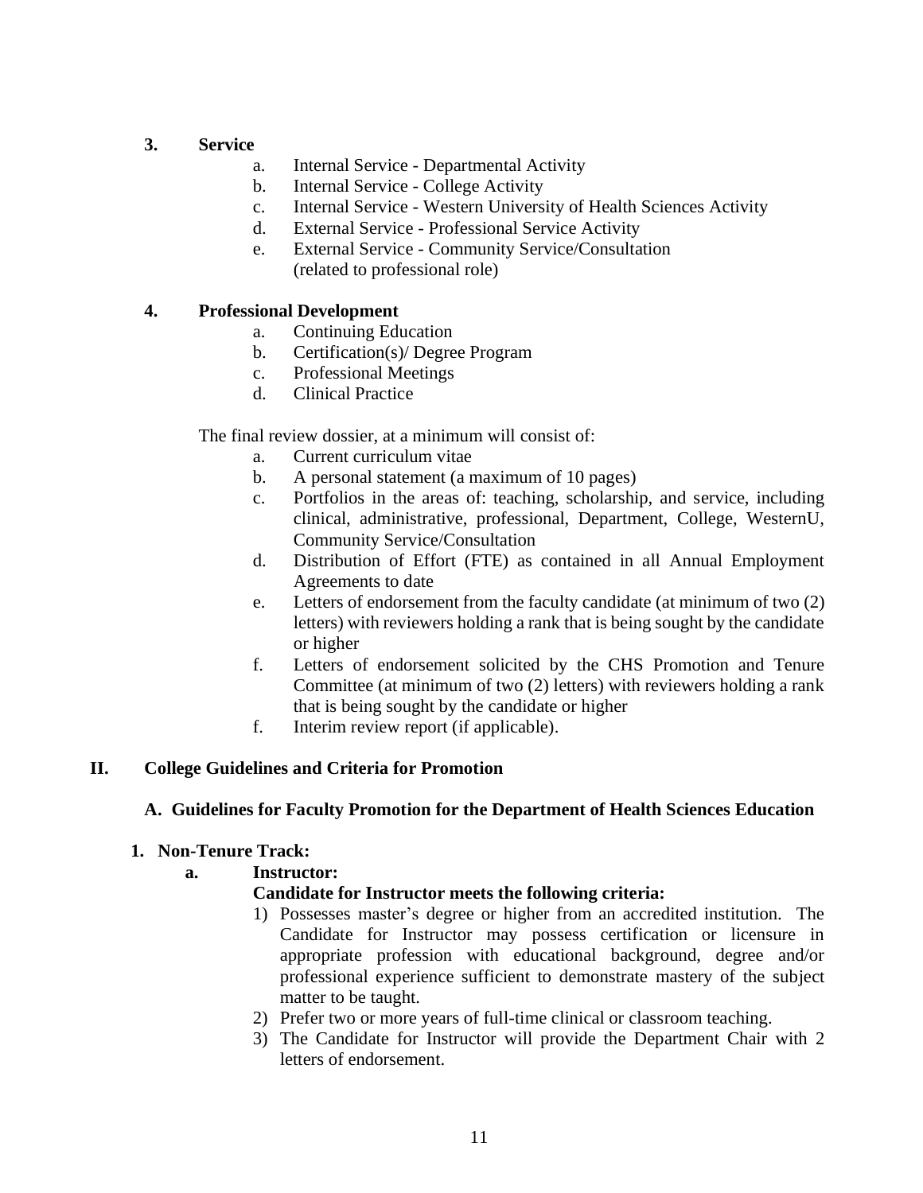**3. Service**

a. Internal Service - Departmental Activity
b. Internal Service - College Activity
c. Internal Service - Western University of Health Sciences Activity
d. External Service - Professional Service Activity
e. External Service - Community Service/Consultation (related to professional role)

**4. Professional Development**

a. Continuing Education
b. Certification(s)/ Degree Program
c. Professional Meetings
d. Clinical Practice

The final review dossier, at a minimum will consist of:

a. Current curriculum vitae
b. A personal statement (a maximum of 10 pages)
c. Portfolios in the areas of: teaching, scholarship, and service, including clinical, administrative, professional, Department, College, WesternU, Community Service/Consultation
d. Distribution of Effort (FTE) as contained in all Annual Employment Agreements to date
e. Letters of endorsement from the faculty candidate (at minimum of two (2) letters) with reviewers holding a rank that is being sought by the candidate or higher
f. Letters of endorsement solicited by the CHS Promotion and Tenure Committee (at minimum of two (2) letters) with reviewers holding a rank that is being sought by the candidate or higher
f. Interim review report (if applicable).

## II. College Guidelines and Criteria for Promotion

### A. Guidelines for Faculty Promotion for the Department of Health Sciences Education

**1. Non-Tenure Track:**

**a. Instructor:**

**Candidate for Instructor meets the following criteria:**

1) Possesses master's degree or higher from an accredited institution. The Candidate for Instructor may possess certification or licensure in appropriate profession with educational background, degree and/or professional experience sufficient to demonstrate mastery of the subject matter to be taught.
2) Prefer two or more years of full-time clinical or classroom teaching.
3) The Candidate for Instructor will provide the Department Chair with 2 letters of endorsement.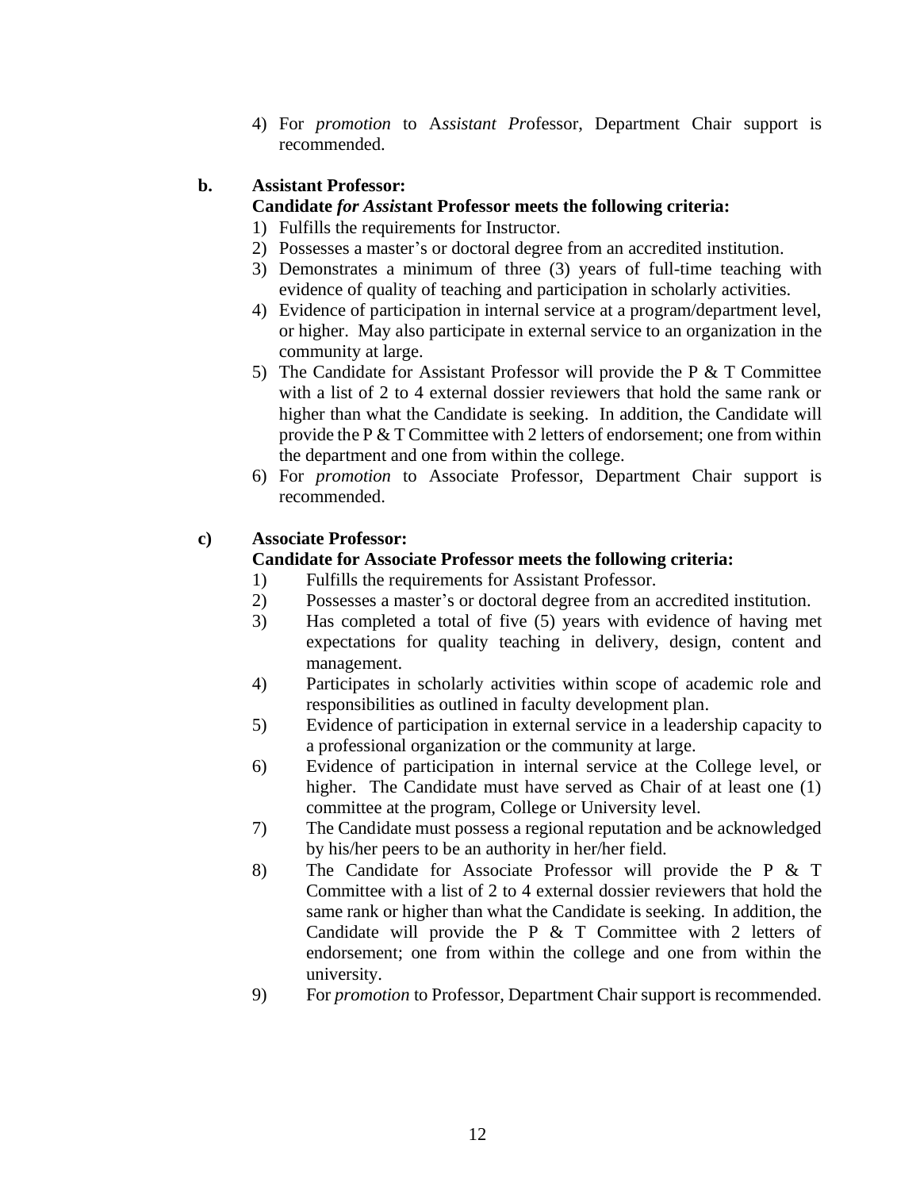4) For *promotion* to A*ssistant Pr*ofessor, Department Chair support is recommended.

**b. Assistant Professor:**

**Candidate *for Assis*tant Professor meets the following criteria:**

1) Fulfills the requirements for Instructor.
2) Possesses a master's or doctoral degree from an accredited institution.
3) Demonstrates a minimum of three (3) years of full-time teaching with evidence of quality of teaching and participation in scholarly activities.
4) Evidence of participation in internal service at a program/department level, or higher. May also participate in external service to an organization in the community at large.
5) The Candidate for Assistant Professor will provide the P & T Committee with a list of 2 to 4 external dossier reviewers that hold the same rank or higher than what the Candidate is seeking. In addition, the Candidate will provide the P & T Committee with 2 letters of endorsement; one from within the department and one from within the college.
6) For *promotion* to Associate Professor, Department Chair support is recommended.

**c) Associate Professor:**

**Candidate for Associate Professor meets the following criteria:**

1) Fulfills the requirements for Assistant Professor.
2) Possesses a master's or doctoral degree from an accredited institution.
3) Has completed a total of five (5) years with evidence of having met expectations for quality teaching in delivery, design, content and management.
4) Participates in scholarly activities within scope of academic role and responsibilities as outlined in faculty development plan.
5) Evidence of participation in external service in a leadership capacity to a professional organization or the community at large.
6) Evidence of participation in internal service at the College level, or higher. The Candidate must have served as Chair of at least one (1) committee at the program, College or University level.
7) The Candidate must possess a regional reputation and be acknowledged by his/her peers to be an authority in her/her field.
8) The Candidate for Associate Professor will provide the P & T Committee with a list of 2 to 4 external dossier reviewers that hold the same rank or higher than what the Candidate is seeking. In addition, the Candidate will provide the P & T Committee with 2 letters of endorsement; one from within the college and one from within the university.
9) For *promotion* to Professor, Department Chair support is recommended.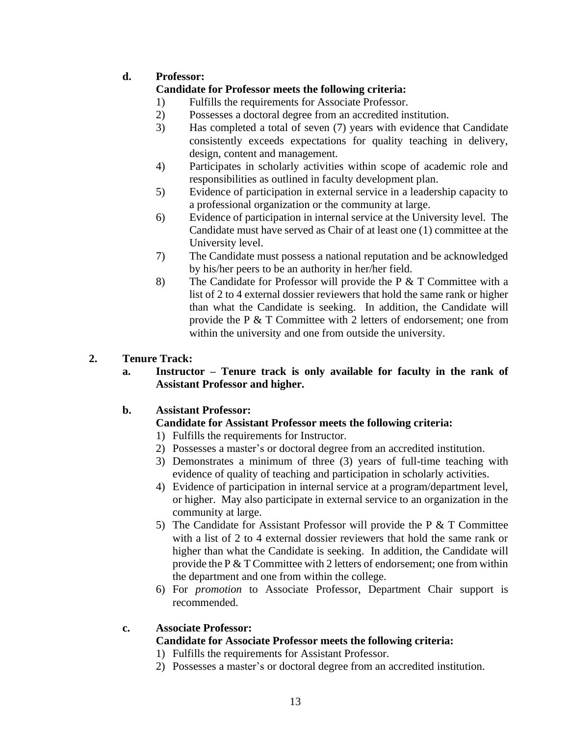**d. Professor:**

**Candidate for Professor meets the following criteria:**

1) Fulfills the requirements for Associate Professor.
2) Possesses a doctoral degree from an accredited institution.
3) Has completed a total of seven (7) years with evidence that Candidate consistently exceeds expectations for quality teaching in delivery, design, content and management.
4) Participates in scholarly activities within scope of academic role and responsibilities as outlined in faculty development plan.
5) Evidence of participation in external service in a leadership capacity to a professional organization or the community at large.
6) Evidence of participation in internal service at the University level. The Candidate must have served as Chair of at least one (1) committee at the University level.
7) The Candidate must possess a national reputation and be acknowledged by his/her peers to be an authority in her/her field.
8) The Candidate for Professor will provide the P & T Committee with a list of 2 to 4 external dossier reviewers that hold the same rank or higher than what the Candidate is seeking. In addition, the Candidate will provide the P & T Committee with 2 letters of endorsement; one from within the university and one from outside the university.

**2. Tenure Track:**

**a. Instructor – Tenure track is only available for faculty in the rank of Assistant Professor and higher.**

**b. Assistant Professor:**

**Candidate for Assistant Professor meets the following criteria:**

1) Fulfills the requirements for Instructor.
2) Possesses a master's or doctoral degree from an accredited institution.
3) Demonstrates a minimum of three (3) years of full-time teaching with evidence of quality of teaching and participation in scholarly activities.
4) Evidence of participation in internal service at a program/department level, or higher. May also participate in external service to an organization in the community at large.
5) The Candidate for Assistant Professor will provide the P & T Committee with a list of 2 to 4 external dossier reviewers that hold the same rank or higher than what the Candidate is seeking. In addition, the Candidate will provide the P & T Committee with 2 letters of endorsement; one from within the department and one from within the college.
6) For *promotion* to Associate Professor, Department Chair support is recommended.

**c. Associate Professor:**

**Candidate for Associate Professor meets the following criteria:**

1) Fulfills the requirements for Assistant Professor.
2) Possesses a master's or doctoral degree from an accredited institution.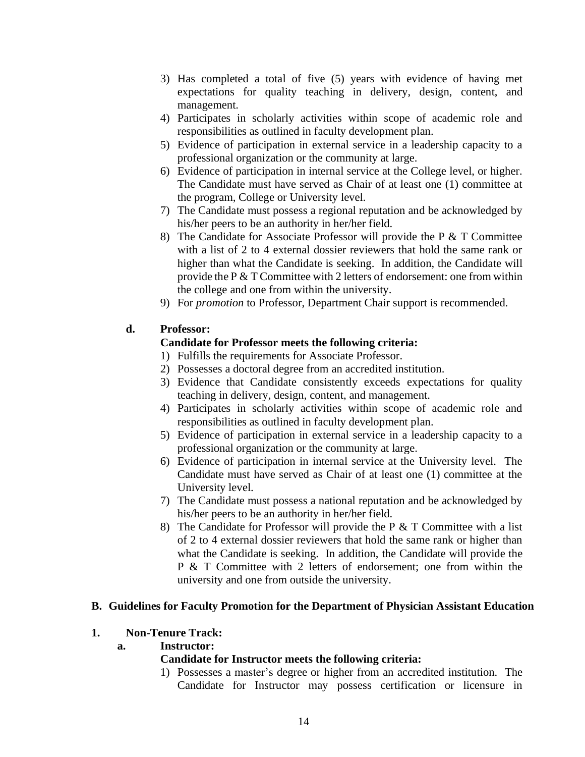3) Has completed a total of five (5) years with evidence of having met expectations for quality teaching in delivery, design, content, and management.
4) Participates in scholarly activities within scope of academic role and responsibilities as outlined in faculty development plan.
5) Evidence of participation in external service in a leadership capacity to a professional organization or the community at large.
6) Evidence of participation in internal service at the College level, or higher. The Candidate must have served as Chair of at least one (1) committee at the program, College or University level.
7) The Candidate must possess a regional reputation and be acknowledged by his/her peers to be an authority in her/her field.
8) The Candidate for Associate Professor will provide the P & T Committee with a list of 2 to 4 external dossier reviewers that hold the same rank or higher than what the Candidate is seeking. In addition, the Candidate will provide the P & T Committee with 2 letters of endorsement: one from within the college and one from within the university.
9) For *promotion* to Professor, Department Chair support is recommended.

**d. Professor:**

**Candidate for Professor meets the following criteria:**

1) Fulfills the requirements for Associate Professor.
2) Possesses a doctoral degree from an accredited institution.
3) Evidence that Candidate consistently exceeds expectations for quality teaching in delivery, design, content, and management.
4) Participates in scholarly activities within scope of academic role and responsibilities as outlined in faculty development plan.
5) Evidence of participation in external service in a leadership capacity to a professional organization or the community at large.
6) Evidence of participation in internal service at the University level. The Candidate must have served as Chair of at least one (1) committee at the University level.
7) The Candidate must possess a national reputation and be acknowledged by his/her peers to be an authority in her/her field.
8) The Candidate for Professor will provide the P & T Committee with a list of 2 to 4 external dossier reviewers that hold the same rank or higher than what the Candidate is seeking. In addition, the Candidate will provide the P & T Committee with 2 letters of endorsement; one from within the university and one from outside the university.

## B. Guidelines for Faculty Promotion for the Department of Physician Assistant Education

**1. Non-Tenure Track:**

**a. Instructor:**

**Candidate for Instructor meets the following criteria:**

1) Possesses a master's degree or higher from an accredited institution. The Candidate for Instructor may possess certification or licensure in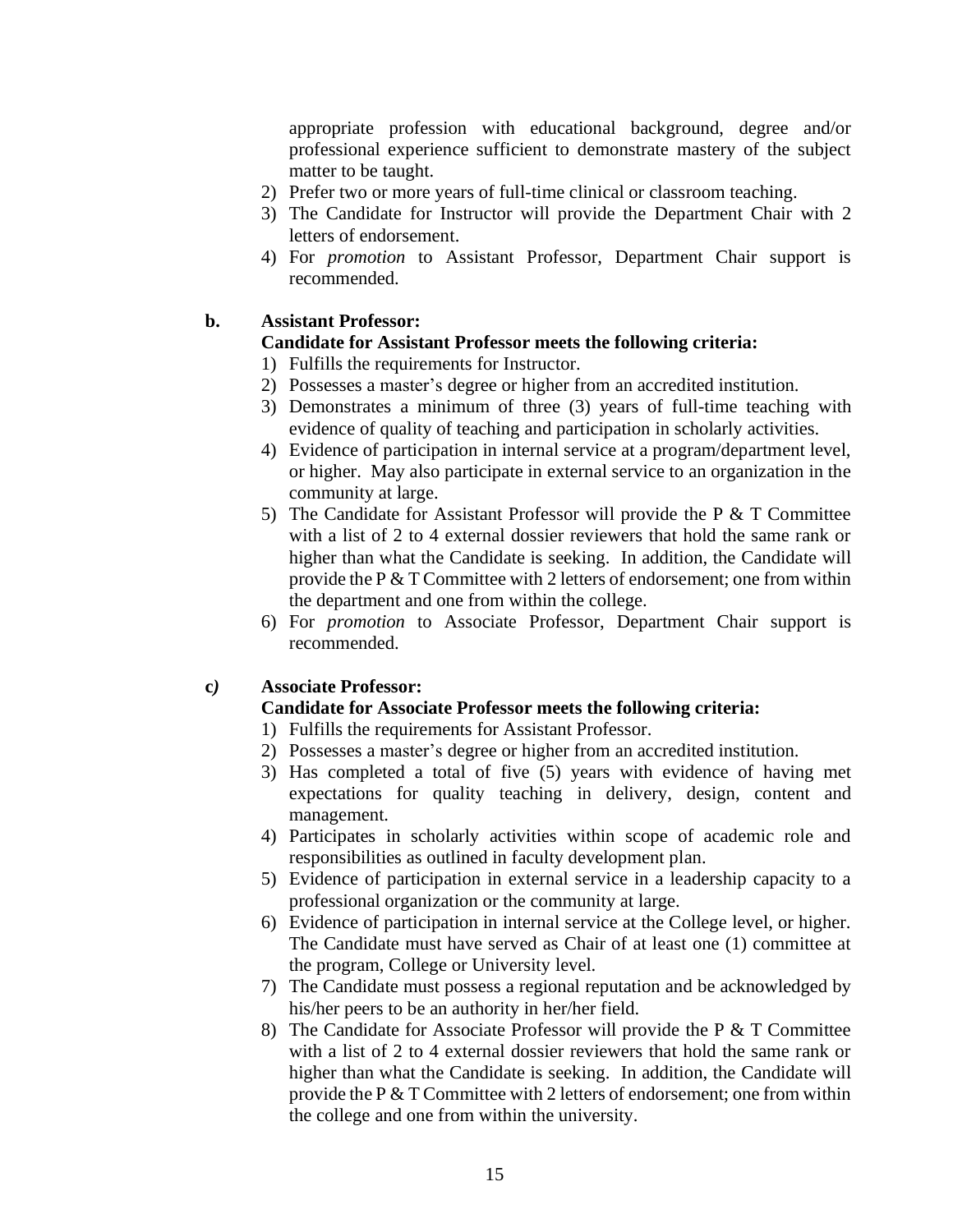appropriate profession with educational background, degree and/or professional experience sufficient to demonstrate mastery of the subject matter to be taught.

2) Prefer two or more years of full-time clinical or classroom teaching.
3) The Candidate for Instructor will provide the Department Chair with 2 letters of endorsement.
4) For *promotion* to Assistant Professor, Department Chair support is recommended.

**b. Assistant Professor:**

**Candidate for Assistant Professor meets the following criteria:**

1) Fulfills the requirements for Instructor.
2) Possesses a master's degree or higher from an accredited institution.
3) Demonstrates a minimum of three (3) years of full-time teaching with evidence of quality of teaching and participation in scholarly activities.
4) Evidence of participation in internal service at a program/department level, or higher. May also participate in external service to an organization in the community at large.
5) The Candidate for Assistant Professor will provide the P & T Committee with a list of 2 to 4 external dossier reviewers that hold the same rank or higher than what the Candidate is seeking. In addition, the Candidate will provide the P & T Committee with 2 letters of endorsement; one from within the department and one from within the college.
6) For *promotion* to Associate Professor, Department Chair support is recommended.

***c)* Associate Professor:**

**Candidate for Associate Professor meets the following criteria:**

1) Fulfills the requirements for Assistant Professor.
2) Possesses a master's degree or higher from an accredited institution.
3) Has completed a total of five (5) years with evidence of having met expectations for quality teaching in delivery, design, content and management.
4) Participates in scholarly activities within scope of academic role and responsibilities as outlined in faculty development plan.
5) Evidence of participation in external service in a leadership capacity to a professional organization or the community at large.
6) Evidence of participation in internal service at the College level, or higher. The Candidate must have served as Chair of at least one (1) committee at the program, College or University level.
7) The Candidate must possess a regional reputation and be acknowledged by his/her peers to be an authority in her/her field.
8) The Candidate for Associate Professor will provide the P & T Committee with a list of 2 to 4 external dossier reviewers that hold the same rank or higher than what the Candidate is seeking. In addition, the Candidate will provide the P & T Committee with 2 letters of endorsement; one from within the college and one from within the university.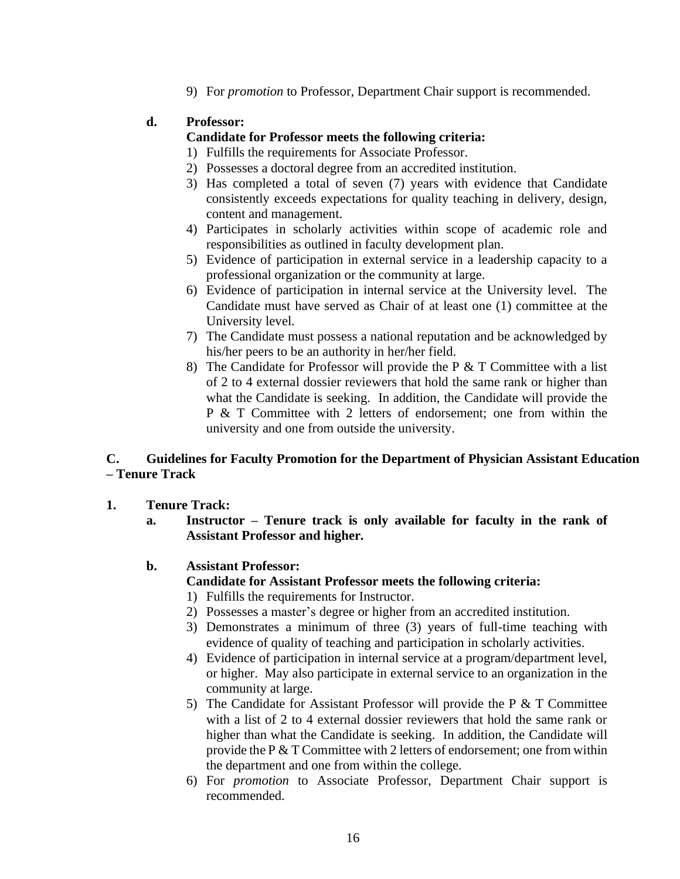9) For *promotion* to Professor, Department Chair support is recommended.

**d. Professor:**

**Candidate for Professor meets the following criteria:**

1) Fulfills the requirements for Associate Professor.
2) Possesses a doctoral degree from an accredited institution.
3) Has completed a total of seven (7) years with evidence that Candidate consistently exceeds expectations for quality teaching in delivery, design, content and management.
4) Participates in scholarly activities within scope of academic role and responsibilities as outlined in faculty development plan.
5) Evidence of participation in external service in a leadership capacity to a professional organization or the community at large.
6) Evidence of participation in internal service at the University level. The Candidate must have served as Chair of at least one (1) committee at the University level.
7) The Candidate must possess a national reputation and be acknowledged by his/her peers to be an authority in her/her field.
8) The Candidate for Professor will provide the P & T Committee with a list of 2 to 4 external dossier reviewers that hold the same rank or higher than what the Candidate is seeking. In addition, the Candidate will provide the P & T Committee with 2 letters of endorsement; one from within the university and one from outside the university.

## C. Guidelines for Faculty Promotion for the Department of Physician Assistant Education – Tenure Track

**1. Tenure Track:**

**a. Instructor – Tenure track is only available for faculty in the rank of Assistant Professor and higher.**

**b. Assistant Professor:**

**Candidate for Assistant Professor meets the following criteria:**

1) Fulfills the requirements for Instructor.
2) Possesses a master's degree or higher from an accredited institution.
3) Demonstrates a minimum of three (3) years of full-time teaching with evidence of quality of teaching and participation in scholarly activities.
4) Evidence of participation in internal service at a program/department level, or higher. May also participate in external service to an organization in the community at large.
5) The Candidate for Assistant Professor will provide the P & T Committee with a list of 2 to 4 external dossier reviewers that hold the same rank or higher than what the Candidate is seeking. In addition, the Candidate will provide the P & T Committee with 2 letters of endorsement; one from within the department and one from within the college.
6) For *promotion* to Associate Professor, Department Chair support is recommended.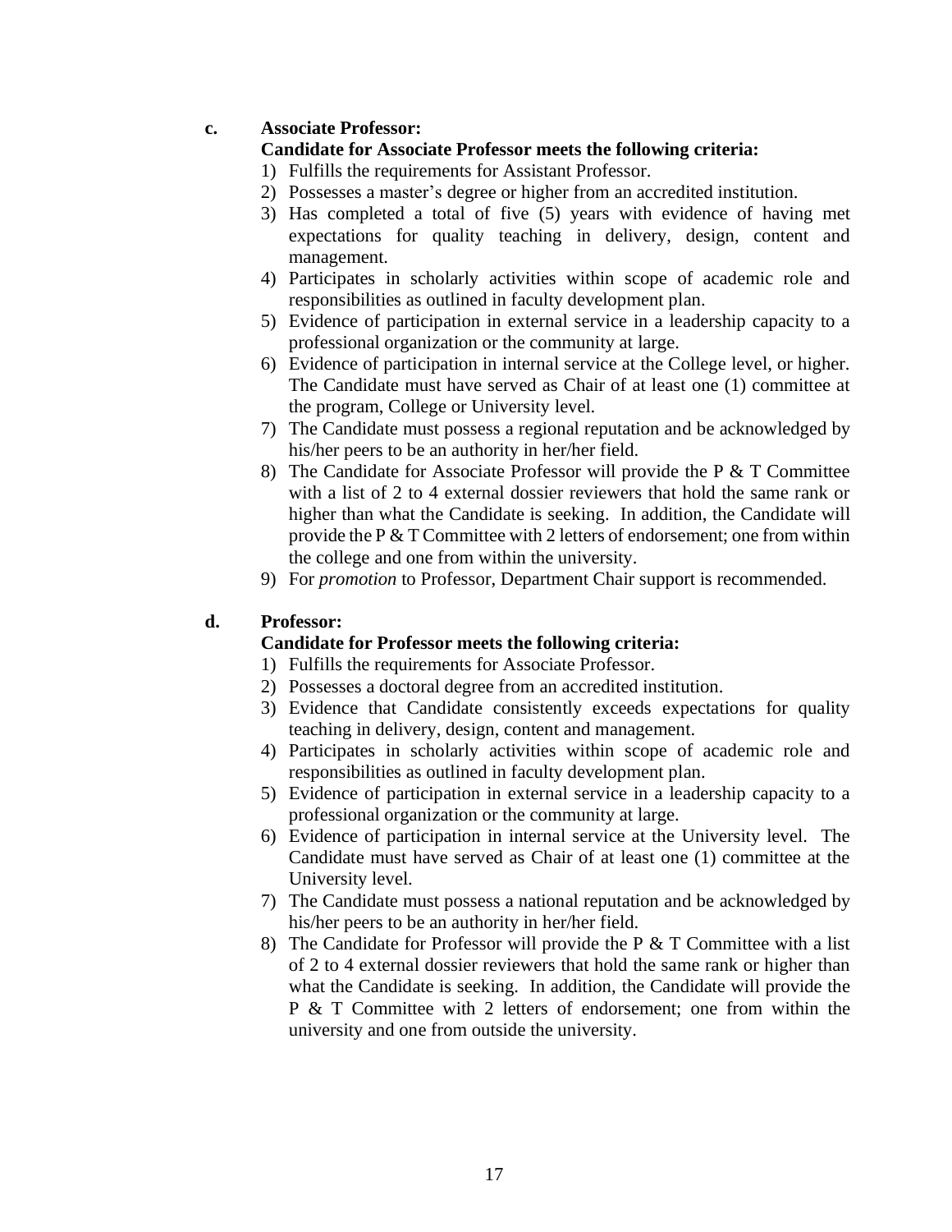**c. Associate Professor:**

**Candidate for Associate Professor meets the following criteria:**

1) Fulfills the requirements for Assistant Professor.
2) Possesses a master's degree or higher from an accredited institution.
3) Has completed a total of five (5) years with evidence of having met expectations for quality teaching in delivery, design, content and management.
4) Participates in scholarly activities within scope of academic role and responsibilities as outlined in faculty development plan.
5) Evidence of participation in external service in a leadership capacity to a professional organization or the community at large.
6) Evidence of participation in internal service at the College level, or higher. The Candidate must have served as Chair of at least one (1) committee at the program, College or University level.
7) The Candidate must possess a regional reputation and be acknowledged by his/her peers to be an authority in her/her field.
8) The Candidate for Associate Professor will provide the P & T Committee with a list of 2 to 4 external dossier reviewers that hold the same rank or higher than what the Candidate is seeking. In addition, the Candidate will provide the P & T Committee with 2 letters of endorsement; one from within the college and one from within the university.
9) For *promotion* to Professor, Department Chair support is recommended.

**d. Professor:**

**Candidate for Professor meets the following criteria:**

1) Fulfills the requirements for Associate Professor.
2) Possesses a doctoral degree from an accredited institution.
3) Evidence that Candidate consistently exceeds expectations for quality teaching in delivery, design, content and management.
4) Participates in scholarly activities within scope of academic role and responsibilities as outlined in faculty development plan.
5) Evidence of participation in external service in a leadership capacity to a professional organization or the community at large.
6) Evidence of participation in internal service at the University level. The Candidate must have served as Chair of at least one (1) committee at the University level.
7) The Candidate must possess a national reputation and be acknowledged by his/her peers to be an authority in her/her field.
8) The Candidate for Professor will provide the P & T Committee with a list of 2 to 4 external dossier reviewers that hold the same rank or higher than what the Candidate is seeking. In addition, the Candidate will provide the P & T Committee with 2 letters of endorsement; one from within the university and one from outside the university.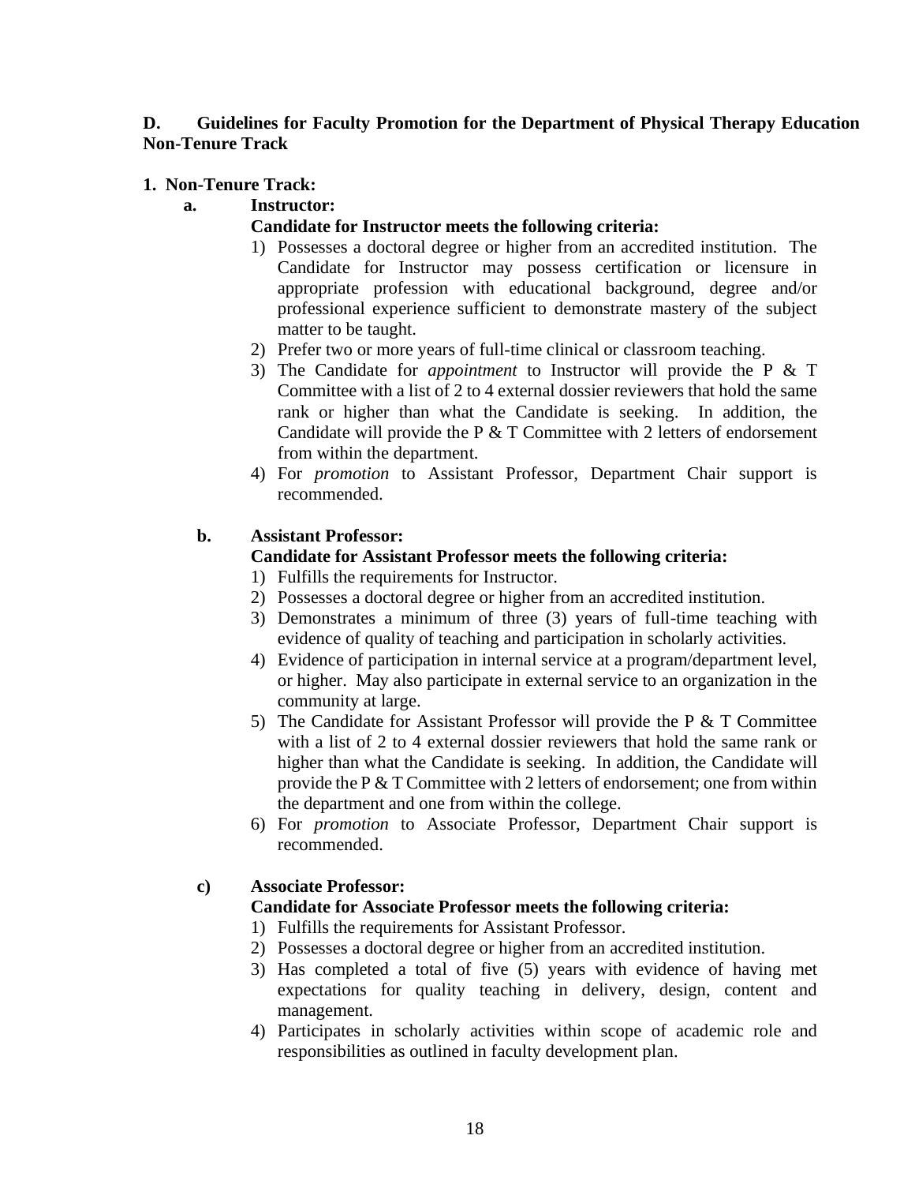**D. Guidelines for Faculty Promotion for the Department of Physical Therapy Education Non-Tenure Track**

**1. Non-Tenure Track:**

**a. Instructor:**

**Candidate for Instructor meets the following criteria:**

1) Possesses a doctoral degree or higher from an accredited institution. The Candidate for Instructor may possess certification or licensure in appropriate profession with educational background, degree and/or professional experience sufficient to demonstrate mastery of the subject matter to be taught.
2) Prefer two or more years of full-time clinical or classroom teaching.
3) The Candidate for *appointment* to Instructor will provide the P & T Committee with a list of 2 to 4 external dossier reviewers that hold the same rank or higher than what the Candidate is seeking. In addition, the Candidate will provide the P & T Committee with 2 letters of endorsement from within the department.
4) For *promotion* to Assistant Professor, Department Chair support is recommended.

**b. Assistant Professor:**

**Candidate for Assistant Professor meets the following criteria:**

1) Fulfills the requirements for Instructor.
2) Possesses a doctoral degree or higher from an accredited institution.
3) Demonstrates a minimum of three (3) years of full-time teaching with evidence of quality of teaching and participation in scholarly activities.
4) Evidence of participation in internal service at a program/department level, or higher. May also participate in external service to an organization in the community at large.
5) The Candidate for Assistant Professor will provide the P & T Committee with a list of 2 to 4 external dossier reviewers that hold the same rank or higher than what the Candidate is seeking. In addition, the Candidate will provide the P & T Committee with 2 letters of endorsement; one from within the department and one from within the college.
6) For *promotion* to Associate Professor, Department Chair support is recommended.

**c) Associate Professor:**

**Candidate for Associate Professor meets the following criteria:**

1) Fulfills the requirements for Assistant Professor.
2) Possesses a doctoral degree or higher from an accredited institution.
3) Has completed a total of five (5) years with evidence of having met expectations for quality teaching in delivery, design, content and management.
4) Participates in scholarly activities within scope of academic role and responsibilities as outlined in faculty development plan.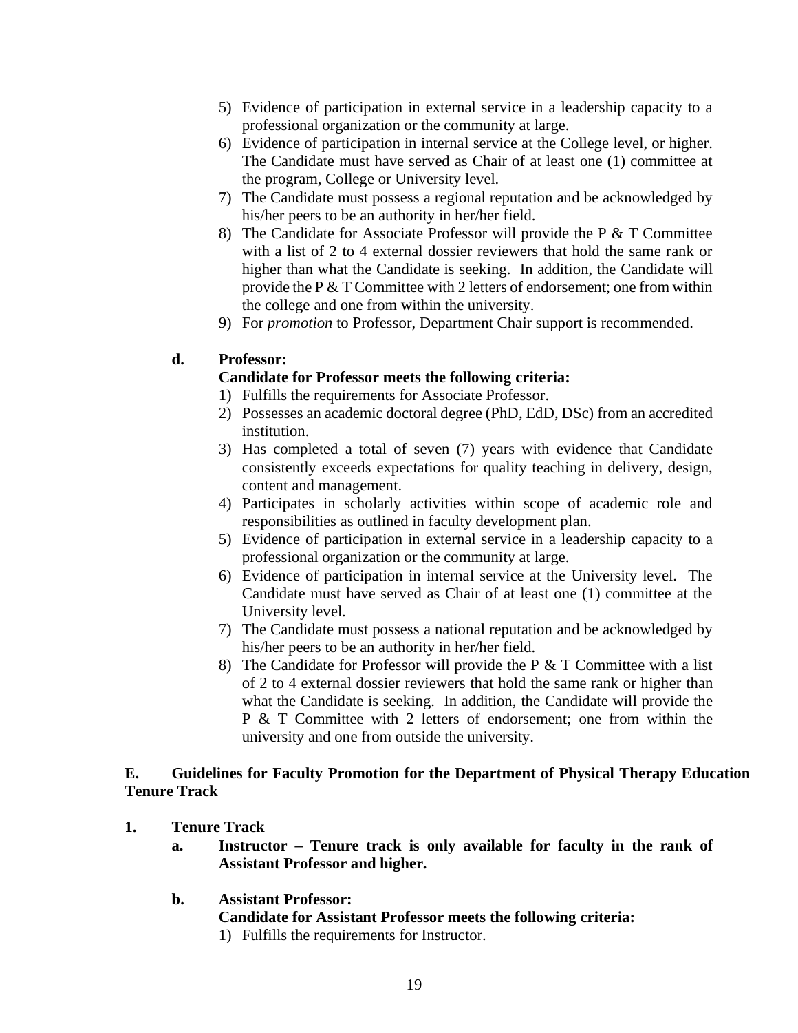5) Evidence of participation in external service in a leadership capacity to a professional organization or the community at large.
6) Evidence of participation in internal service at the College level, or higher. The Candidate must have served as Chair of at least one (1) committee at the program, College or University level.
7) The Candidate must possess a regional reputation and be acknowledged by his/her peers to be an authority in her/her field.
8) The Candidate for Associate Professor will provide the P & T Committee with a list of 2 to 4 external dossier reviewers that hold the same rank or higher than what the Candidate is seeking. In addition, the Candidate will provide the P & T Committee with 2 letters of endorsement; one from within the college and one from within the university.
9) For *promotion* to Professor, Department Chair support is recommended.

**d. Professor:**

**Candidate for Professor meets the following criteria:**

1) Fulfills the requirements for Associate Professor.
2) Possesses an academic doctoral degree (PhD, EdD, DSc) from an accredited institution.
3) Has completed a total of seven (7) years with evidence that Candidate consistently exceeds expectations for quality teaching in delivery, design, content and management.
4) Participates in scholarly activities within scope of academic role and responsibilities as outlined in faculty development plan.
5) Evidence of participation in external service in a leadership capacity to a professional organization or the community at large.
6) Evidence of participation in internal service at the University level. The Candidate must have served as Chair of at least one (1) committee at the University level.
7) The Candidate must possess a national reputation and be acknowledged by his/her peers to be an authority in her/her field.
8) The Candidate for Professor will provide the P & T Committee with a list of 2 to 4 external dossier reviewers that hold the same rank or higher than what the Candidate is seeking. In addition, the Candidate will provide the P & T Committee with 2 letters of endorsement; one from within the university and one from outside the university.

## E. Guidelines for Faculty Promotion for the Department of Physical Therapy Education Tenure Track

### 1. Tenure Track

**a. Instructor – Tenure track is only available for faculty in the rank of Assistant Professor and higher.**

**b. Assistant Professor:**

**Candidate for Assistant Professor meets the following criteria:**

1) Fulfills the requirements for Instructor.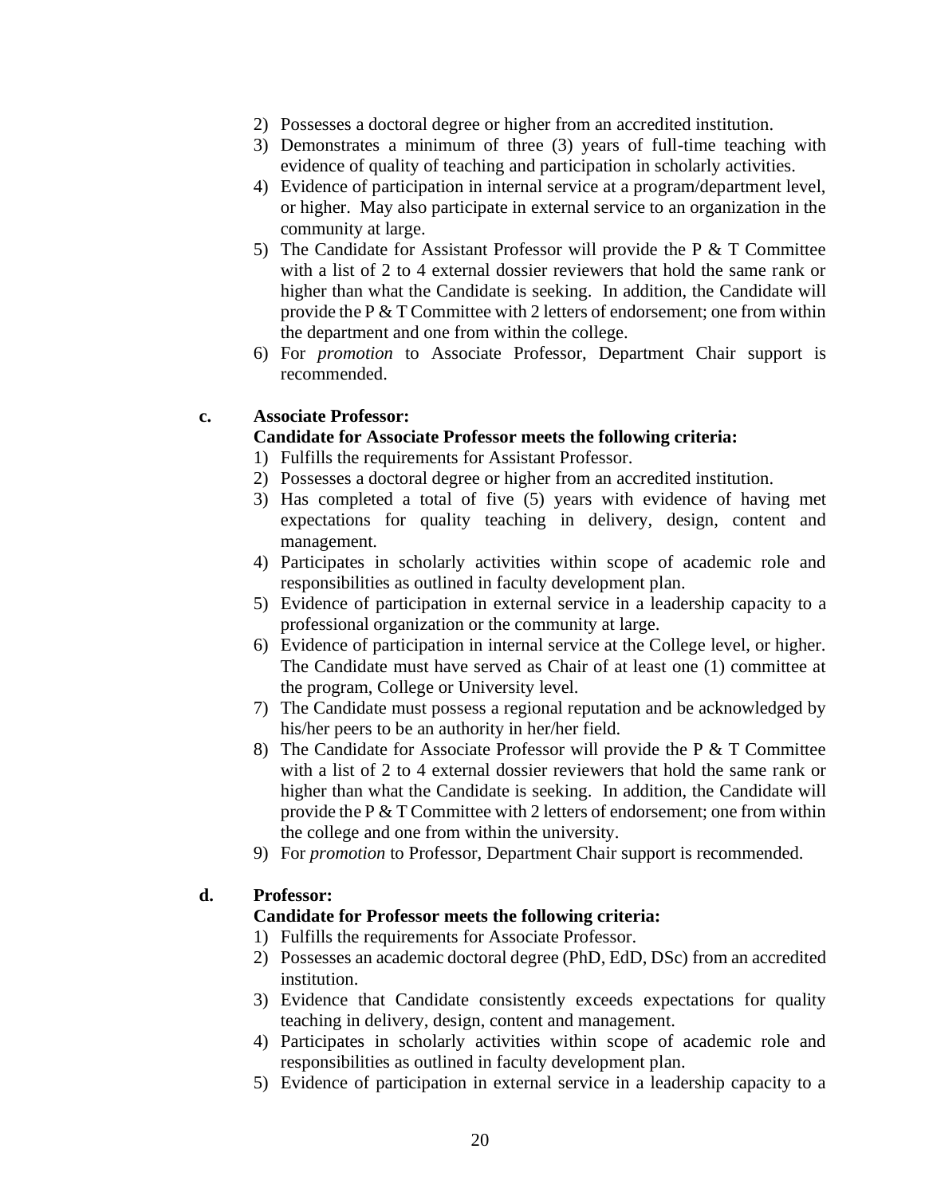2) Possesses a doctoral degree or higher from an accredited institution.
3) Demonstrates a minimum of three (3) years of full-time teaching with evidence of quality of teaching and participation in scholarly activities.
4) Evidence of participation in internal service at a program/department level, or higher. May also participate in external service to an organization in the community at large.
5) The Candidate for Assistant Professor will provide the P & T Committee with a list of 2 to 4 external dossier reviewers that hold the same rank or higher than what the Candidate is seeking. In addition, the Candidate will provide the P & T Committee with 2 letters of endorsement; one from within the department and one from within the college.
6) For *promotion* to Associate Professor, Department Chair support is recommended.

**c. Associate Professor:**

**Candidate for Associate Professor meets the following criteria:**

1) Fulfills the requirements for Assistant Professor.
2) Possesses a doctoral degree or higher from an accredited institution.
3) Has completed a total of five (5) years with evidence of having met expectations for quality teaching in delivery, design, content and management.
4) Participates in scholarly activities within scope of academic role and responsibilities as outlined in faculty development plan.
5) Evidence of participation in external service in a leadership capacity to a professional organization or the community at large.
6) Evidence of participation in internal service at the College level, or higher. The Candidate must have served as Chair of at least one (1) committee at the program, College or University level.
7) The Candidate must possess a regional reputation and be acknowledged by his/her peers to be an authority in her/her field.
8) The Candidate for Associate Professor will provide the P & T Committee with a list of 2 to 4 external dossier reviewers that hold the same rank or higher than what the Candidate is seeking. In addition, the Candidate will provide the P & T Committee with 2 letters of endorsement; one from within the college and one from within the university.
9) For *promotion* to Professor, Department Chair support is recommended.

**d. Professor:**

**Candidate for Professor meets the following criteria:**

1) Fulfills the requirements for Associate Professor.
2) Possesses an academic doctoral degree (PhD, EdD, DSc) from an accredited institution.
3) Evidence that Candidate consistently exceeds expectations for quality teaching in delivery, design, content and management.
4) Participates in scholarly activities within scope of academic role and responsibilities as outlined in faculty development plan.
5) Evidence of participation in external service in a leadership capacity to a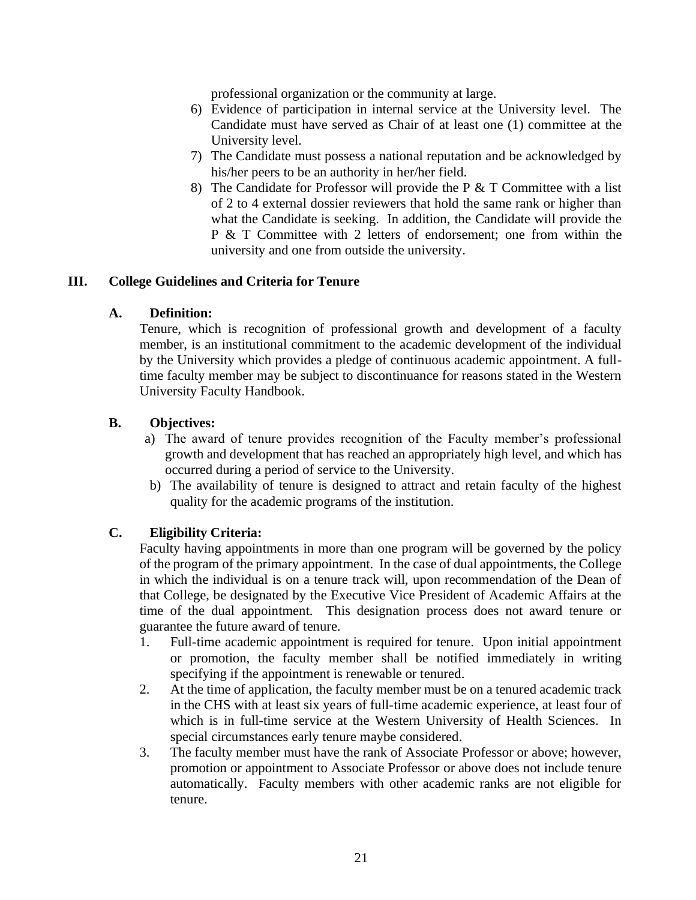professional organization or the community at large.

6) Evidence of participation in internal service at the University level. The Candidate must have served as Chair of at least one (1) committee at the University level.
7) The Candidate must possess a national reputation and be acknowledged by his/her peers to be an authority in her/her field.
8) The Candidate for Professor will provide the P & T Committee with a list of 2 to 4 external dossier reviewers that hold the same rank or higher than what the Candidate is seeking. In addition, the Candidate will provide the P & T Committee with 2 letters of endorsement; one from within the university and one from outside the university.

## III. College Guidelines and Criteria for Tenure

### A. Definition:

Tenure, which is recognition of professional growth and development of a faculty member, is an institutional commitment to the academic development of the individual by the University which provides a pledge of continuous academic appointment. A full-time faculty member may be subject to discontinuance for reasons stated in the Western University Faculty Handbook.

### B. Objectives:

a) The award of tenure provides recognition of the Faculty member's professional growth and development that has reached an appropriately high level, and which has occurred during a period of service to the University.
b) The availability of tenure is designed to attract and retain faculty of the highest quality for the academic programs of the institution.

### C. Eligibility Criteria:

Faculty having appointments in more than one program will be governed by the policy of the program of the primary appointment. In the case of dual appointments, the College in which the individual is on a tenure track will, upon recommendation of the Dean of that College, be designated by the Executive Vice President of Academic Affairs at the time of the dual appointment. This designation process does not award tenure or guarantee the future award of tenure.

1. Full-time academic appointment is required for tenure. Upon initial appointment or promotion, the faculty member shall be notified immediately in writing specifying if the appointment is renewable or tenured.
2. At the time of application, the faculty member must be on a tenured academic track in the CHS with at least six years of full-time academic experience, at least four of which is in full-time service at the Western University of Health Sciences. In special circumstances early tenure maybe considered.
3. The faculty member must have the rank of Associate Professor or above; however, promotion or appointment to Associate Professor or above does not include tenure automatically. Faculty members with other academic ranks are not eligible for tenure.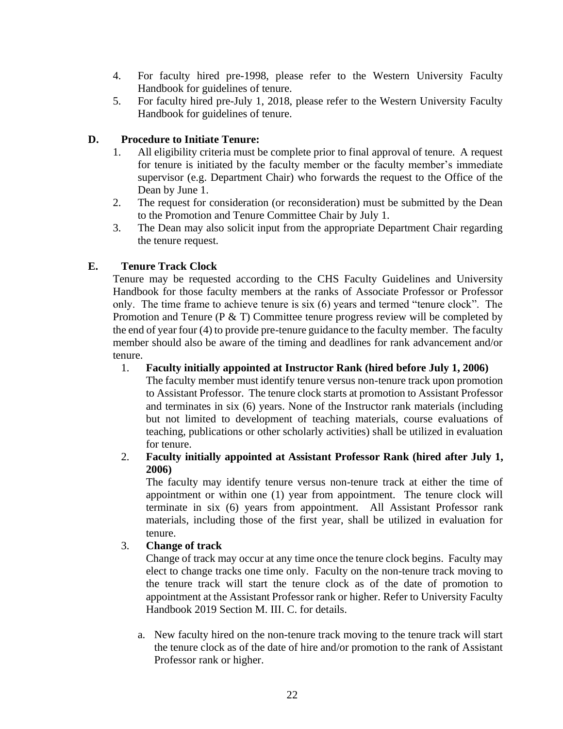4. For faculty hired pre-1998, please refer to the Western University Faculty Handbook for guidelines of tenure.
5. For faculty hired pre-July 1, 2018, please refer to the Western University Faculty Handbook for guidelines of tenure.

**D. Procedure to Initiate Tenure:**

1. All eligibility criteria must be complete prior to final approval of tenure. A request for tenure is initiated by the faculty member or the faculty member's immediate supervisor (e.g. Department Chair) who forwards the request to the Office of the Dean by June 1.
2. The request for consideration (or reconsideration) must be submitted by the Dean to the Promotion and Tenure Committee Chair by July 1.
3. The Dean may also solicit input from the appropriate Department Chair regarding the tenure request.

**E. Tenure Track Clock**

Tenure may be requested according to the CHS Faculty Guidelines and University Handbook for those faculty members at the ranks of Associate Professor or Professor only. The time frame to achieve tenure is six (6) years and termed "tenure clock". The Promotion and Tenure (P & T) Committee tenure progress review will be completed by the end of year four (4) to provide pre-tenure guidance to the faculty member. The faculty member should also be aware of the timing and deadlines for rank advancement and/or tenure.

1. **Faculty initially appointed at Instructor Rank (hired before July 1, 2006)**
   The faculty member must identify tenure versus non-tenure track upon promotion to Assistant Professor. The tenure clock starts at promotion to Assistant Professor and terminates in six (6) years. None of the Instructor rank materials (including but not limited to development of teaching materials, course evaluations of teaching, publications or other scholarly activities) shall be utilized in evaluation for tenure.
2. **Faculty initially appointed at Assistant Professor Rank (hired after July 1, 2006)**
   The faculty may identify tenure versus non-tenure track at either the time of appointment or within one (1) year from appointment. The tenure clock will terminate in six (6) years from appointment. All Assistant Professor rank materials, including those of the first year, shall be utilized in evaluation for tenure.
3. **Change of track**
   Change of track may occur at any time once the tenure clock begins. Faculty may elect to change tracks one time only. Faculty on the non-tenure track moving to the tenure track will start the tenure clock as of the date of promotion to appointment at the Assistant Professor rank or higher. Refer to University Faculty Handbook 2019 Section M. III. C. for details.

   a. New faculty hired on the non-tenure track moving to the tenure track will start the tenure clock as of the date of hire and/or promotion to the rank of Assistant Professor rank or higher.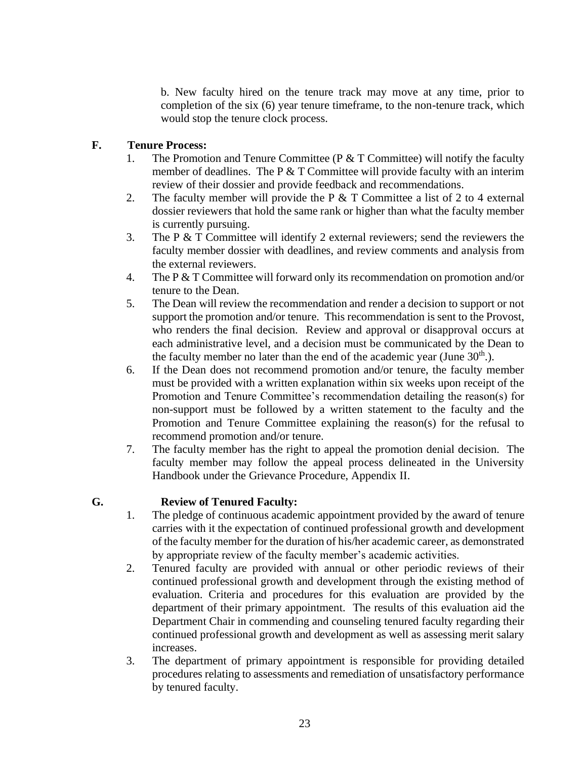b. New faculty hired on the tenure track may move at any time, prior to completion of the six (6) year tenure timeframe, to the non-tenure track, which would stop the tenure clock process.

**F. Tenure Process:**

1. The Promotion and Tenure Committee (P & T Committee) will notify the faculty member of deadlines. The P & T Committee will provide faculty with an interim review of their dossier and provide feedback and recommendations.
2. The faculty member will provide the P & T Committee a list of 2 to 4 external dossier reviewers that hold the same rank or higher than what the faculty member is currently pursuing.
3. The P & T Committee will identify 2 external reviewers; send the reviewers the faculty member dossier with deadlines, and review comments and analysis from the external reviewers.
4. The P & T Committee will forward only its recommendation on promotion and/or tenure to the Dean.
5. The Dean will review the recommendation and render a decision to support or not support the promotion and/or tenure. This recommendation is sent to the Provost, who renders the final decision. Review and approval or disapproval occurs at each administrative level, and a decision must be communicated by the Dean to the faculty member no later than the end of the academic year (June 30th.).
6. If the Dean does not recommend promotion and/or tenure, the faculty member must be provided with a written explanation within six weeks upon receipt of the Promotion and Tenure Committee's recommendation detailing the reason(s) for non-support must be followed by a written statement to the faculty and the Promotion and Tenure Committee explaining the reason(s) for the refusal to recommend promotion and/or tenure.
7. The faculty member has the right to appeal the promotion denial decision. The faculty member may follow the appeal process delineated in the University Handbook under the Grievance Procedure, Appendix II.

**G. Review of Tenured Faculty:**

1. The pledge of continuous academic appointment provided by the award of tenure carries with it the expectation of continued professional growth and development of the faculty member for the duration of his/her academic career, as demonstrated by appropriate review of the faculty member's academic activities.
2. Tenured faculty are provided with annual or other periodic reviews of their continued professional growth and development through the existing method of evaluation. Criteria and procedures for this evaluation are provided by the department of their primary appointment. The results of this evaluation aid the Department Chair in commending and counseling tenured faculty regarding their continued professional growth and development as well as assessing merit salary increases.
3. The department of primary appointment is responsible for providing detailed procedures relating to assessments and remediation of unsatisfactory performance by tenured faculty.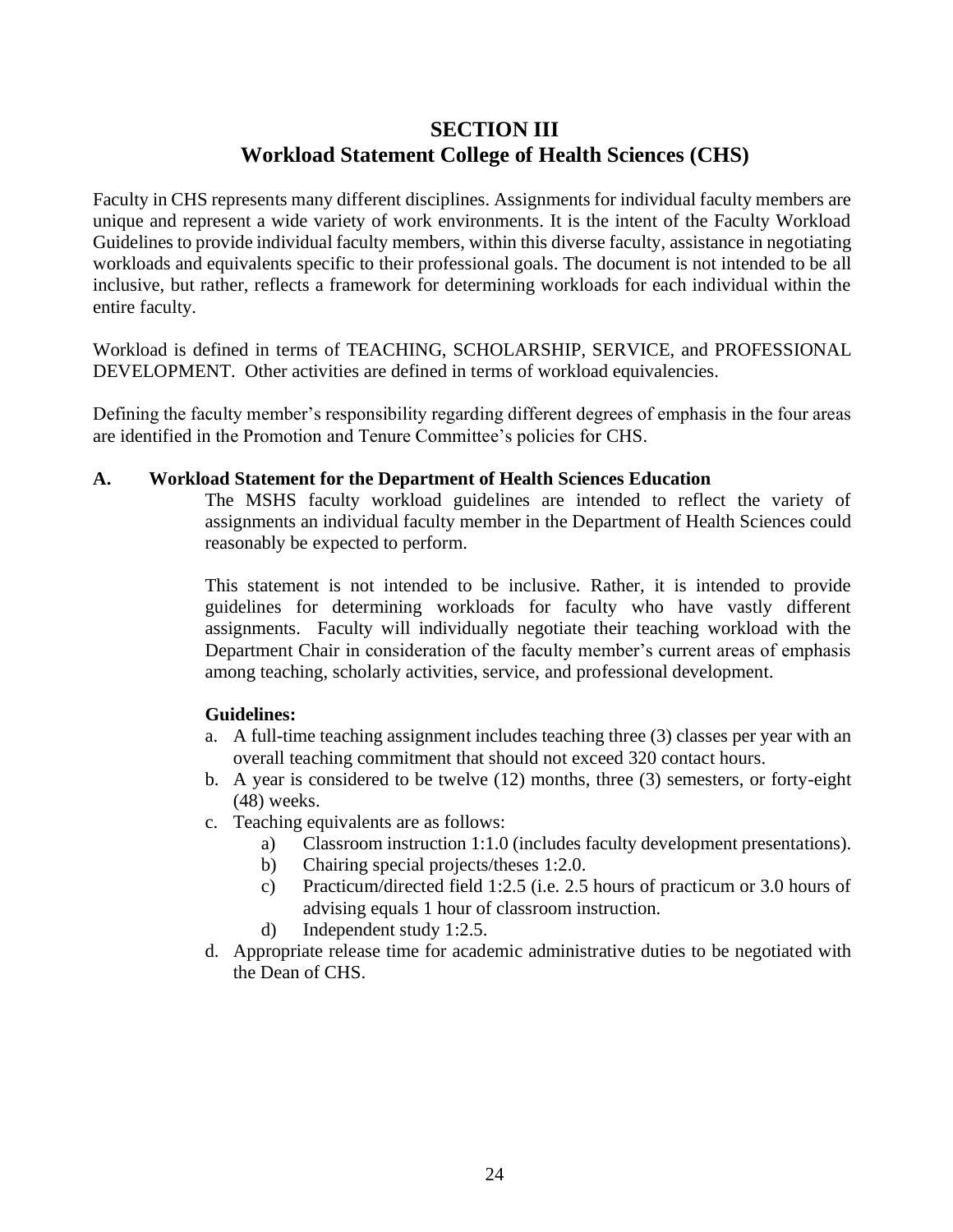# SECTION III
# Workload Statement College of Health Sciences (CHS)

Faculty in CHS represents many different disciplines. Assignments for individual faculty members are unique and represent a wide variety of work environments. It is the intent of the Faculty Workload Guidelines to provide individual faculty members, within this diverse faculty, assistance in negotiating workloads and equivalents specific to their professional goals. The document is not intended to be all inclusive, but rather, reflects a framework for determining workloads for each individual within the entire faculty.

Workload is defined in terms of TEACHING, SCHOLARSHIP, SERVICE, and PROFESSIONAL DEVELOPMENT. Other activities are defined in terms of workload equivalencies.

Defining the faculty member's responsibility regarding different degrees of emphasis in the four areas are identified in the Promotion and Tenure Committee's policies for CHS.

## A. Workload Statement for the Department of Health Sciences Education

The MSHS faculty workload guidelines are intended to reflect the variety of assignments an individual faculty member in the Department of Health Sciences could reasonably be expected to perform.

This statement is not intended to be inclusive. Rather, it is intended to provide guidelines for determining workloads for faculty who have vastly different assignments. Faculty will individually negotiate their teaching workload with the Department Chair in consideration of the faculty member's current areas of emphasis among teaching, scholarly activities, service, and professional development.

**Guidelines:**

a. A full-time teaching assignment includes teaching three (3) classes per year with an overall teaching commitment that should not exceed 320 contact hours.
b. A year is considered to be twelve (12) months, three (3) semesters, or forty-eight (48) weeks.
c. Teaching equivalents are as follows:
    a) Classroom instruction 1:1.0 (includes faculty development presentations).
    b) Chairing special projects/theses 1:2.0.
    c) Practicum/directed field 1:2.5 (i.e. 2.5 hours of practicum or 3.0 hours of advising equals 1 hour of classroom instruction.
    d) Independent study 1:2.5.
d. Appropriate release time for academic administrative duties to be negotiated with the Dean of CHS.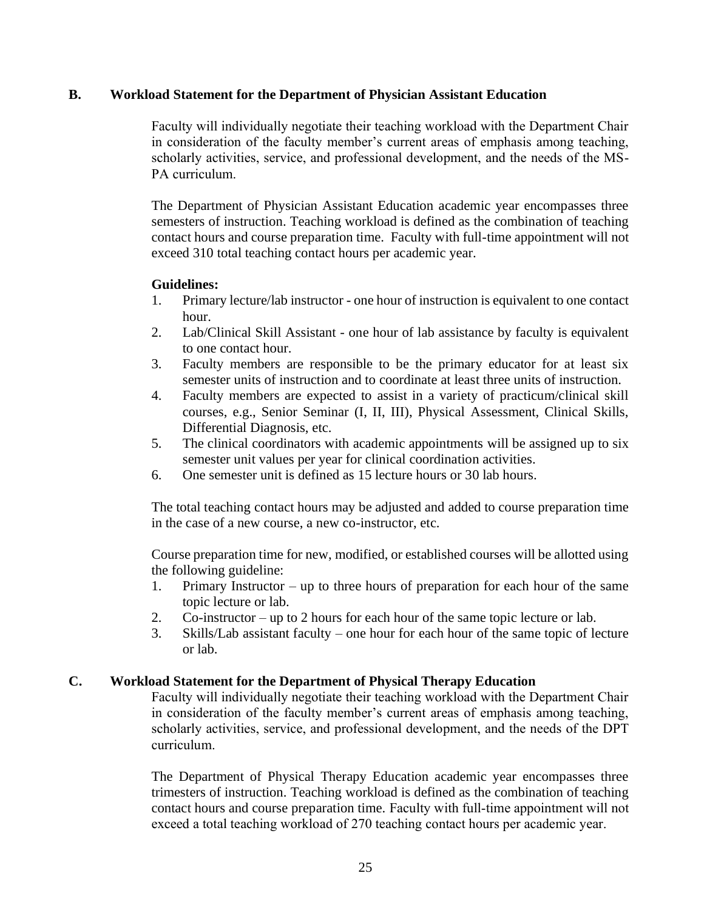### B. Workload Statement for the Department of Physician Assistant Education

Faculty will individually negotiate their teaching workload with the Department Chair in consideration of the faculty member's current areas of emphasis among teaching, scholarly activities, service, and professional development, and the needs of the MS-PA curriculum.

The Department of Physician Assistant Education academic year encompasses three semesters of instruction. Teaching workload is defined as the combination of teaching contact hours and course preparation time. Faculty with full-time appointment will not exceed 310 total teaching contact hours per academic year.

**Guidelines:**

1. Primary lecture/lab instructor - one hour of instruction is equivalent to one contact hour.
2. Lab/Clinical Skill Assistant - one hour of lab assistance by faculty is equivalent to one contact hour.
3. Faculty members are responsible to be the primary educator for at least six semester units of instruction and to coordinate at least three units of instruction.
4. Faculty members are expected to assist in a variety of practicum/clinical skill courses, e.g., Senior Seminar (I, II, III), Physical Assessment, Clinical Skills, Differential Diagnosis, etc.
5. The clinical coordinators with academic appointments will be assigned up to six semester unit values per year for clinical coordination activities.
6. One semester unit is defined as 15 lecture hours or 30 lab hours.

The total teaching contact hours may be adjusted and added to course preparation time in the case of a new course, a new co-instructor, etc.

Course preparation time for new, modified, or established courses will be allotted using the following guideline:

1. Primary Instructor – up to three hours of preparation for each hour of the same topic lecture or lab.
2. Co-instructor – up to 2 hours for each hour of the same topic lecture or lab.
3. Skills/Lab assistant faculty – one hour for each hour of the same topic of lecture or lab.

### C. Workload Statement for the Department of Physical Therapy Education

Faculty will individually negotiate their teaching workload with the Department Chair in consideration of the faculty member's current areas of emphasis among teaching, scholarly activities, service, and professional development, and the needs of the DPT curriculum.

The Department of Physical Therapy Education academic year encompasses three trimesters of instruction. Teaching workload is defined as the combination of teaching contact hours and course preparation time. Faculty with full-time appointment will not exceed a total teaching workload of 270 teaching contact hours per academic year.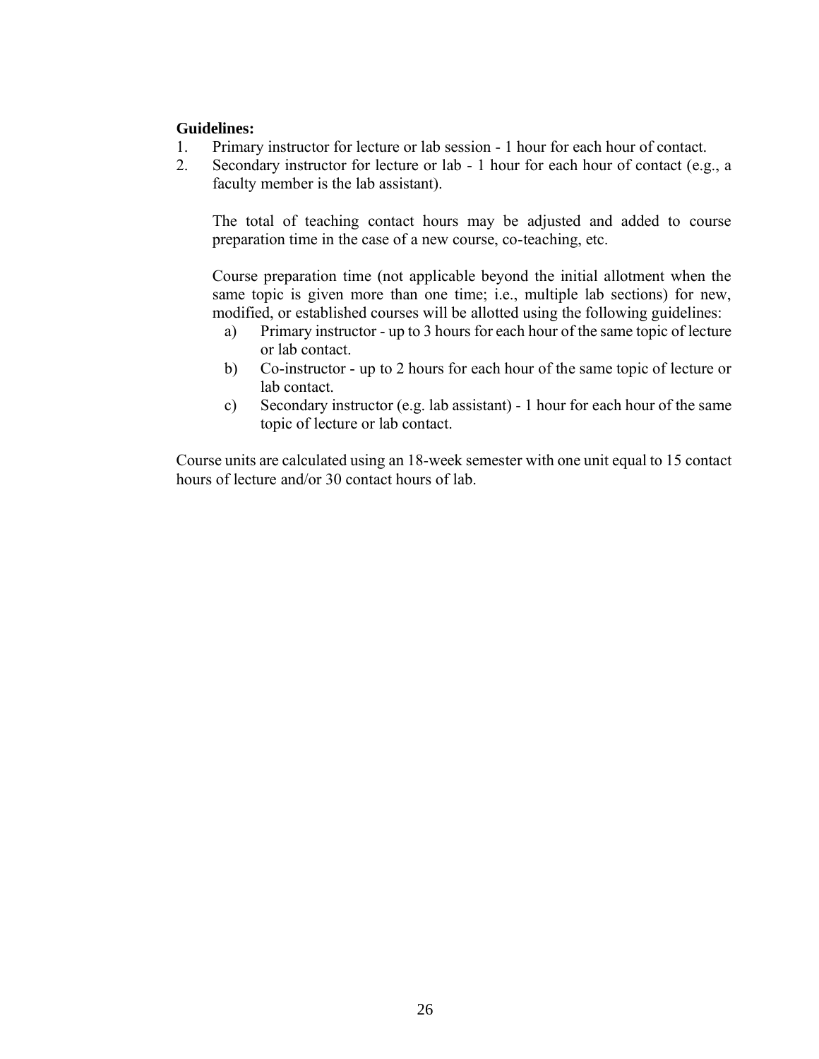**Guidelines:**

1. Primary instructor for lecture or lab session - 1 hour for each hour of contact.
2. Secondary instructor for lecture or lab - 1 hour for each hour of contact (e.g., a faculty member is the lab assistant).

   The total of teaching contact hours may be adjusted and added to course preparation time in the case of a new course, co-teaching, etc.

   Course preparation time (not applicable beyond the initial allotment when the same topic is given more than one time; i.e., multiple lab sections) for new, modified, or established courses will be allotted using the following guidelines:

   a) Primary instructor - up to 3 hours for each hour of the same topic of lecture or lab contact.
   b) Co-instructor - up to 2 hours for each hour of the same topic of lecture or lab contact.
   c) Secondary instructor (e.g. lab assistant) - 1 hour for each hour of the same topic of lecture or lab contact.

Course units are calculated using an 18-week semester with one unit equal to 15 contact hours of lecture and/or 30 contact hours of lab.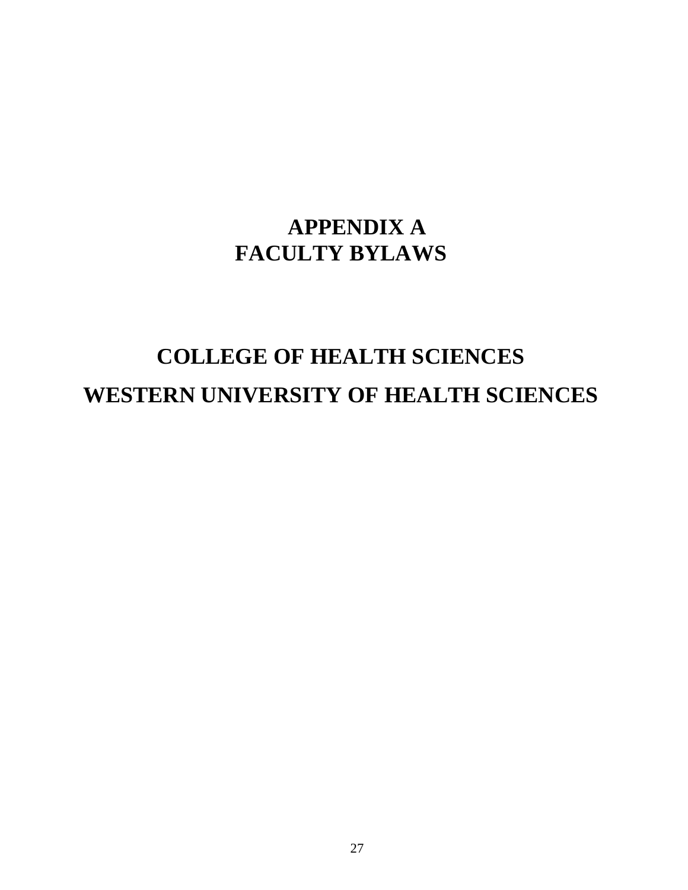# APPENDIX A
# FACULTY BYLAWS

## COLLEGE OF HEALTH SCIENCES
## WESTERN UNIVERSITY OF HEALTH SCIENCES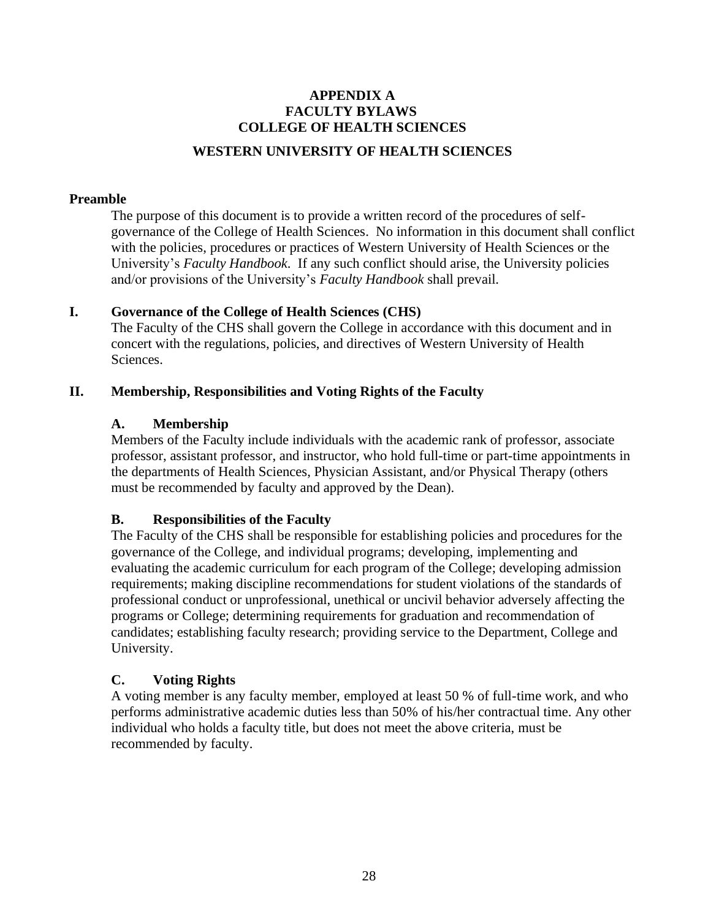# APPENDIX A
# FACULTY BYLAWS
# COLLEGE OF HEALTH SCIENCES

## WESTERN UNIVERSITY OF HEALTH SCIENCES

**Preamble**

The purpose of this document is to provide a written record of the procedures of self-governance of the College of Health Sciences. No information in this document shall conflict with the policies, procedures or practices of Western University of Health Sciences or the University's *Faculty Handbook*. If any such conflict should arise, the University policies and/or provisions of the University's *Faculty Handbook* shall prevail.

## I. Governance of the College of Health Sciences (CHS)

The Faculty of the CHS shall govern the College in accordance with this document and in concert with the regulations, policies, and directives of Western University of Health Sciences.

## II. Membership, Responsibilities and Voting Rights of the Faculty

### A. Membership

Members of the Faculty include individuals with the academic rank of professor, associate professor, assistant professor, and instructor, who hold full-time or part-time appointments in the departments of Health Sciences, Physician Assistant, and/or Physical Therapy (others must be recommended by faculty and approved by the Dean).

### B. Responsibilities of the Faculty

The Faculty of the CHS shall be responsible for establishing policies and procedures for the governance of the College, and individual programs; developing, implementing and evaluating the academic curriculum for each program of the College; developing admission requirements; making discipline recommendations for student violations of the standards of professional conduct or unprofessional, unethical or uncivil behavior adversely affecting the programs or College; determining requirements for graduation and recommendation of candidates; establishing faculty research; providing service to the Department, College and University.

### C. Voting Rights

A voting member is any faculty member, employed at least 50 % of full-time work, and who performs administrative academic duties less than 50% of his/her contractual time. Any other individual who holds a faculty title, but does not meet the above criteria, must be recommended by faculty.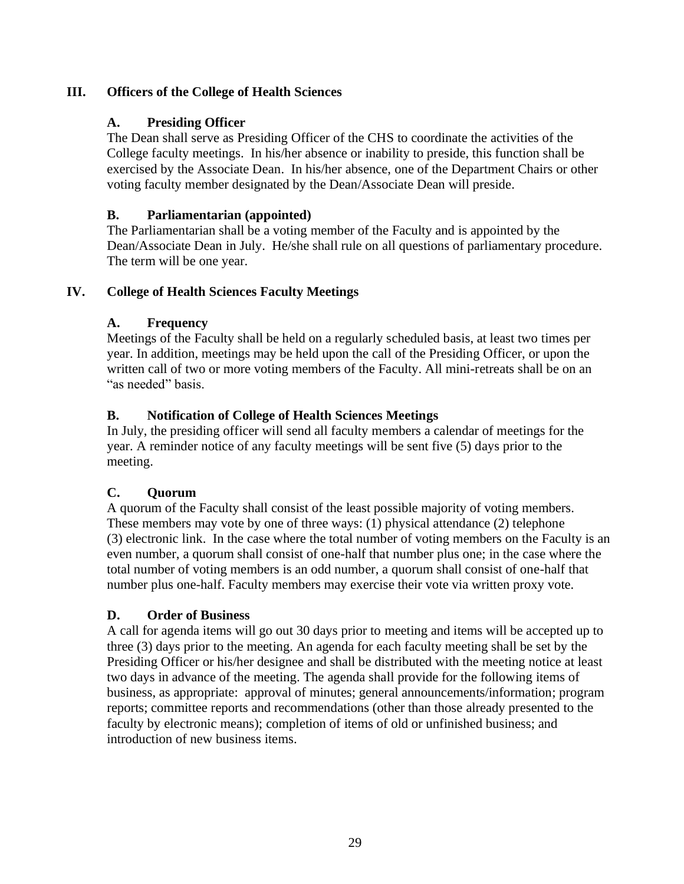## III. Officers of the College of Health Sciences

### A. Presiding Officer

The Dean shall serve as Presiding Officer of the CHS to coordinate the activities of the College faculty meetings. In his/her absence or inability to preside, this function shall be exercised by the Associate Dean. In his/her absence, one of the Department Chairs or other voting faculty member designated by the Dean/Associate Dean will preside.

### B. Parliamentarian (appointed)

The Parliamentarian shall be a voting member of the Faculty and is appointed by the Dean/Associate Dean in July. He/she shall rule on all questions of parliamentary procedure. The term will be one year.

## IV. College of Health Sciences Faculty Meetings

### A. Frequency

Meetings of the Faculty shall be held on a regularly scheduled basis, at least two times per year. In addition, meetings may be held upon the call of the Presiding Officer, or upon the written call of two or more voting members of the Faculty. All mini-retreats shall be on an "as needed" basis.

### B. Notification of College of Health Sciences Meetings

In July, the presiding officer will send all faculty members a calendar of meetings for the year. A reminder notice of any faculty meetings will be sent five (5) days prior to the meeting.

### C. Quorum

A quorum of the Faculty shall consist of the least possible majority of voting members. These members may vote by one of three ways: (1) physical attendance (2) telephone (3) electronic link. In the case where the total number of voting members on the Faculty is an even number, a quorum shall consist of one-half that number plus one; in the case where the total number of voting members is an odd number, a quorum shall consist of one-half that number plus one-half. Faculty members may exercise their vote via written proxy vote.

### D. Order of Business

A call for agenda items will go out 30 days prior to meeting and items will be accepted up to three (3) days prior to the meeting. An agenda for each faculty meeting shall be set by the Presiding Officer or his/her designee and shall be distributed with the meeting notice at least two days in advance of the meeting. The agenda shall provide for the following items of business, as appropriate: approval of minutes; general announcements/information; program reports; committee reports and recommendations (other than those already presented to the faculty by electronic means); completion of items of old or unfinished business; and introduction of new business items.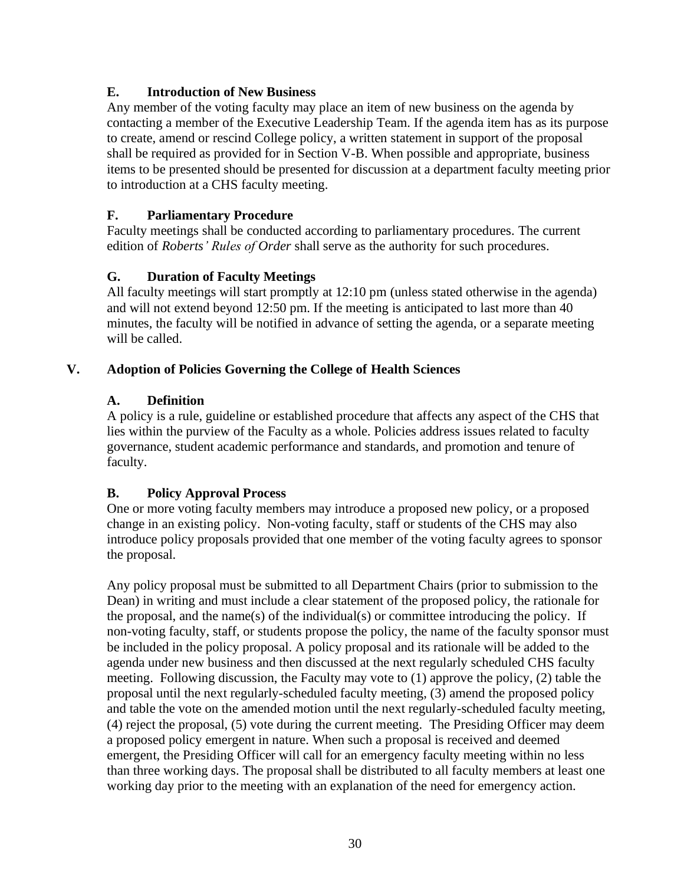### E. Introduction of New Business

Any member of the voting faculty may place an item of new business on the agenda by contacting a member of the Executive Leadership Team. If the agenda item has as its purpose to create, amend or rescind College policy, a written statement in support of the proposal shall be required as provided for in Section V-B. When possible and appropriate, business items to be presented should be presented for discussion at a department faculty meeting prior to introduction at a CHS faculty meeting.

### F. Parliamentary Procedure

Faculty meetings shall be conducted according to parliamentary procedures. The current edition of *Roberts' Rules of Order* shall serve as the authority for such procedures.

### G. Duration of Faculty Meetings

All faculty meetings will start promptly at 12:10 pm (unless stated otherwise in the agenda) and will not extend beyond 12:50 pm. If the meeting is anticipated to last more than 40 minutes, the faculty will be notified in advance of setting the agenda, or a separate meeting will be called.

## V. Adoption of Policies Governing the College of Health Sciences

### A. Definition

A policy is a rule, guideline or established procedure that affects any aspect of the CHS that lies within the purview of the Faculty as a whole. Policies address issues related to faculty governance, student academic performance and standards, and promotion and tenure of faculty.

### B. Policy Approval Process

One or more voting faculty members may introduce a proposed new policy, or a proposed change in an existing policy. Non-voting faculty, staff or students of the CHS may also introduce policy proposals provided that one member of the voting faculty agrees to sponsor the proposal.

Any policy proposal must be submitted to all Department Chairs (prior to submission to the Dean) in writing and must include a clear statement of the proposed policy, the rationale for the proposal, and the name(s) of the individual(s) or committee introducing the policy. If non-voting faculty, staff, or students propose the policy, the name of the faculty sponsor must be included in the policy proposal. A policy proposal and its rationale will be added to the agenda under new business and then discussed at the next regularly scheduled CHS faculty meeting. Following discussion, the Faculty may vote to (1) approve the policy, (2) table the proposal until the next regularly-scheduled faculty meeting, (3) amend the proposed policy and table the vote on the amended motion until the next regularly-scheduled faculty meeting, (4) reject the proposal, (5) vote during the current meeting. The Presiding Officer may deem a proposed policy emergent in nature. When such a proposal is received and deemed emergent, the Presiding Officer will call for an emergency faculty meeting within no less than three working days. The proposal shall be distributed to all faculty members at least one working day prior to the meeting with an explanation of the need for emergency action.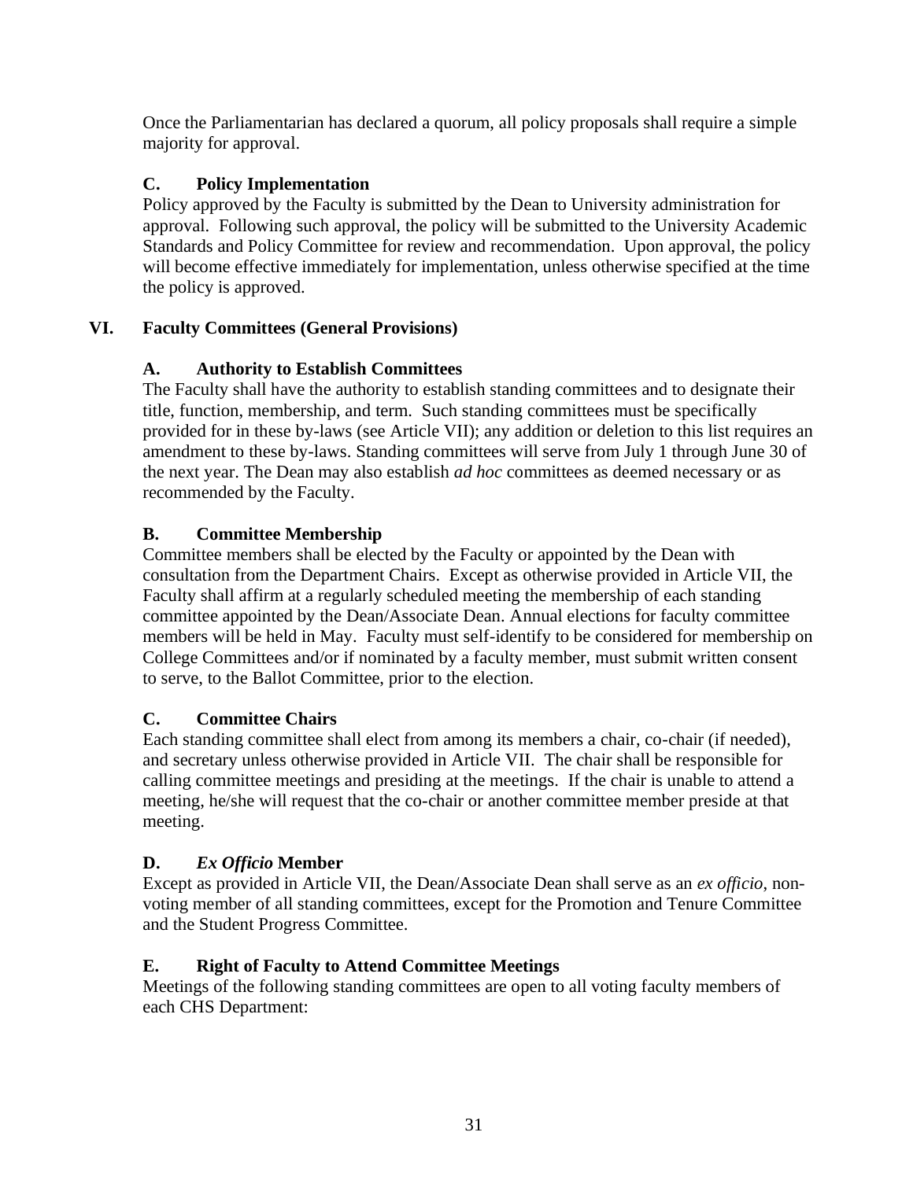Once the Parliamentarian has declared a quorum, all policy proposals shall require a simple majority for approval.

### C. Policy Implementation

Policy approved by the Faculty is submitted by the Dean to University administration for approval. Following such approval, the policy will be submitted to the University Academic Standards and Policy Committee for review and recommendation. Upon approval, the policy will become effective immediately for implementation, unless otherwise specified at the time the policy is approved.

## VI. Faculty Committees (General Provisions)

### A. Authority to Establish Committees

The Faculty shall have the authority to establish standing committees and to designate their title, function, membership, and term. Such standing committees must be specifically provided for in these by-laws (see Article VII); any addition or deletion to this list requires an amendment to these by-laws. Standing committees will serve from July 1 through June 30 of the next year. The Dean may also establish *ad hoc* committees as deemed necessary or as recommended by the Faculty.

### B. Committee Membership

Committee members shall be elected by the Faculty or appointed by the Dean with consultation from the Department Chairs. Except as otherwise provided in Article VII, the Faculty shall affirm at a regularly scheduled meeting the membership of each standing committee appointed by the Dean/Associate Dean. Annual elections for faculty committee members will be held in May. Faculty must self-identify to be considered for membership on College Committees and/or if nominated by a faculty member, must submit written consent to serve, to the Ballot Committee, prior to the election.

### C. Committee Chairs

Each standing committee shall elect from among its members a chair, co-chair (if needed), and secretary unless otherwise provided in Article VII. The chair shall be responsible for calling committee meetings and presiding at the meetings. If the chair is unable to attend a meeting, he/she will request that the co-chair or another committee member preside at that meeting.

### D. *Ex Officio* Member

Except as provided in Article VII, the Dean/Associate Dean shall serve as an *ex officio*, non-voting member of all standing committees, except for the Promotion and Tenure Committee and the Student Progress Committee.

### E. Right of Faculty to Attend Committee Meetings

Meetings of the following standing committees are open to all voting faculty members of each CHS Department: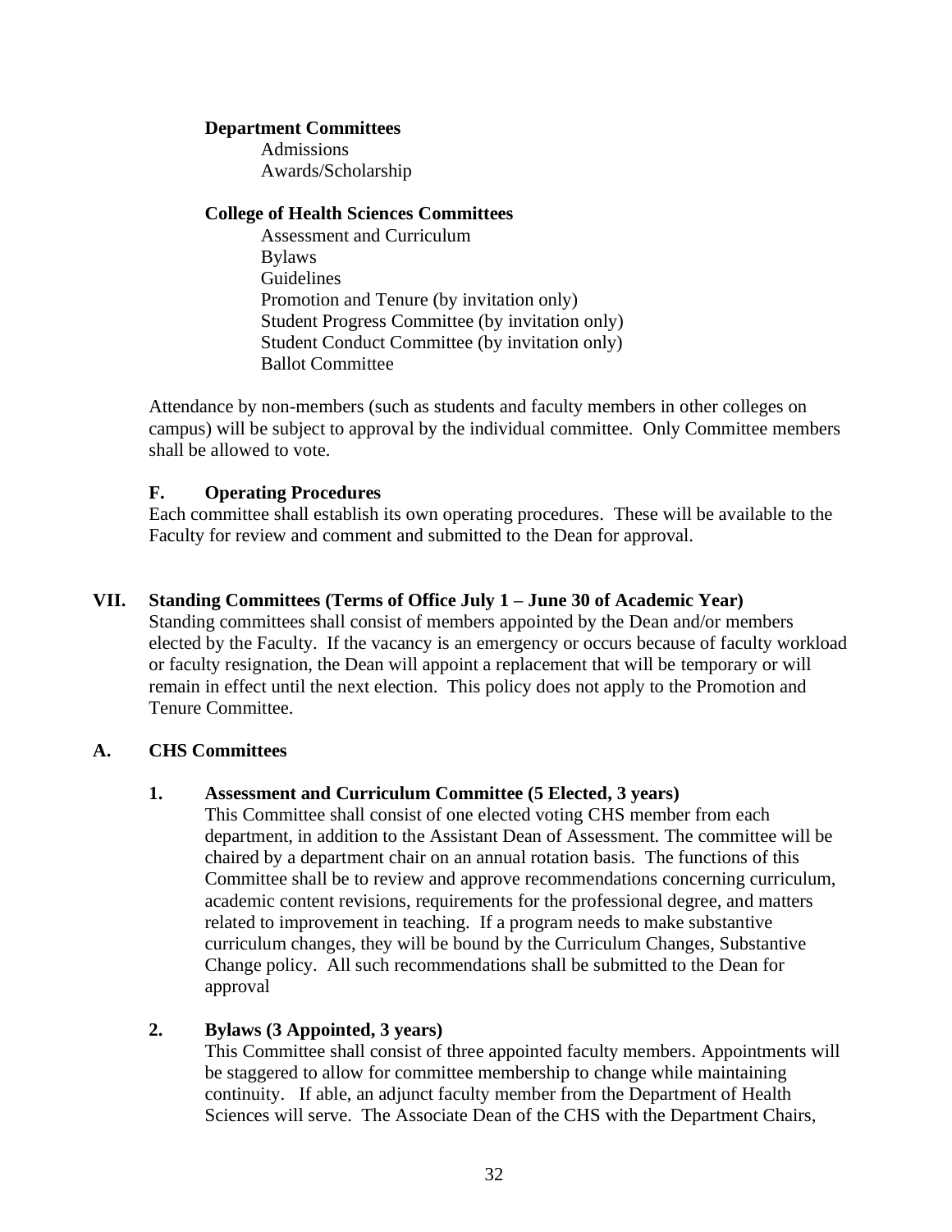**Department Committees**

Admissions
Awards/Scholarship

**College of Health Sciences Committees**

Assessment and Curriculum
Bylaws
Guidelines
Promotion and Tenure (by invitation only)
Student Progress Committee (by invitation only)
Student Conduct Committee (by invitation only)
Ballot Committee

Attendance by non-members (such as students and faculty members in other colleges on campus) will be subject to approval by the individual committee. Only Committee members shall be allowed to vote.

### F. Operating Procedures

Each committee shall establish its own operating procedures. These will be available to the Faculty for review and comment and submitted to the Dean for approval.

## VII. Standing Committees (Terms of Office July 1 – June 30 of Academic Year)

Standing committees shall consist of members appointed by the Dean and/or members elected by the Faculty. If the vacancy is an emergency or occurs because of faculty workload or faculty resignation, the Dean will appoint a replacement that will be temporary or will remain in effect until the next election. This policy does not apply to the Promotion and Tenure Committee.

### A. CHS Committees

#### 1. Assessment and Curriculum Committee (5 Elected, 3 years)

This Committee shall consist of one elected voting CHS member from each department, in addition to the Assistant Dean of Assessment. The committee will be chaired by a department chair on an annual rotation basis. The functions of this Committee shall be to review and approve recommendations concerning curriculum, academic content revisions, requirements for the professional degree, and matters related to improvement in teaching. If a program needs to make substantive curriculum changes, they will be bound by the Curriculum Changes, Substantive Change policy. All such recommendations shall be submitted to the Dean for approval

#### 2. Bylaws (3 Appointed, 3 years)

This Committee shall consist of three appointed faculty members. Appointments will be staggered to allow for committee membership to change while maintaining continuity. If able, an adjunct faculty member from the Department of Health Sciences will serve. The Associate Dean of the CHS with the Department Chairs,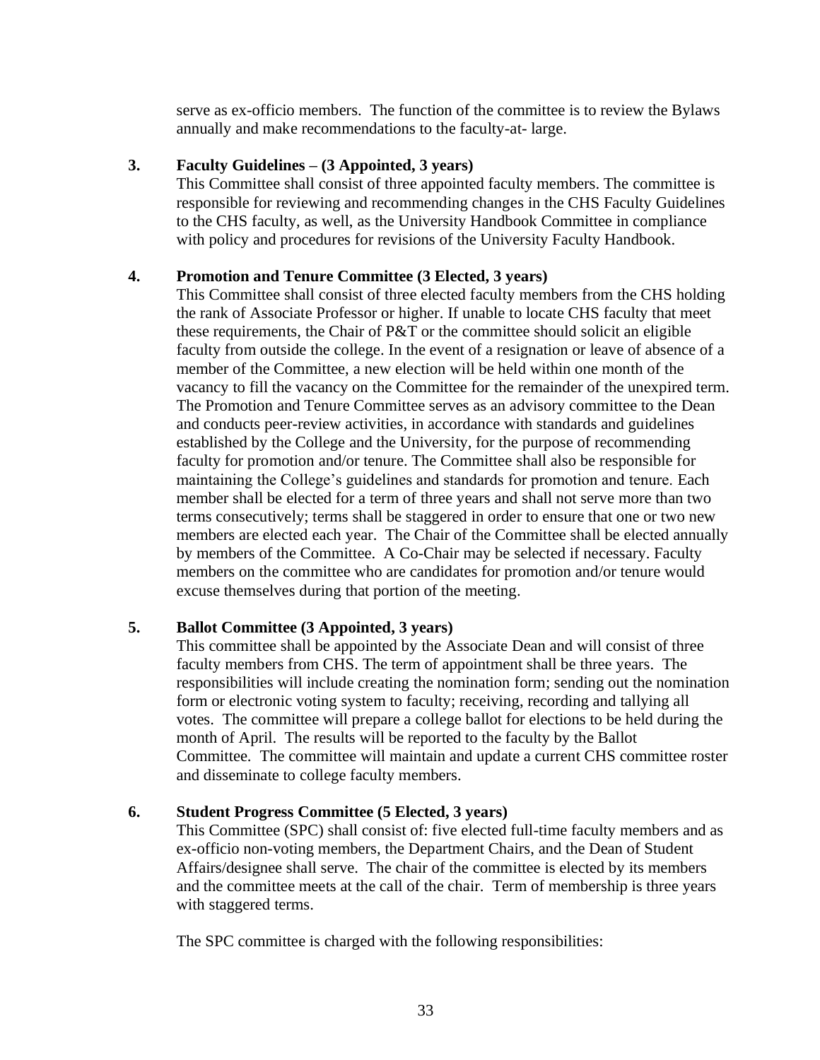serve as ex-officio members. The function of the committee is to review the Bylaws annually and make recommendations to the faculty-at- large.

**3. Faculty Guidelines – (3 Appointed, 3 years)**

This Committee shall consist of three appointed faculty members. The committee is responsible for reviewing and recommending changes in the CHS Faculty Guidelines to the CHS faculty, as well, as the University Handbook Committee in compliance with policy and procedures for revisions of the University Faculty Handbook.

**4. Promotion and Tenure Committee (3 Elected, 3 years)**

This Committee shall consist of three elected faculty members from the CHS holding the rank of Associate Professor or higher. If unable to locate CHS faculty that meet these requirements, the Chair of P&T or the committee should solicit an eligible faculty from outside the college. In the event of a resignation or leave of absence of a member of the Committee, a new election will be held within one month of the vacancy to fill the vacancy on the Committee for the remainder of the unexpired term. The Promotion and Tenure Committee serves as an advisory committee to the Dean and conducts peer-review activities, in accordance with standards and guidelines established by the College and the University, for the purpose of recommending faculty for promotion and/or tenure. The Committee shall also be responsible for maintaining the College's guidelines and standards for promotion and tenure. Each member shall be elected for a term of three years and shall not serve more than two terms consecutively; terms shall be staggered in order to ensure that one or two new members are elected each year. The Chair of the Committee shall be elected annually by members of the Committee. A Co-Chair may be selected if necessary. Faculty members on the committee who are candidates for promotion and/or tenure would excuse themselves during that portion of the meeting.

**5. Ballot Committee (3 Appointed, 3 years)**

This committee shall be appointed by the Associate Dean and will consist of three faculty members from CHS. The term of appointment shall be three years. The responsibilities will include creating the nomination form; sending out the nomination form or electronic voting system to faculty; receiving, recording and tallying all votes. The committee will prepare a college ballot for elections to be held during the month of April. The results will be reported to the faculty by the Ballot Committee. The committee will maintain and update a current CHS committee roster and disseminate to college faculty members.

**6. Student Progress Committee (5 Elected, 3 years)**

This Committee (SPC) shall consist of: five elected full-time faculty members and as ex-officio non-voting members, the Department Chairs, and the Dean of Student Affairs/designee shall serve. The chair of the committee is elected by its members and the committee meets at the call of the chair. Term of membership is three years with staggered terms.

The SPC committee is charged with the following responsibilities: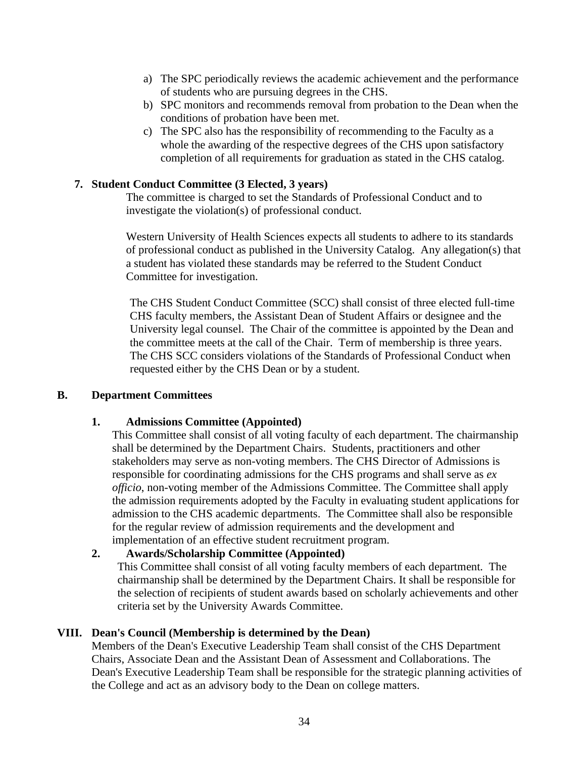a) The SPC periodically reviews the academic achievement and the performance of students who are pursuing degrees in the CHS.
b) SPC monitors and recommends removal from probation to the Dean when the conditions of probation have been met.
c) The SPC also has the responsibility of recommending to the Faculty as a whole the awarding of the respective degrees of the CHS upon satisfactory completion of all requirements for graduation as stated in the CHS catalog.

**7. Student Conduct Committee (3 Elected, 3 years)**

The committee is charged to set the Standards of Professional Conduct and to investigate the violation(s) of professional conduct.

Western University of Health Sciences expects all students to adhere to its standards of professional conduct as published in the University Catalog. Any allegation(s) that a student has violated these standards may be referred to the Student Conduct Committee for investigation.

The CHS Student Conduct Committee (SCC) shall consist of three elected full-time CHS faculty members, the Assistant Dean of Student Affairs or designee and the University legal counsel. The Chair of the committee is appointed by the Dean and the committee meets at the call of the Chair. Term of membership is three years. The CHS SCC considers violations of the Standards of Professional Conduct when requested either by the CHS Dean or by a student.

## B. Department Committees

**1. Admissions Committee (Appointed)**

This Committee shall consist of all voting faculty of each department. The chairmanship shall be determined by the Department Chairs. Students, practitioners and other stakeholders may serve as non-voting members. The CHS Director of Admissions is responsible for coordinating admissions for the CHS programs and shall serve as *ex officio*, non-voting member of the Admissions Committee. The Committee shall apply the admission requirements adopted by the Faculty in evaluating student applications for admission to the CHS academic departments. The Committee shall also be responsible for the regular review of admission requirements and the development and implementation of an effective student recruitment program.

**2. Awards/Scholarship Committee (Appointed)**

This Committee shall consist of all voting faculty members of each department. The chairmanship shall be determined by the Department Chairs. It shall be responsible for the selection of recipients of student awards based on scholarly achievements and other criteria set by the University Awards Committee.

## VIII. Dean's Council (Membership is determined by the Dean)

Members of the Dean's Executive Leadership Team shall consist of the CHS Department Chairs, Associate Dean and the Assistant Dean of Assessment and Collaborations. The Dean's Executive Leadership Team shall be responsible for the strategic planning activities of the College and act as an advisory body to the Dean on college matters.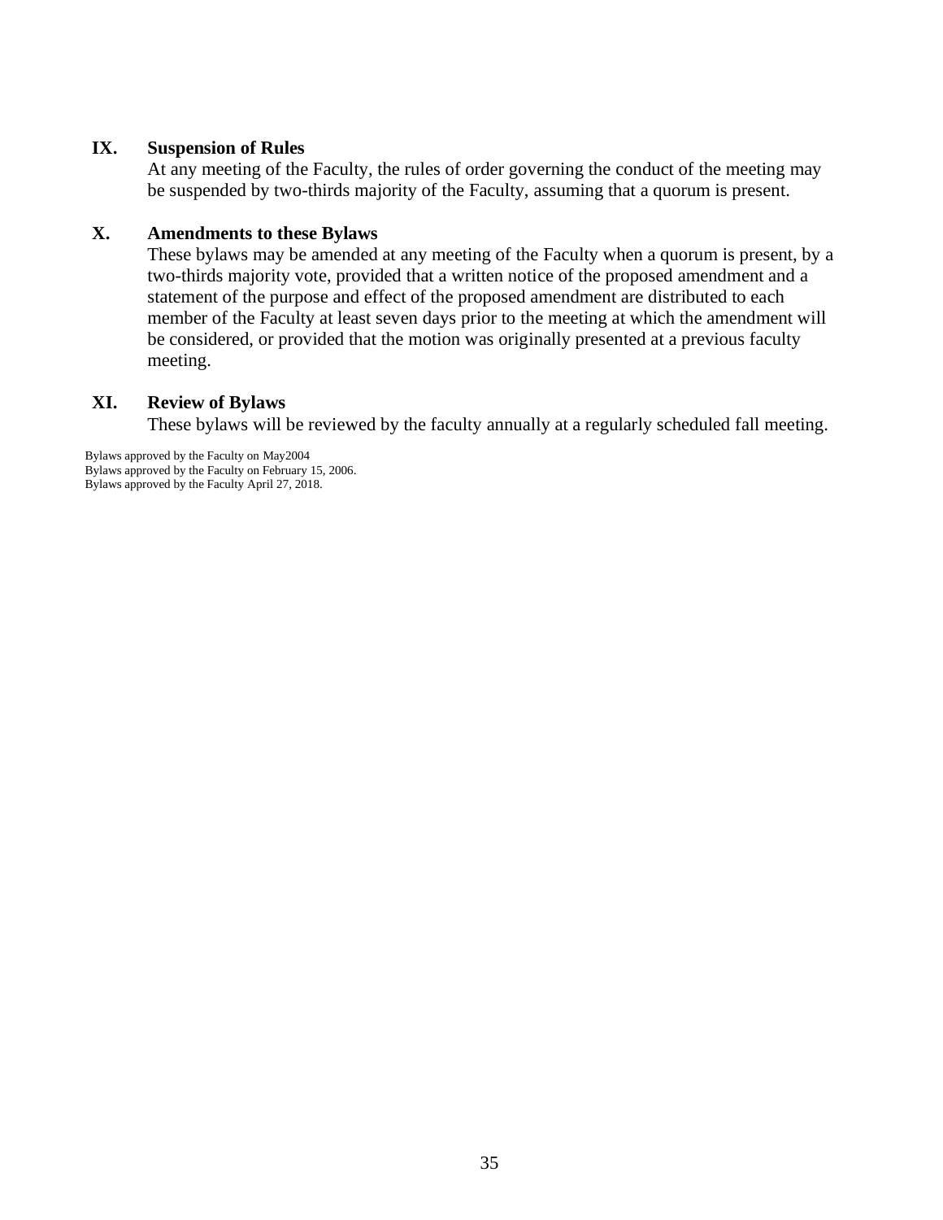## IX. Suspension of Rules

At any meeting of the Faculty, the rules of order governing the conduct of the meeting may be suspended by two-thirds majority of the Faculty, assuming that a quorum is present.

## X. Amendments to these Bylaws

These bylaws may be amended at any meeting of the Faculty when a quorum is present, by a two-thirds majority vote, provided that a written notice of the proposed amendment and a statement of the purpose and effect of the proposed amendment are distributed to each member of the Faculty at least seven days prior to the meeting at which the amendment will be considered, or provided that the motion was originally presented at a previous faculty meeting.

## XI. Review of Bylaws

These bylaws will be reviewed by the faculty annually at a regularly scheduled fall meeting.

Bylaws approved by the Faculty on May2004
Bylaws approved by the Faculty on February 15, 2006.
Bylaws approved by the Faculty April 27, 2018.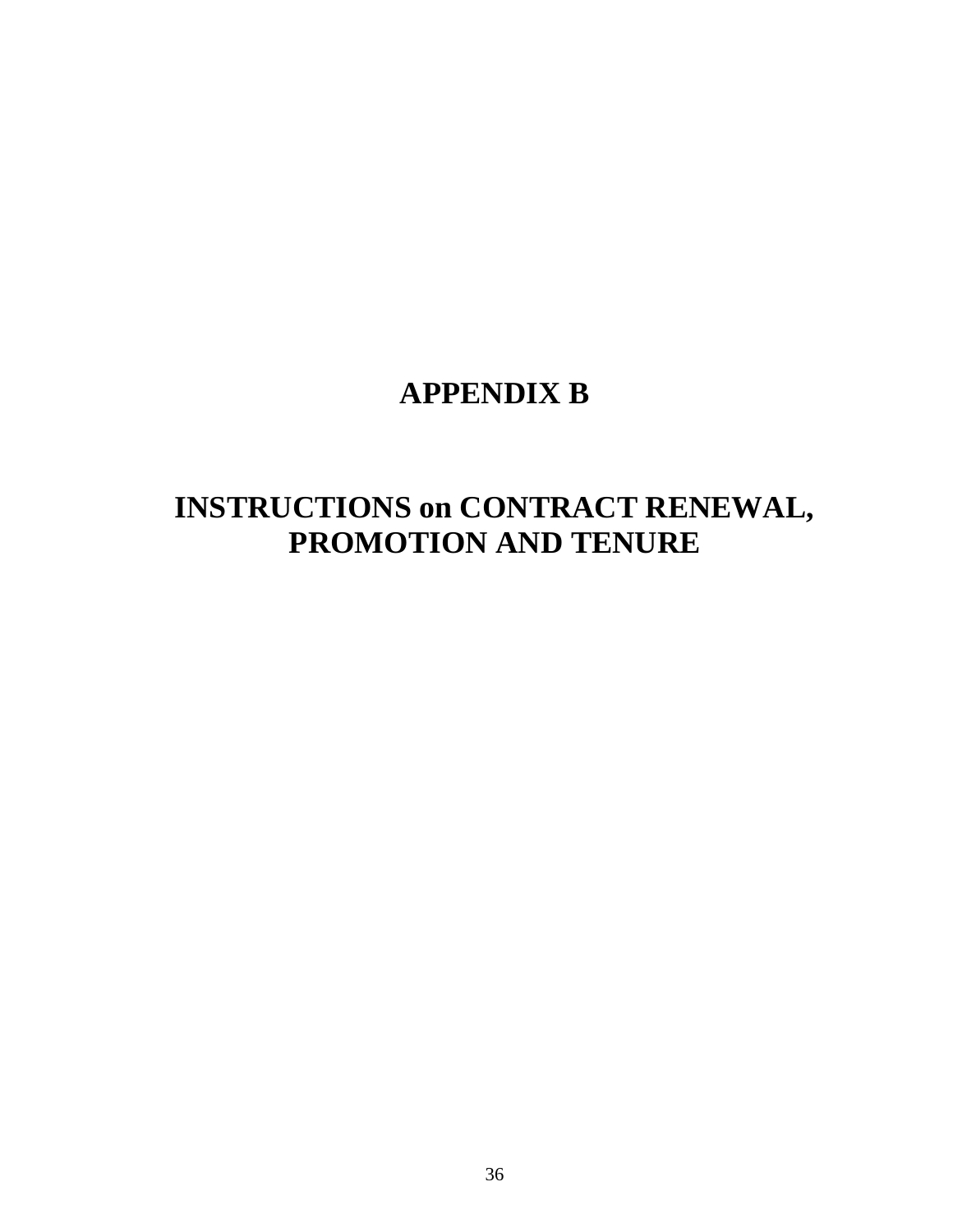# APPENDIX B

# INSTRUCTIONS on CONTRACT RENEWAL, PROMOTION AND TENURE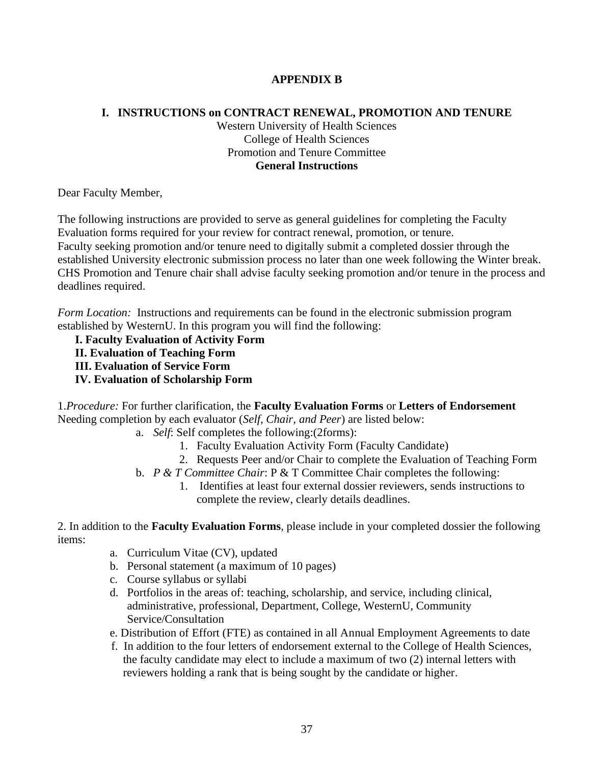# APPENDIX B

## I. INSTRUCTIONS on CONTRACT RENEWAL, PROMOTION AND TENURE

Western University of Health Sciences
College of Health Sciences
Promotion and Tenure Committee
**General Instructions**

Dear Faculty Member,

The following instructions are provided to serve as general guidelines for completing the Faculty Evaluation forms required for your review for contract renewal, promotion, or tenure.
Faculty seeking promotion and/or tenure need to digitally submit a completed dossier through the established University electronic submission process no later than one week following the Winter break. CHS Promotion and Tenure chair shall advise faculty seeking promotion and/or tenure in the process and deadlines required.

*Form Location:* Instructions and requirements can be found in the electronic submission program established by WesternU. In this program you will find the following:

**I. Faculty Evaluation of Activity Form**
**II. Evaluation of Teaching Form**
**III. Evaluation of Service Form**
**IV. Evaluation of Scholarship Form**

1.*Procedure:* For further clarification, the **Faculty Evaluation Forms** or **Letters of Endorsement** Needing completion by each evaluator (*Self, Chair, and Peer*) are listed below:

a. *Self*: Self completes the following:(2forms):
   1. Faculty Evaluation Activity Form (Faculty Candidate)
   2. Requests Peer and/or Chair to complete the Evaluation of Teaching Form
b. *P & T Committee Chair*: P & T Committee Chair completes the following:
   1. Identifies at least four external dossier reviewers, sends instructions to complete the review, clearly details deadlines.

2. In addition to the **Faculty Evaluation Forms**, please include in your completed dossier the following items:

a. Curriculum Vitae (CV), updated
b. Personal statement (a maximum of 10 pages)
c. Course syllabus or syllabi
d. Portfolios in the areas of: teaching, scholarship, and service, including clinical, administrative, professional, Department, College, WesternU, Community Service/Consultation
e. Distribution of Effort (FTE) as contained in all Annual Employment Agreements to date
f. In addition to the four letters of endorsement external to the College of Health Sciences, the faculty candidate may elect to include a maximum of two (2) internal letters with reviewers holding a rank that is being sought by the candidate or higher.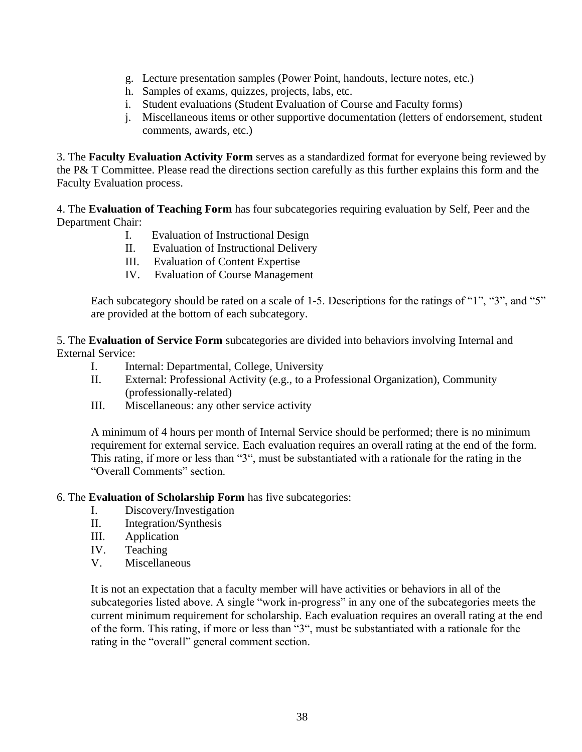g. Lecture presentation samples (Power Point, handouts, lecture notes, etc.)
h. Samples of exams, quizzes, projects, labs, etc.
i. Student evaluations (Student Evaluation of Course and Faculty forms)
j. Miscellaneous items or other supportive documentation (letters of endorsement, student comments, awards, etc.)

3. The **Faculty Evaluation Activity Form** serves as a standardized format for everyone being reviewed by the P& T Committee. Please read the directions section carefully as this further explains this form and the Faculty Evaluation process.

4. The **Evaluation of Teaching Form** has four subcategories requiring evaluation by Self, Peer and the Department Chair:

I. Evaluation of Instructional Design
II. Evaluation of Instructional Delivery
III. Evaluation of Content Expertise
IV. Evaluation of Course Management

Each subcategory should be rated on a scale of 1-5. Descriptions for the ratings of "1", "3", and "5" are provided at the bottom of each subcategory.

5. The **Evaluation of Service Form** subcategories are divided into behaviors involving Internal and External Service:

I. Internal: Departmental, College, University
II. External: Professional Activity (e.g., to a Professional Organization), Community (professionally-related)
III. Miscellaneous: any other service activity

A minimum of 4 hours per month of Internal Service should be performed; there is no minimum requirement for external service. Each evaluation requires an overall rating at the end of the form. This rating, if more or less than "3", must be substantiated with a rationale for the rating in the "Overall Comments" section.

6. The **Evaluation of Scholarship Form** has five subcategories:

I. Discovery/Investigation
II. Integration/Synthesis
III. Application
IV. Teaching
V. Miscellaneous

It is not an expectation that a faculty member will have activities or behaviors in all of the subcategories listed above. A single "work in-progress" in any one of the subcategories meets the current minimum requirement for scholarship. Each evaluation requires an overall rating at the end of the form. This rating, if more or less than "3", must be substantiated with a rationale for the rating in the "overall" general comment section.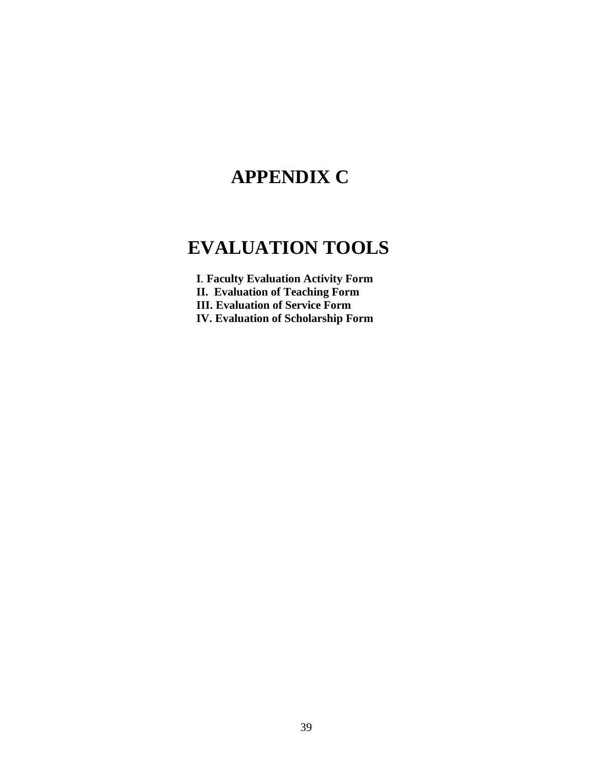# APPENDIX C

# EVALUATION TOOLS

**I. Faculty Evaluation Activity Form**
**II. Evaluation of Teaching Form**
**III. Evaluation of Service Form**
**IV. Evaluation of Scholarship Form**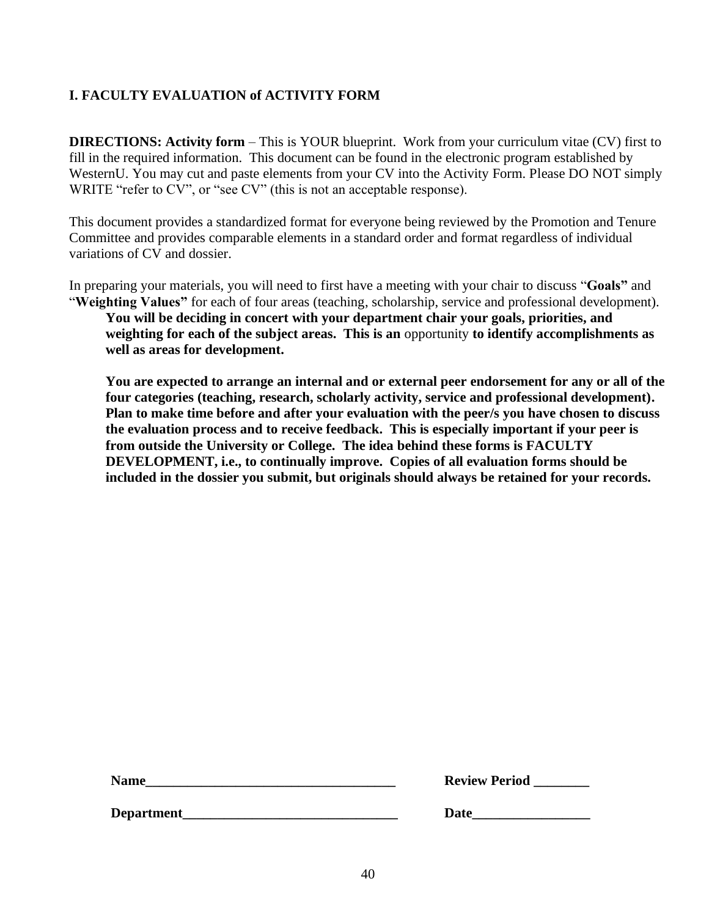## I. FACULTY EVALUATION of ACTIVITY FORM

**DIRECTIONS: Activity form** – This is YOUR blueprint. Work from your curriculum vitae (CV) first to fill in the required information. This document can be found in the electronic program established by WesternU. You may cut and paste elements from your CV into the Activity Form. Please DO NOT simply WRITE "refer to CV", or "see CV" (this is not an acceptable response).

This document provides a standardized format for everyone being reviewed by the Promotion and Tenure Committee and provides comparable elements in a standard order and format regardless of individual variations of CV and dossier.

In preparing your materials, you will need to first have a meeting with your chair to discuss "**Goals"** and "**Weighting Values"** for each of four areas (teaching, scholarship, service and professional development).

> **You will be deciding in concert with your department chair your goals, priorities, and weighting for each of the subject areas. This is an** opportunity **to identify accomplishments as well as areas for development.**
>
> **You are expected to arrange an internal and or external peer endorsement for any or all of the four categories (teaching, research, scholarly activity, service and professional development). Plan to make time before and after your evaluation with the peer/s you have chosen to discuss the evaluation process and to receive feedback. This is especially important if your peer is from outside the University or College. The idea behind these forms is FACULTY DEVELOPMENT, i.e., to continually improve. Copies of all evaluation forms should be included in the dossier you submit, but originals should always be retained for your records.**

**Name**_____________________________________ **Review Period** ________

**Department**_______________________________ **Date**_________________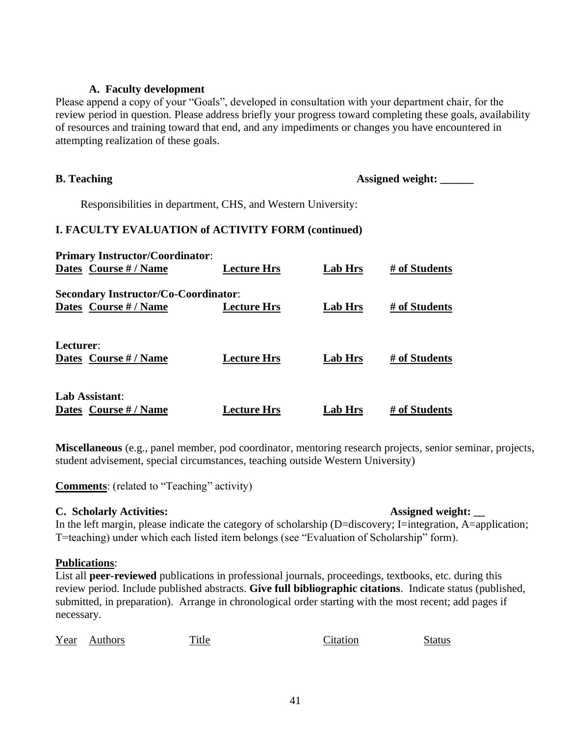### A. Faculty development

Please append a copy of your "Goals", developed in consultation with your department chair, for the review period in question. Please address briefly your progress toward completing these goals, availability of resources and training toward that end, and any impediments or changes you have encountered in attempting realization of these goals.

**B. Teaching** **Assigned weight: ______**

Responsibilities in department, CHS, and Western University:

### I. FACULTY EVALUATION of ACTIVITY FORM (continued)

**Primary Instructor/Coordinator**:

| Dates | Course # / Name | Lecture Hrs | Lab Hrs | # of Students |
|---|---|---|---|---|

**Secondary Instructor/Co-Coordinator**:

| Dates | Course # / Name | Lecture Hrs | Lab Hrs | # of Students |
|---|---|---|---|---|

**Lecturer**:

| Dates | Course # / Name | Lecture Hrs | Lab Hrs | # of Students |
|---|---|---|---|---|

**Lab Assistant**:

| Dates | Course # / Name | Lecture Hrs | Lab Hrs | # of Students |
|---|---|---|---|---|

**Miscellaneous** (e.g., panel member, pod coordinator, mentoring research projects, senior seminar, projects, student advisement, special circumstances, teaching outside Western University)

**Comments**: (related to "Teaching" activity)

**C. Scholarly Activities:** **Assigned weight: __**

In the left margin, please indicate the category of scholarship (D=discovery; I=integration, A=application; T=teaching) under which each listed item belongs (see "Evaluation of Scholarship" form).

**Publications**:

List all **peer-reviewed** publications in professional journals, proceedings, textbooks, etc. during this review period. Include published abstracts. **Give full bibliographic citations**. Indicate status (published, submitted, in preparation). Arrange in chronological order starting with the most recent; add pages if necessary.

| Year | Authors | Title | Citation | Status |
|---|---|---|---|---|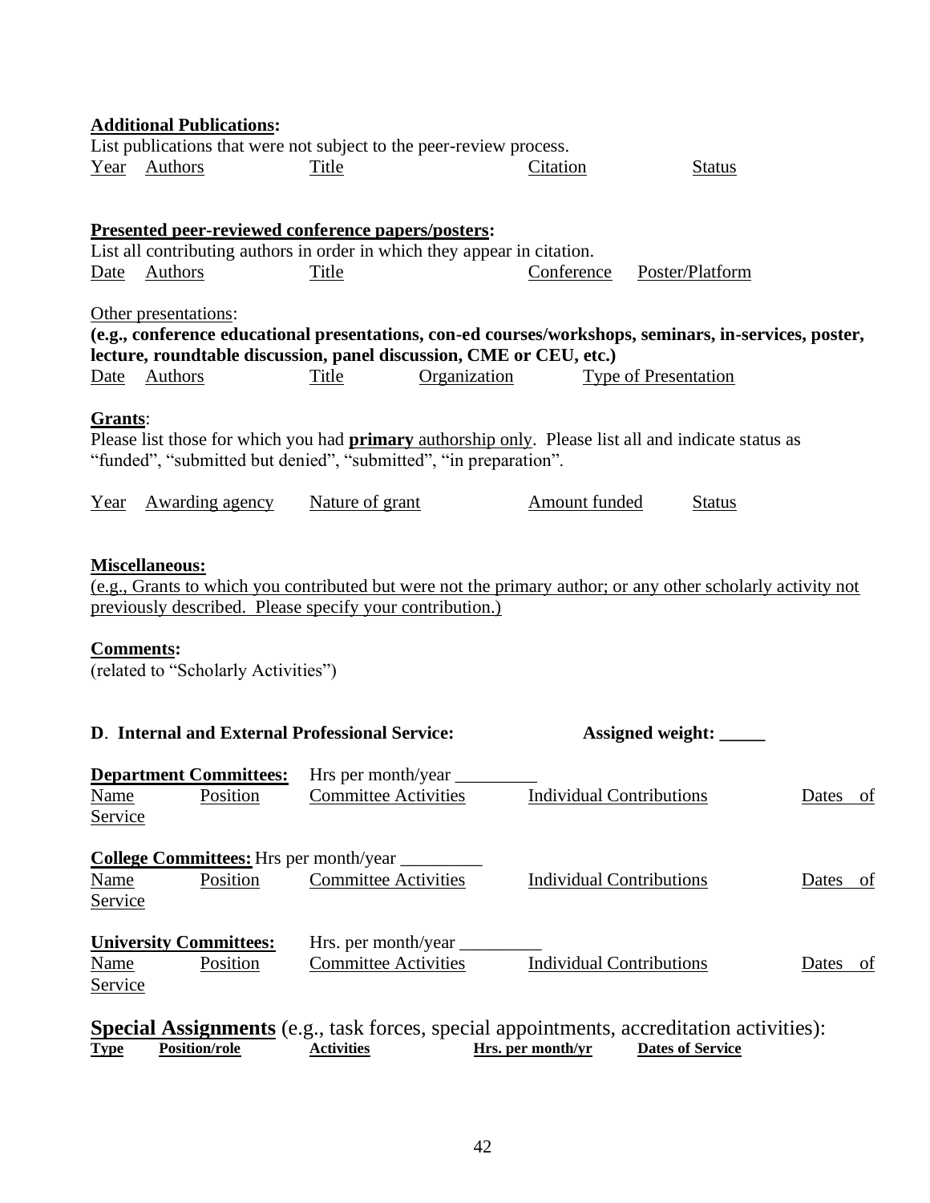**Additional Publications:**

List publications that were not subject to the peer-review process.

| Year | Authors | Title | Citation | Status |
|---|---|---|---|---|

**Presented peer-reviewed conference papers/posters:**

List all contributing authors in order in which they appear in citation.

| Date | Authors | Title | Conference | Poster/Platform |
|---|---|---|---|---|

Other presentations:

**(e.g., conference educational presentations, con-ed courses/workshops, seminars, in-services, poster, lecture, roundtable discussion, panel discussion, CME or CEU, etc.)**

| Date | Authors | Title | Organization | Type of Presentation |
|---|---|---|---|---|

**Grants**:

Please list those for which you had **primary** authorship only. Please list all and indicate status as "funded", "submitted but denied", "submitted", "in preparation".

| Year | Awarding agency | Nature of grant | Amount funded | Status |
|---|---|---|---|---|

**Miscellaneous:**

(e.g., Grants to which you contributed but were not the primary author; or any other scholarly activity not previously described. Please specify your contribution.)

**Comments:**

(related to "Scholarly Activities")

**D. Internal and External Professional Service:** **Assigned weight: _____**

**Department Committees:** Hrs per month/year _________

| Name | Position | Committee Activities | Individual Contributions | Dates of Service |
|---|---|---|---|---|

**College Committees:** Hrs per month/year _________

| Name | Position | Committee Activities | Individual Contributions | Dates of Service |
|---|---|---|---|---|

**University Committees:** Hrs. per month/year _________

| Name | Position | Committee Activities | Individual Contributions | Dates of Service |
|---|---|---|---|---|

**Special Assignments** (e.g., task forces, special appointments, accreditation activities):

| Type | Position/role | Activities | Hrs. per month/yr | Dates of Service |
|---|---|---|---|---|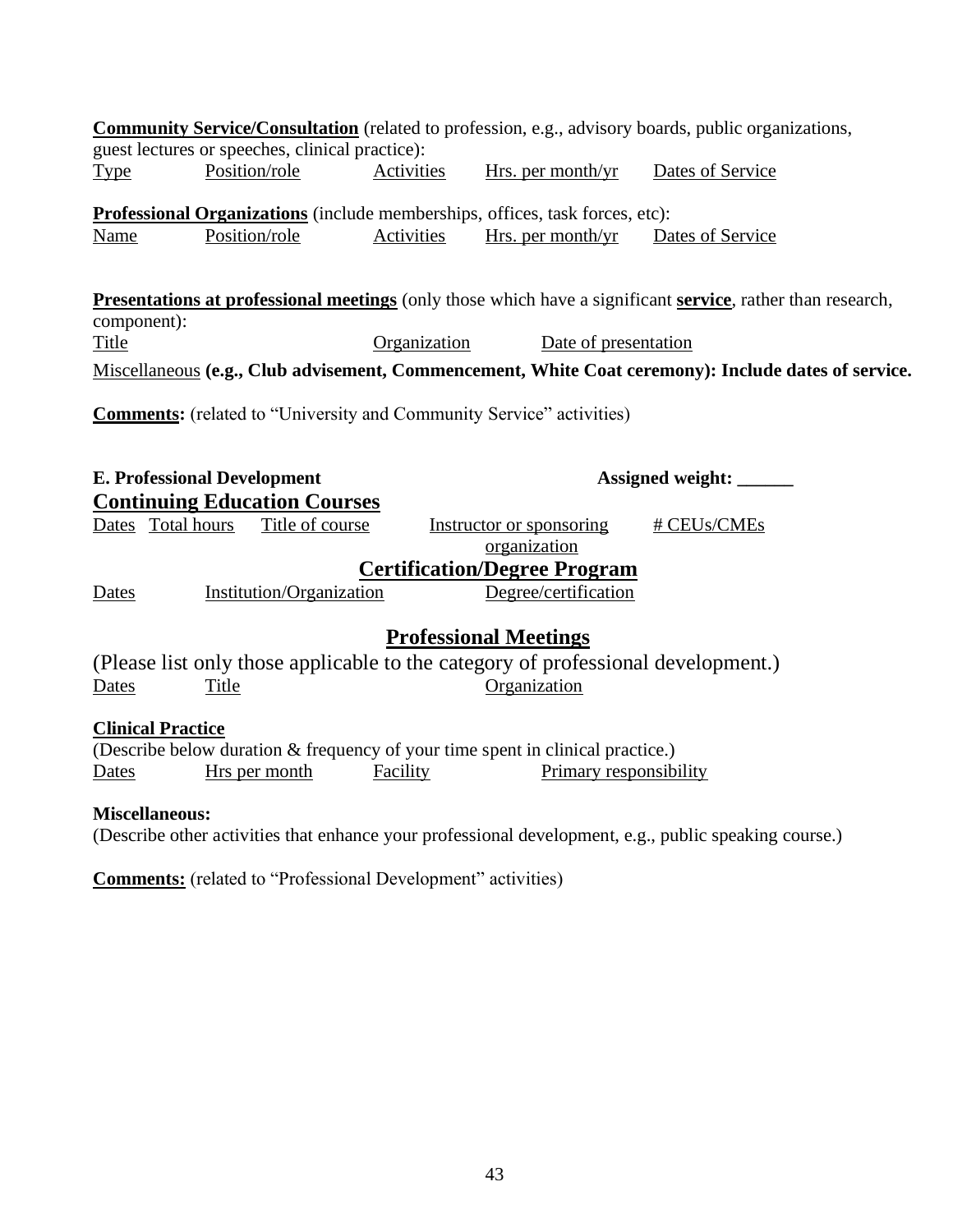**Community Service/Consultation** (related to profession, e.g., advisory boards, public organizations, guest lectures or speeches, clinical practice):

| Type | Position/role | Activities | Hrs. per month/yr | Dates of Service |
|---|---|---|---|---|

**Professional Organizations** (include memberships, offices, task forces, etc):

| Name | Position/role | Activities | Hrs. per month/yr | Dates of Service |
|---|---|---|---|---|

**Presentations at professional meetings** (only those which have a significant **service**, rather than research, component):

| Title | Organization | Date of presentation |
|---|---|---|

Miscellaneous **(e.g., Club advisement, Commencement, White Coat ceremony): Include dates of service.**

**Comments:** (related to "University and Community Service" activities)

**E. Professional Development** **Assigned weight: ______**

## Continuing Education Courses

| Dates | Total hours | Title of course | Instructor or sponsoring organization | # CEUs/CMEs |
|---|---|---|---|---|

## Certification/Degree Program

| Dates | Institution/Organization | Degree/certification |
|---|---|---|

## Professional Meetings

(Please list only those applicable to the category of professional development.)

| Dates | Title | Organization |
|---|---|---|

**Clinical Practice**

(Describe below duration & frequency of your time spent in clinical practice.)

| Dates | Hrs per month | Facility | Primary responsibility |
|---|---|---|---|

**Miscellaneous:**

(Describe other activities that enhance your professional development, e.g., public speaking course.)

**Comments:** (related to "Professional Development" activities)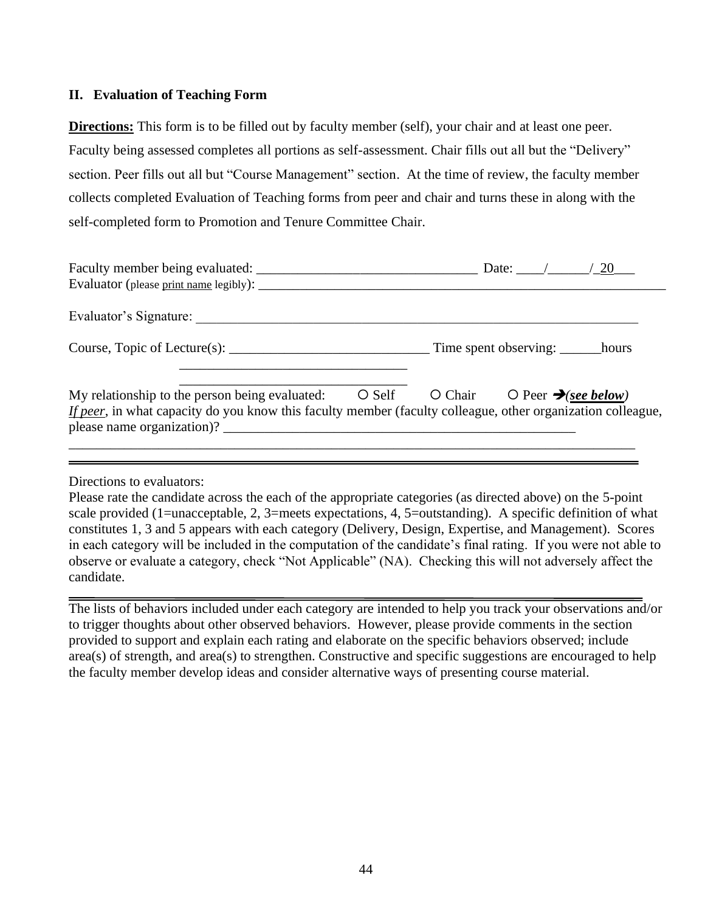## II. Evaluation of Teaching Form

**Directions:** This form is to be filled out by faculty member (self), your chair and at least one peer. Faculty being assessed completes all portions as self-assessment. Chair fills out all but the "Delivery" section. Peer fills out all but "Course Management" section. At the time of review, the faculty member collects completed Evaluation of Teaching forms from peer and chair and turns these in along with the self-completed form to Promotion and Tenure Committee Chair.

Faculty member being evaluated: ________________________________ Date: ____/______/_20___

Evaluator (please print name legibly): ______________________________________________________________

Evaluator's Signature: ______________________________________________________________

Course, Topic of Lecture(s): _____________________________ Time spent observing: ______hours

_________________________________

_________________________________

My relationship to the person being evaluated: ○ Self ○ Chair ○ Peer ➔*(**see below**)*

*If peer*, in what capacity do you know this faculty member (faculty colleague, other organization colleague, please name organization)? _____________________________________________________

___________________________________________________________________________

Directions to evaluators:

Please rate the candidate across the each of the appropriate categories (as directed above) on the 5-point scale provided (1=unacceptable, 2, 3=meets expectations, 4, 5=outstanding). A specific definition of what constitutes 1, 3 and 5 appears with each category (Delivery, Design, Expertise, and Management). Scores in each category will be included in the computation of the candidate's final rating. If you were not able to observe or evaluate a category, check "Not Applicable" (NA). Checking this will not adversely affect the candidate.

The lists of behaviors included under each category are intended to help you track your observations and/or to trigger thoughts about other observed behaviors. However, please provide comments in the section provided to support and explain each rating and elaborate on the specific behaviors observed; include area(s) of strength, and area(s) to strengthen. Constructive and specific suggestions are encouraged to help the faculty member develop ideas and consider alternative ways of presenting course material.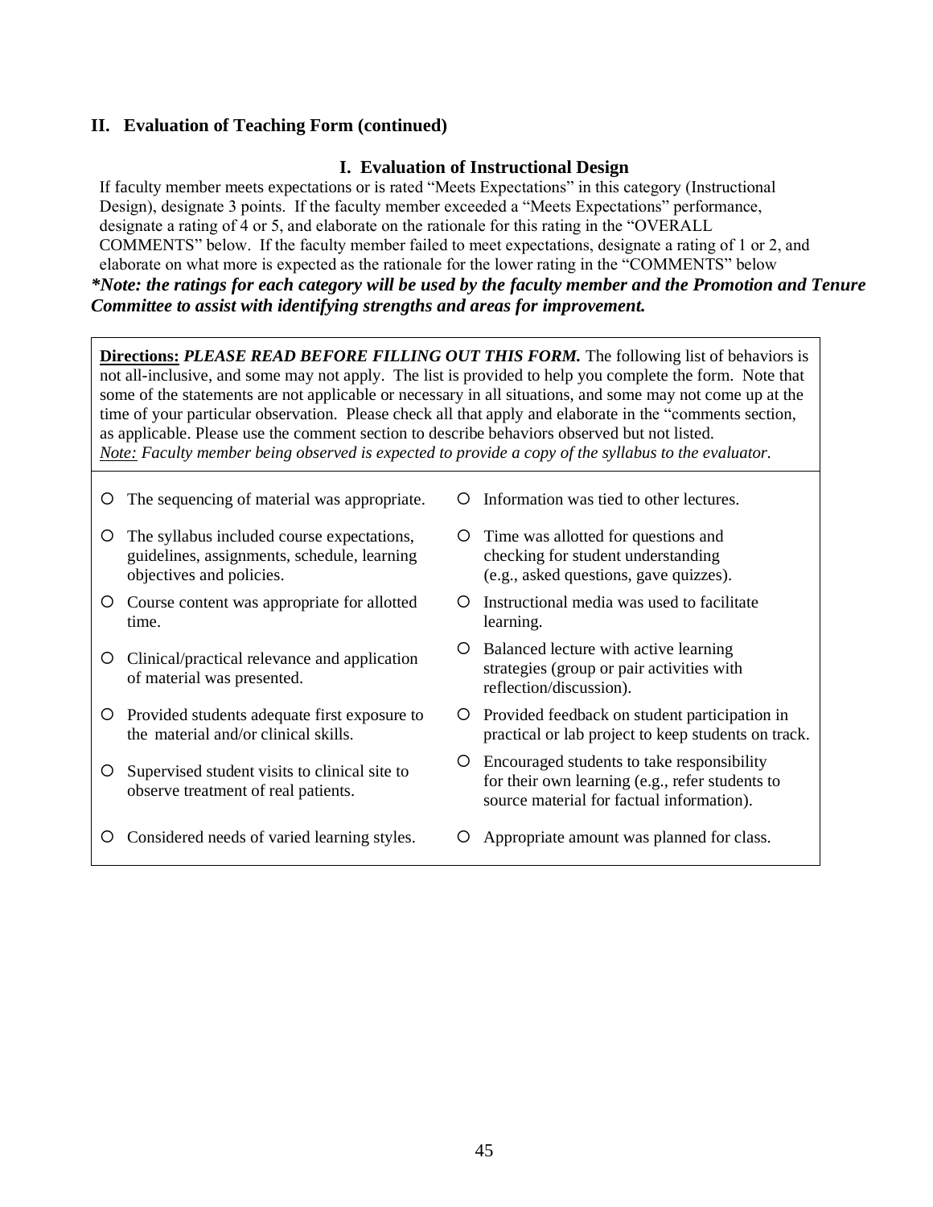## II. Evaluation of Teaching Form (continued)

### I. Evaluation of Instructional Design

If faculty member meets expectations or is rated "Meets Expectations" in this category (Instructional Design), designate 3 points. If the faculty member exceeded a "Meets Expectations" performance, designate a rating of 4 or 5, and elaborate on the rationale for this rating in the "OVERALL COMMENTS" below. If the faculty member failed to meet expectations, designate a rating of 1 or 2, and elaborate on what more is expected as the rationale for the lower rating in the "COMMENTS" below

***\*Note: the ratings for each category will be used by the faculty member and the Promotion and Tenure Committee to assist with identifying strengths and areas for improvement.***

**Directions:** ***PLEASE READ BEFORE FILLING OUT THIS FORM.*** The following list of behaviors is not all-inclusive, and some may not apply. The list is provided to help you complete the form. Note that some of the statements are not applicable or necessary in all situations, and some may not come up at the time of your particular observation. Please check all that apply and elaborate in the "comments section, as applicable. Please use the comment section to describe behaviors observed but not listed.
*Note: Faculty member being observed is expected to provide a copy of the syllabus to the evaluator.*

- ○ The sequencing of material was appropriate.
- ○ The syllabus included course expectations, guidelines, assignments, schedule, learning objectives and policies.
- ○ Course content was appropriate for allotted time.
- ○ Clinical/practical relevance and application of material was presented.
- ○ Provided students adequate first exposure to the material and/or clinical skills.
- ○ Supervised student visits to clinical site to observe treatment of real patients.
- ○ Considered needs of varied learning styles.
- ○ Information was tied to other lectures.
- ○ Time was allotted for questions and checking for student understanding (e.g., asked questions, gave quizzes).
- ○ Instructional media was used to facilitate learning.
- ○ Balanced lecture with active learning strategies (group or pair activities with reflection/discussion).
- ○ Provided feedback on student participation in practical or lab project to keep students on track.
- ○ Encouraged students to take responsibility for their own learning (e.g., refer students to source material for factual information).
- ○ Appropriate amount was planned for class.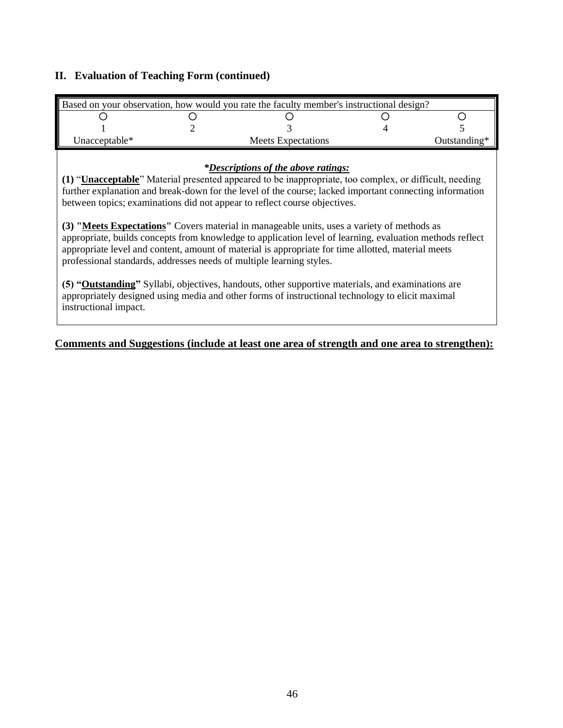## II. Evaluation of Teaching Form (continued)

| Based on your observation, how would you rate the faculty member's instructional design? | | | | |
|---|---|---|---|---|
| ○ | ○ | ○ | ○ | ○ |
| 1 | 2 | 3 | 4 | 5 |
| Unacceptable* | | Meets Expectations | | Outstanding* |

***Descriptions of the above ratings:***

**(1)** "**Unacceptable**" Material presented appeared to be inappropriate, too complex, or difficult, needing further explanation and break-down for the level of the course; lacked important connecting information between topics; examinations did not appear to reflect course objectives.

**(3) "Meets Expectations"** Covers material in manageable units, uses a variety of methods as appropriate, builds concepts from knowledge to application level of learning, evaluation methods reflect appropriate level and content, amount of material is appropriate for time allotted, material meets professional standards, addresses needs of multiple learning styles.

**(5) "Outstanding"** Syllabi, objectives, handouts, other supportive materials, and examinations are appropriately designed using media and other forms of instructional technology to elicit maximal instructional impact.

**Comments and Suggestions (include at least one area of strength and one area to strengthen):**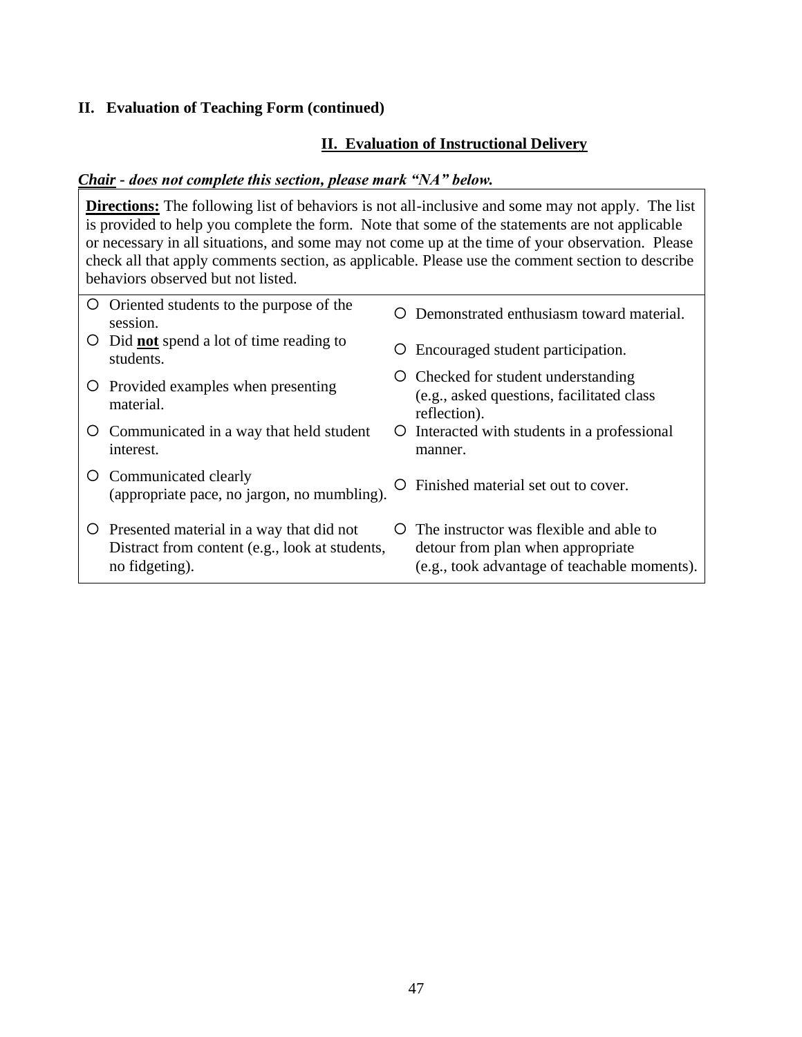**II. Evaluation of Teaching Form (continued)**

## II. Evaluation of Instructional Delivery

***Chair* - *does not complete this section, please mark "NA" below.***

**Directions:** The following list of behaviors is not all-inclusive and some may not apply. The list is provided to help you complete the form. Note that some of the statements are not applicable or necessary in all situations, and some may not come up at the time of your observation. Please check all that apply comments section, as applicable. Please use the comment section to describe behaviors observed but not listed.

| | |
|---|---|
| ○ Oriented students to the purpose of the session. | ○ Demonstrated enthusiasm toward material. |
| ○ Did **not** spend a lot of time reading to students. | ○ Encouraged student participation. |
| ○ Provided examples when presenting material. | ○ Checked for student understanding (e.g., asked questions, facilitated class reflection). |
| ○ Communicated in a way that held student interest. | ○ Interacted with students in a professional manner. |
| ○ Communicated clearly (appropriate pace, no jargon, no mumbling). | ○ Finished material set out to cover. |
| ○ Presented material in a way that did not Distract from content (e.g., look at students, no fidgeting). | ○ The instructor was flexible and able to detour from plan when appropriate (e.g., took advantage of teachable moments). |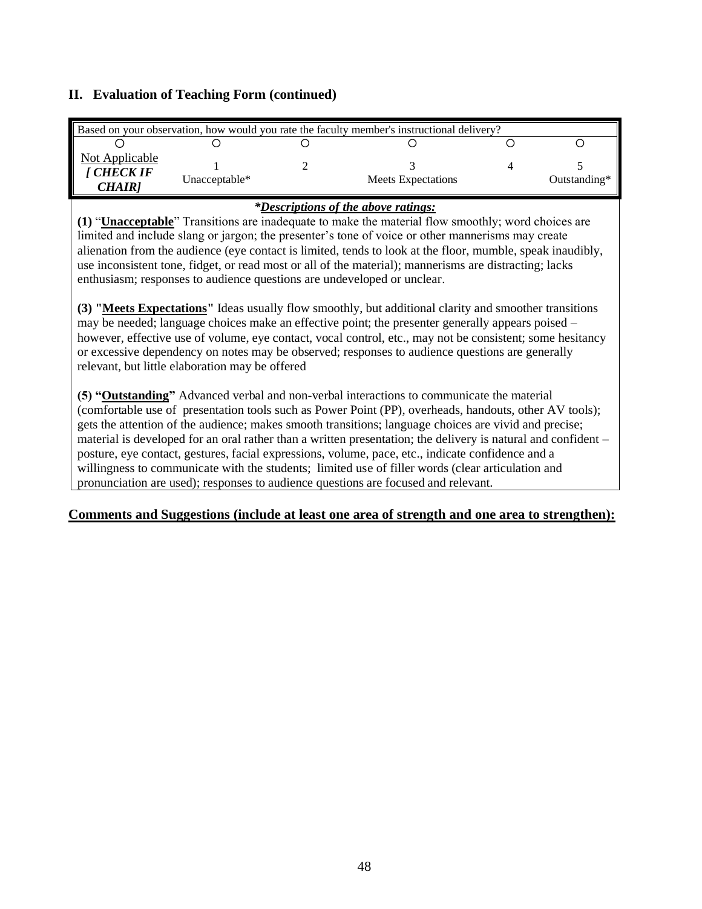## II. Evaluation of Teaching Form (continued)

| Based on your observation, how would you rate the faculty member's instructional delivery? | | | | | |
|---|---|---|---|---|---|
| ○ | ○ | ○ | ○ | ○ | ○ |
| Not Applicable ***[ CHECK IF CHAIR]*** | 1 Unacceptable* | 2 | 3 Meets Expectations | 4 | 5 Outstanding* |

***Descriptions of the above ratings:***

**(1) "Unacceptable"** Transitions are inadequate to make the material flow smoothly; word choices are limited and include slang or jargon; the presenter's tone of voice or other mannerisms may create alienation from the audience (eye contact is limited, tends to look at the floor, mumble, speak inaudibly, use inconsistent tone, fidget, or read most or all of the material); mannerisms are distracting; lacks enthusiasm; responses to audience questions are undeveloped or unclear.

**(3) "Meets Expectations"** Ideas usually flow smoothly, but additional clarity and smoother transitions may be needed; language choices make an effective point; the presenter generally appears poised – however, effective use of volume, eye contact, vocal control, etc., may not be consistent; some hesitancy or excessive dependency on notes may be observed; responses to audience questions are generally relevant, but little elaboration may be offered

**(5) "Outstanding"** Advanced verbal and non-verbal interactions to communicate the material (comfortable use of presentation tools such as Power Point (PP), overheads, handouts, other AV tools); gets the attention of the audience; makes smooth transitions; language choices are vivid and precise; material is developed for an oral rather than a written presentation; the delivery is natural and confident – posture, eye contact, gestures, facial expressions, volume, pace, etc., indicate confidence and a willingness to communicate with the students; limited use of filler words (clear articulation and pronunciation are used); responses to audience questions are focused and relevant.

**Comments and Suggestions (include at least one area of strength and one area to strengthen):**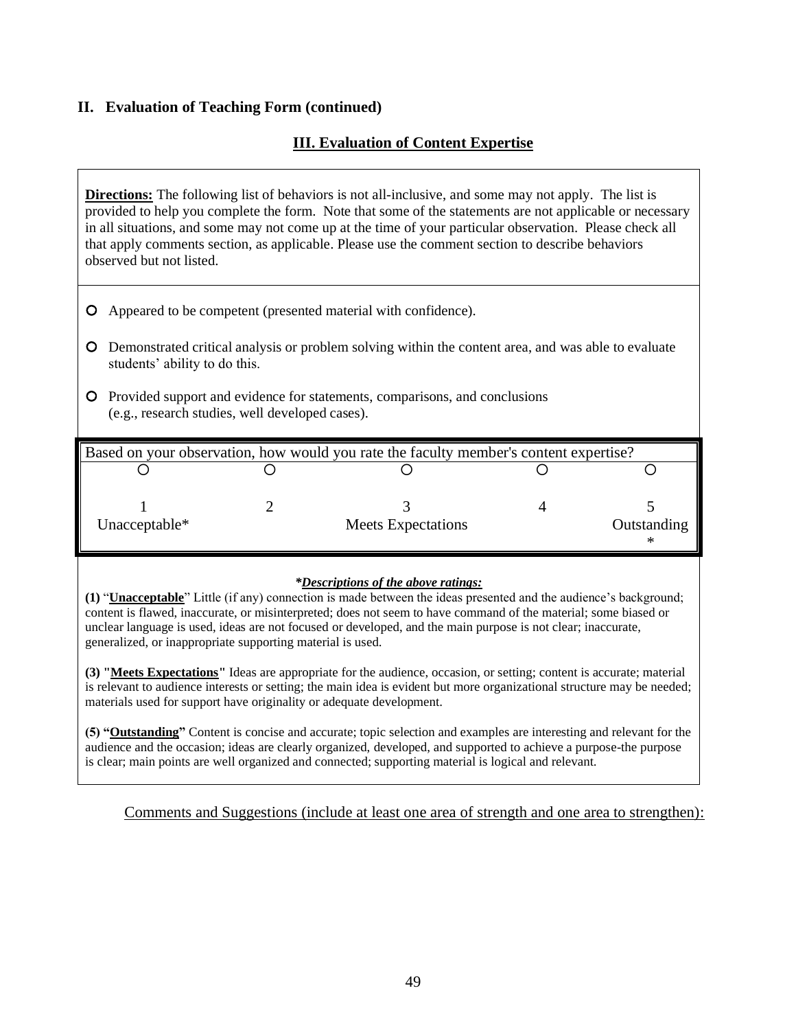## II. Evaluation of Teaching Form (continued)

## III. Evaluation of Content Expertise

**Directions:** The following list of behaviors is not all-inclusive, and some may not apply. The list is provided to help you complete the form. Note that some of the statements are not applicable or necessary in all situations, and some may not come up at the time of your particular observation. Please check all that apply comments section, as applicable. Please use the comment section to describe behaviors observed but not listed.

- ○ Appeared to be competent (presented material with confidence).
- ○ Demonstrated critical analysis or problem solving within the content area, and was able to evaluate students' ability to this.
- ○ Provided support and evidence for statements, comparisons, and conclusions (e.g., research studies, well developed cases).

| Based on your observation, how would you rate the faculty member's content expertise? | | | | |
|---|---|---|---|---|
| ○ | ○ | ○ | ○ | ○ |
| 1<br>Unacceptable* | 2 | 3<br>Meets Expectations | 4 | 5<br>Outstanding<br>* |

***Descriptions of the above ratings:***

**(1)** "**Unacceptable**" Little (if any) connection is made between the ideas presented and the audience's background; content is flawed, inaccurate, or misinterpreted; does not seem to have command of the material; some biased or unclear language is used, ideas are not focused or developed, and the main purpose is not clear; inaccurate, generalized, or inappropriate supporting material is used.

**(3) "Meets Expectations"** Ideas are appropriate for the audience, occasion, or setting; content is accurate; material is relevant to audience interests or setting; the main idea is evident but more organizational structure may be needed; materials used for support have originality or adequate development.

**(5) "Outstanding"** Content is concise and accurate; topic selection and examples are interesting and relevant for the audience and the occasion; ideas are clearly organized, developed, and supported to achieve a purpose-the purpose is clear; main points are well organized and connected; supporting material is logical and relevant.

Comments and Suggestions (include at least one area of strength and one area to strengthen):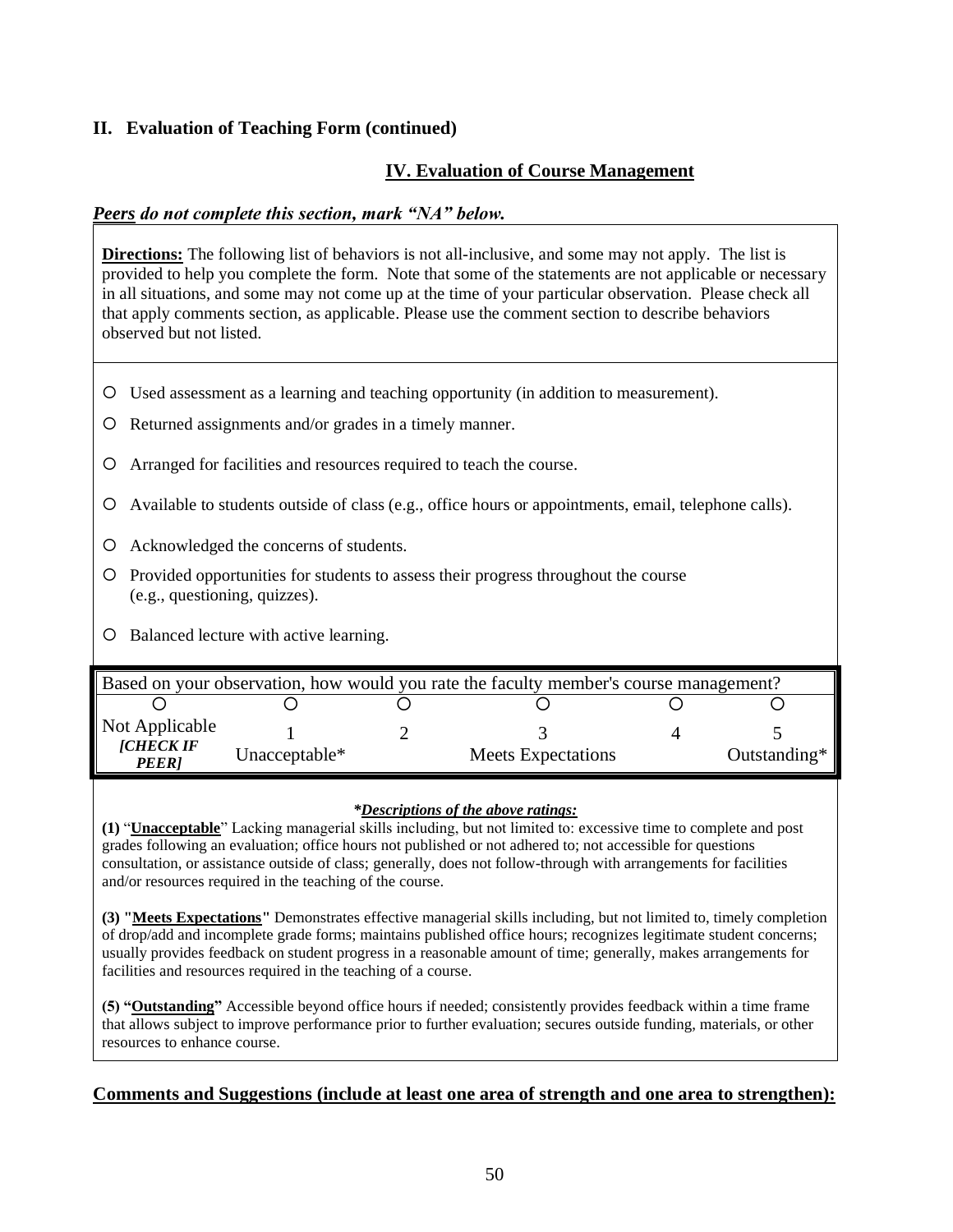## II. Evaluation of Teaching Form (continued)

### IV. Evaluation of Course Management

***Peers** do not complete this section, mark "NA" below.*

**Directions:** The following list of behaviors is not all-inclusive, and some may not apply. The list is provided to help you complete the form. Note that some of the statements are not applicable or necessary in all situations, and some may not come up at the time of your particular observation. Please check all that apply comments section, as applicable. Please use the comment section to describe behaviors observed but not listed.

- ○ Used assessment as a learning and teaching opportunity (in addition to measurement).
- ○ Returned assignments and/or grades in a timely manner.
- ○ Arranged for facilities and resources required to teach the course.
- ○ Available to students outside of class (e.g., office hours or appointments, email, telephone calls).
- ○ Acknowledged the concerns of students.
- ○ Provided opportunities for students to assess their progress throughout the course (e.g., questioning, quizzes).
- ○ Balanced lecture with active learning.

| Based on your observation, how would you rate the faculty member's course management? | | | | | |
|---|---|---|---|---|---|
| ○ | ○ | ○ | ○ | ○ | ○ |
| Not Applicable *[CHECK IF PEER]* | 1 Unacceptable* | 2 | 3 Meets Expectations | 4 | 5 Outstanding* |

***Descriptions of the above ratings:***

**(1)** "**Unacceptable**" Lacking managerial skills including, but not limited to: excessive time to complete and post grades following an evaluation; office hours not published or not adhered to; not accessible for questions consultation, or assistance outside of class; generally, does not follow-through with arrangements for facilities and/or resources required in the teaching of the course.

**(3) "Meets Expectations"** Demonstrates effective managerial skills including, but not limited to, timely completion of drop/add and incomplete grade forms; maintains published office hours; recognizes legitimate student concerns; usually provides feedback on student progress in a reasonable amount of time; generally, makes arrangements for facilities and resources required in the teaching of a course.

**(5) "Outstanding"** Accessible beyond office hours if needed; consistently provides feedback within a time frame that allows subject to improve performance prior to further evaluation; secures outside funding, materials, or other resources to enhance course.

**Comments and Suggestions (include at least one area of strength and one area to strengthen):**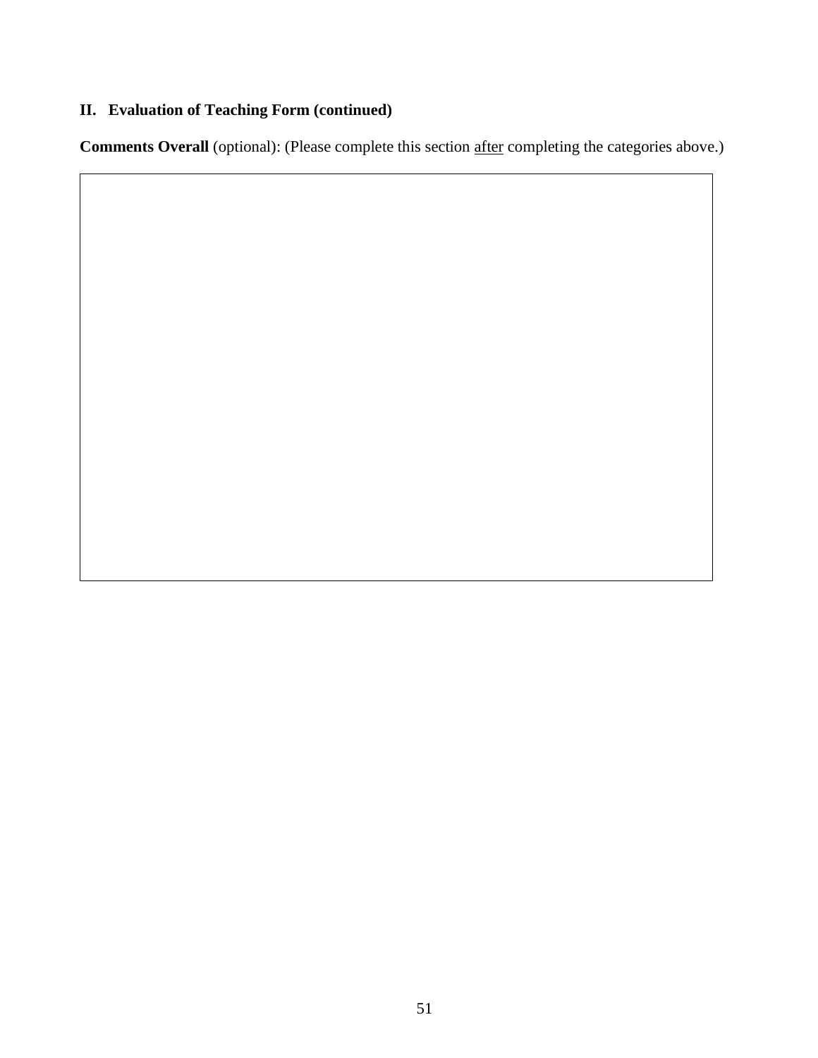## II. Evaluation of Teaching Form (continued)

**Comments Overall** (optional): (Please complete this section <u>after</u> completing the categories above.)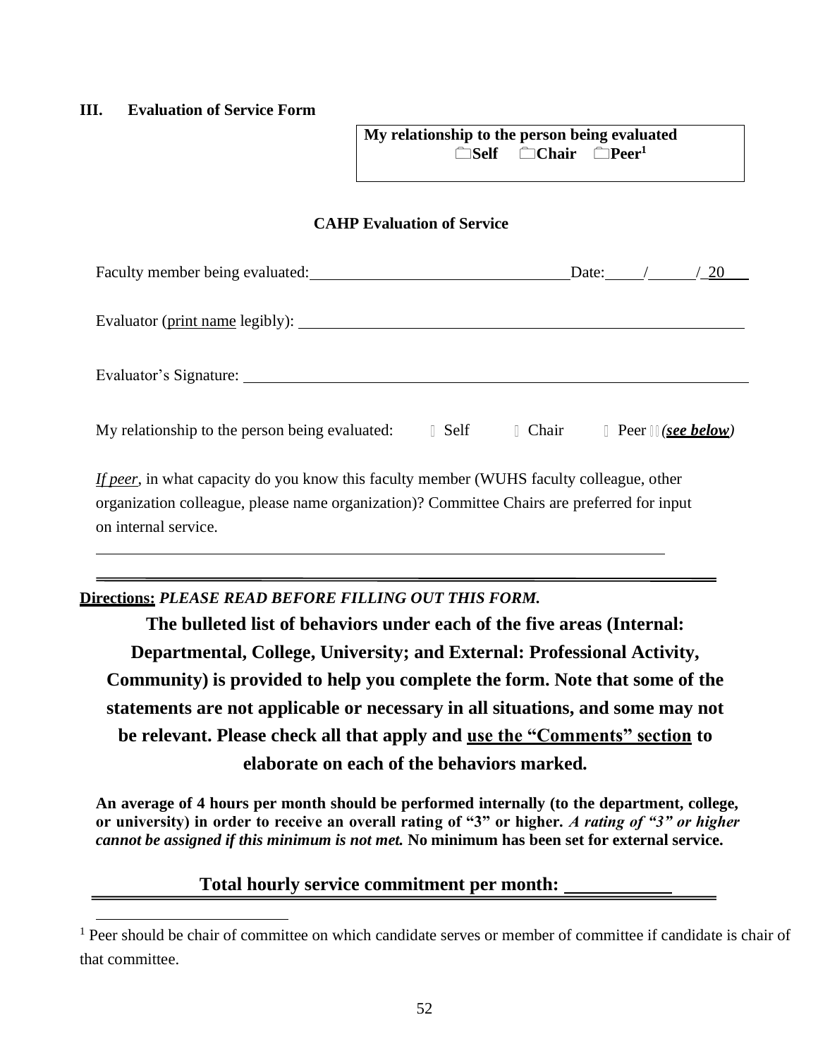### III. Evaluation of Service Form

**My relationship to the person being evaluated**
☐**Self** ☐**Chair** ☐**Peer**[1]

**CAHP Evaluation of Service**

Faculty member being evaluated: ________________________________ Date: ____/_____/ 20___

Evaluator (<u>print name</u> legibly): ____________________________________________________

Evaluator's Signature: ________________________________________________________________

My relationship to the person being evaluated: ☐ Self ☐ Chair ☐ Peer (***<u>see below</u>***)

*<u>If peer</u>*, in what capacity do you know this faculty member (WUHS faculty colleague, other organization colleague, please name organization)? Committee Chairs are preferred for input on internal service.

______________________________________________________________________

**<u>Directions:</u>** ***PLEASE READ BEFORE FILLING OUT THIS FORM.***

**The bulleted list of behaviors under each of the five areas (Internal: Departmental, College, University; and External: Professional Activity, Community) is provided to help you complete the form. Note that some of the statements are not applicable or necessary in all situations, and some may not be relevant. Please check all that apply and <u>use the "Comments" section</u> to elaborate on each of the behaviors marked.**

**An average of 4 hours per month should be performed internally (to the department, college, or university) in order to receive an overall rating of "3" or higher.** ***A rating of "3" or higher cannot be assigned if this minimum is not met.*** **No minimum has been set for external service.**

**Total hourly service commitment per month: ___________**

---

[1] Peer should be chair of committee on which candidate serves or member of committee if candidate is chair of that committee.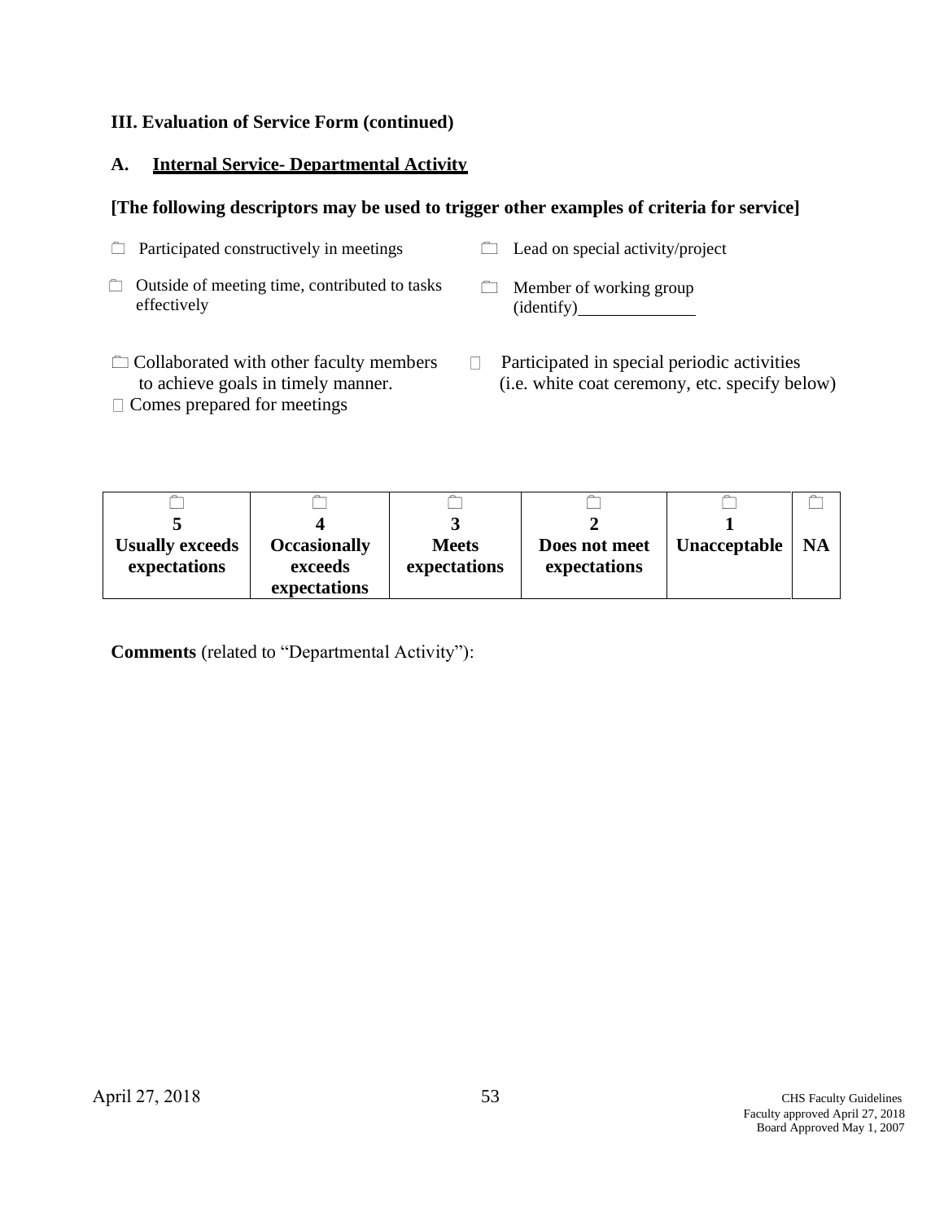**III. Evaluation of Service Form (continued)**

**A. Internal Service- Departmental Activity**

**[The following descriptors may be used to trigger other examples of criteria for service]**

- ☐ Participated constructively in meetings
- ☐ Outside of meeting time, contributed to tasks effectively
- ☐ Collaborated with other faculty members to achieve goals in timely manner.
- ☐ Comes prepared for meetings
- ☐ Lead on special activity/project
- ☐ Member of working group (identify)______________
- ☐ Participated in special periodic activities (i.e. white coat ceremony, etc. specify below)

| ☐<br>**5**<br>**Usually exceeds expectations** | ☐<br>**4**<br>**Occasionally exceeds expectations** | ☐<br>**3**<br>**Meets expectations** | ☐<br>**2**<br>**Does not meet expectations** | ☐<br>**1**<br>**Unacceptable** | ☐<br>**NA** |
|---|---|---|---|---|---|

**Comments** (related to "Departmental Activity"):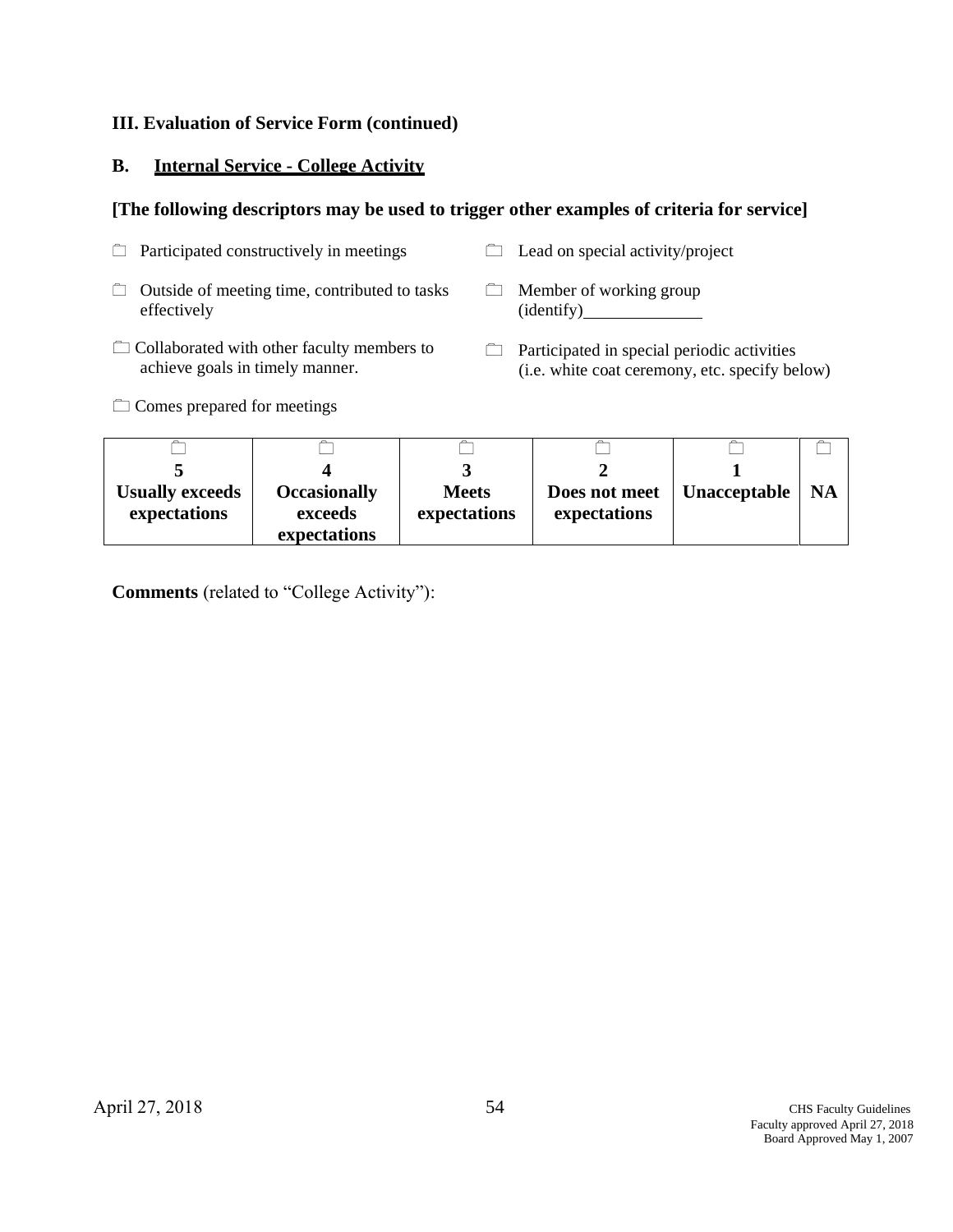### III. Evaluation of Service Form (continued)

### B. Internal Service - College Activity

**[The following descriptors may be used to trigger other examples of criteria for service]**

- ☐ Participated constructively in meetings
- ☐ Outside of meeting time, contributed to tasks effectively
- ☐ Collaborated with other faculty members to achieve goals in timely manner.
- ☐ Comes prepared for meetings
- ☐ Lead on special activity/project
- ☐ Member of working group (identify)______________
- ☐ Participated in special periodic activities (i.e. white coat ceremony, etc. specify below)

| ☐ | ☐ | ☐ | ☐ | ☐ | ☐ |
|---|---|---|---|---|---|
| **5** | **4** | **3** | **2** | **1** | |
| **Usually exceeds expectations** | **Occasionally exceeds expectations** | **Meets expectations** | **Does not meet expectations** | **Unacceptable** | **NA** |

**Comments** (related to "College Activity"):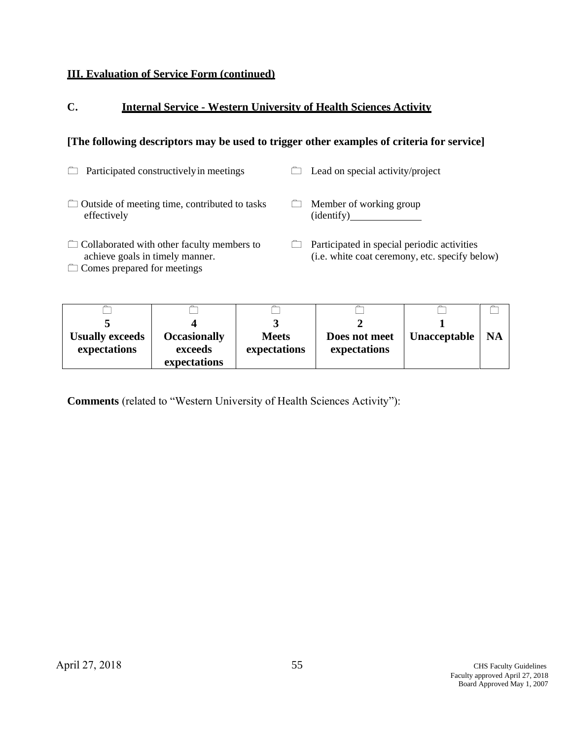**III. Evaluation of Service Form (continued)**

**C. Internal Service - Western University of Health Sciences Activity**

**[The following descriptors may be used to trigger other examples of criteria for service]**

- ☐ Participated constructively in meetings
- ☐ Outside of meeting time, contributed to tasks effectively
- ☐ Collaborated with other faculty members to achieve goals in timely manner.
- ☐ Comes prepared for meetings
- ☐ Lead on special activity/project
- ☐ Member of working group (identify)______________
- ☐ Participated in special periodic activities (i.e. white coat ceremony, etc. specify below)

| ☐ | ☐ | ☐ | ☐ | ☐ | ☐ |
|---|---|---|---|---|---|
| **5** | **4** | **3** | **2** | **1** | |
| **Usually exceeds expectations** | **Occasionally exceeds expectations** | **Meets expectations** | **Does not meet expectations** | **Unacceptable** | **NA** |

**Comments** (related to "Western University of Health Sciences Activity"):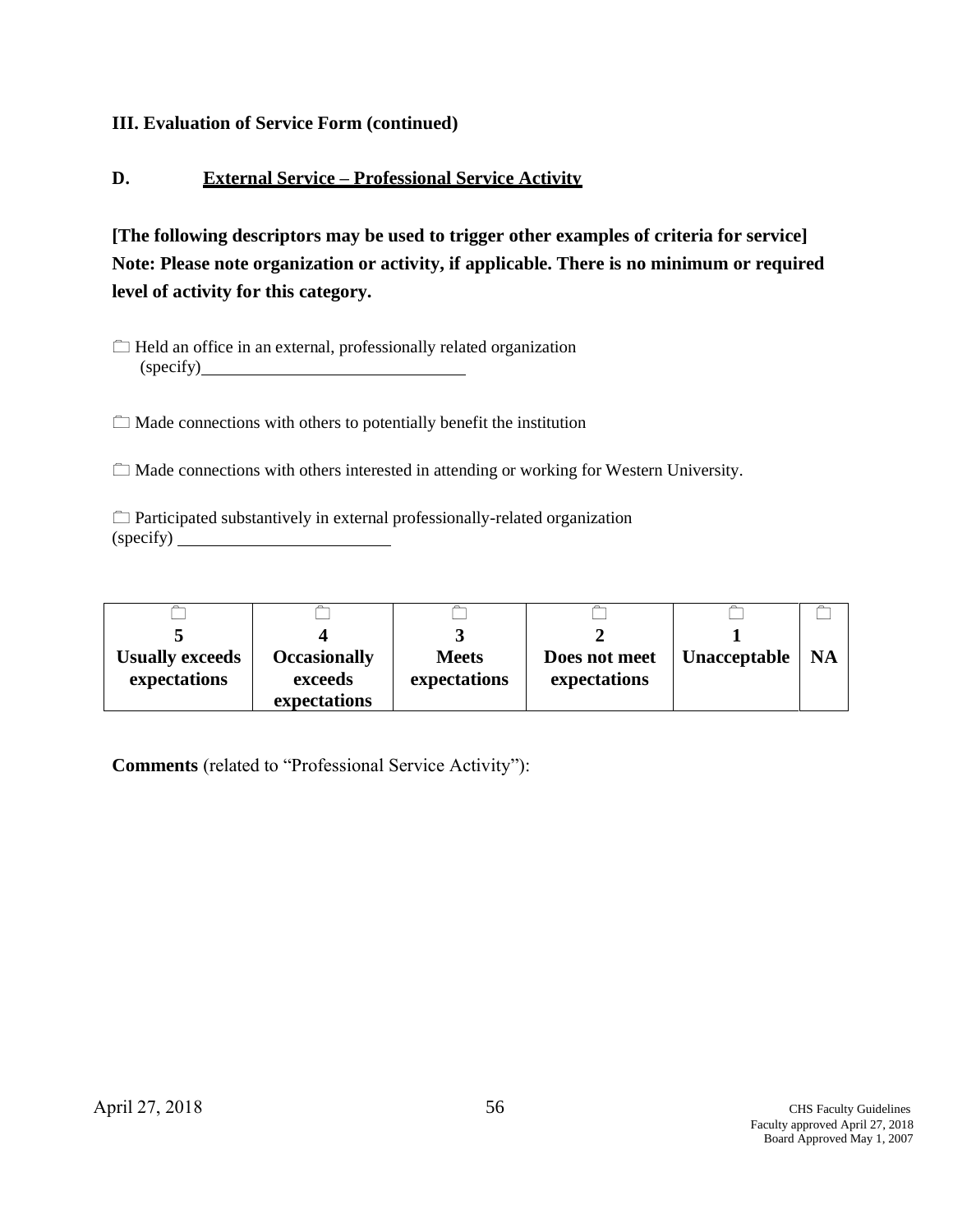**III. Evaluation of Service Form (continued)**

**D. <u>External Service – Professional Service Activity</u>**

**[The following descriptors may be used to trigger other examples of criteria for service] Note: Please note organization or activity, if applicable. There is no minimum or required level of activity for this category.**

☐ Held an office in an external, professionally related organization (specify)\_\_\_\_\_\_\_\_\_\_\_\_\_\_\_\_\_\_\_\_\_\_\_\_\_\_\_\_\_\_

☐ Made connections with others to potentially benefit the institution

☐ Made connections with others interested in attending or working for Western University.

☐ Participated substantively in external professionally-related organization (specify) \_\_\_\_\_\_\_\_\_\_\_\_\_\_\_\_\_\_\_\_\_\_\_\_

| ☐<br>**5**<br>**Usually exceeds expectations** | ☐<br>**4**<br>**Occasionally exceeds expectations** | ☐<br>**3**<br>**Meets expectations** | ☐<br>**2**<br>**Does not meet expectations** | ☐<br>**1**<br>**Unacceptable** | ☐<br>**NA** |
|---|---|---|---|---|---|

**Comments** (related to "Professional Service Activity"):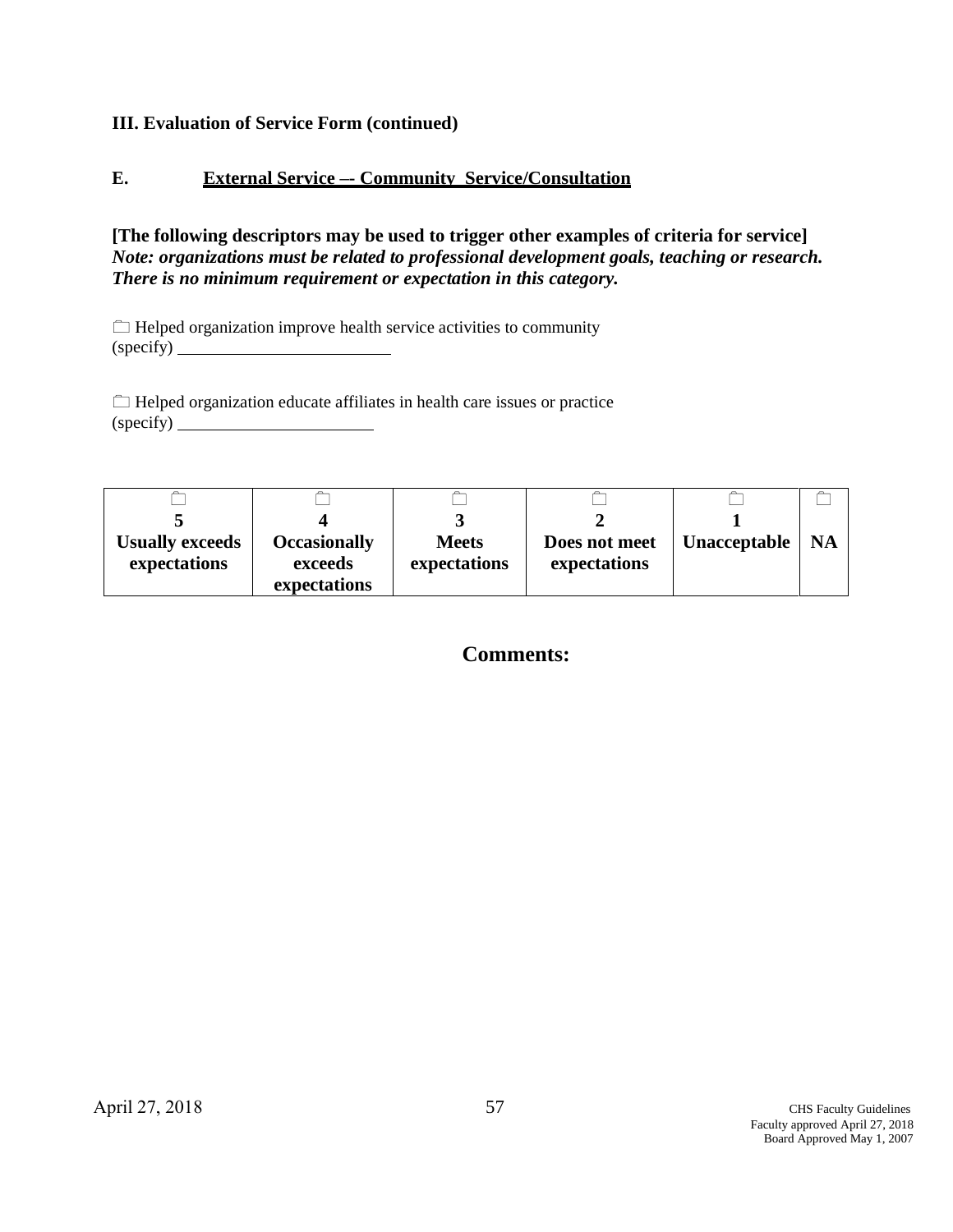**III. Evaluation of Service Form (continued)**

**E. <u>External Service –- Community Service/Consultation</u>**

**[The following descriptors may be used to trigger other examples of criteria for service]**
***Note: organizations must be related to professional development goals, teaching or research. There is no minimum requirement or expectation in this category.***

☐ Helped organization improve health service activities to community
(specify) ________________________

☐ Helped organization educate affiliates in health care issues or practice
(specify) ______________________

| ☐ 5 Usually exceeds expectations | ☐ 4 Occasionally exceeds expectations | ☐ 3 Meets expectations | ☐ 2 Does not meet expectations | ☐ 1 Unacceptable | ☐ NA |
|---|---|---|---|---|---|

**Comments:**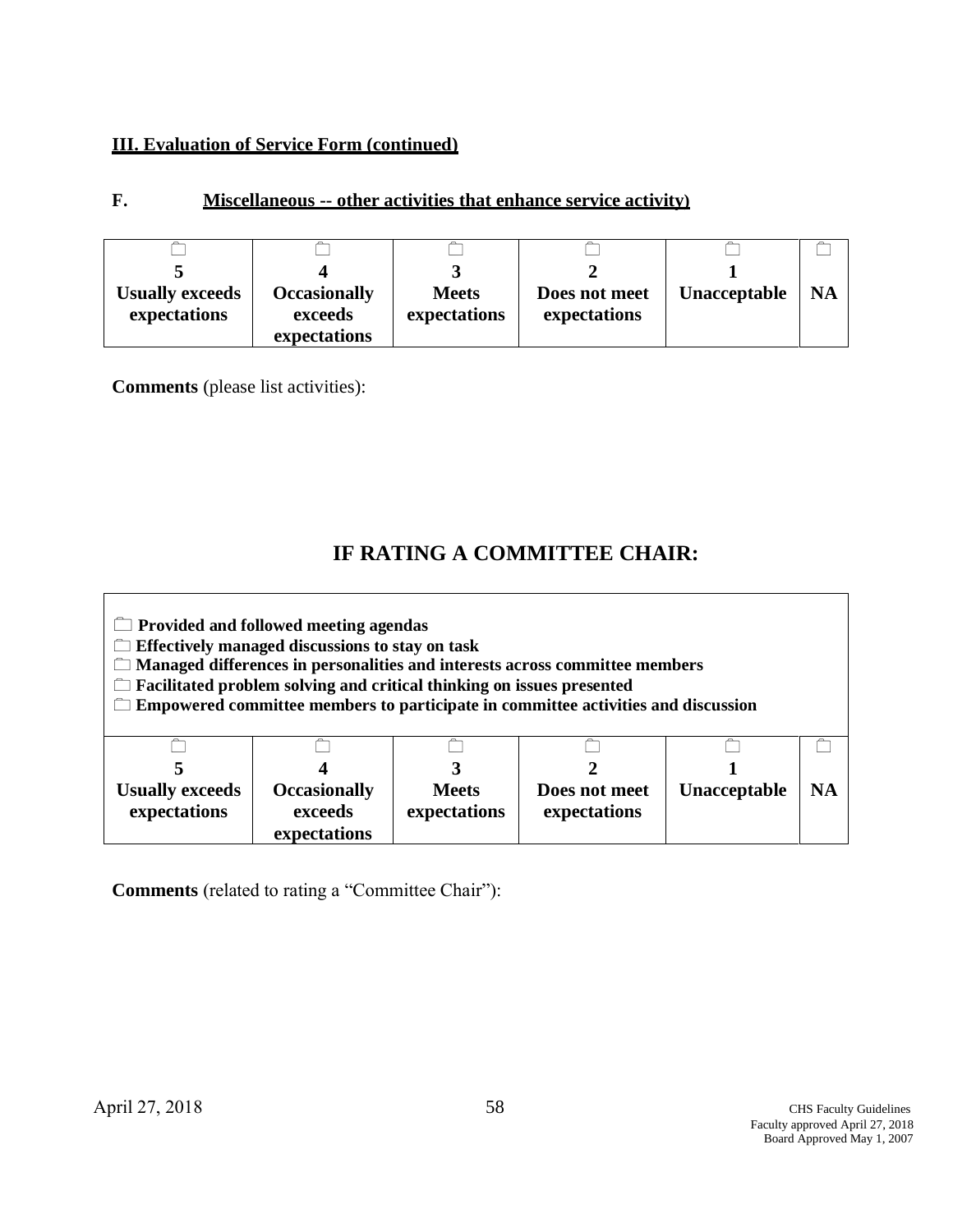## III. Evaluation of Service Form (continued)

### F. Miscellaneous -- other activities that enhance service activity)

| ☐ 5 Usually exceeds expectations | ☐ 4 Occasionally exceeds expectations | ☐ 3 Meets expectations | ☐ 2 Does not meet expectations | ☐ 1 Unacceptable | ☐ NA |
|---|---|---|---|---|---|

**Comments** (please list activities):

## IF RATING A COMMITTEE CHAIR:

☐ **Provided and followed meeting agendas**
☐ **Effectively managed discussions to stay on task**
☐ **Managed differences in personalities and interests across committee members**
☐ **Facilitated problem solving and critical thinking on issues presented**
☐ **Empowered committee members to participate in committee activities and discussion**

| ☐ 5 Usually exceeds expectations | ☐ 4 Occasionally exceeds expectations | ☐ 3 Meets expectations | ☐ 2 Does not meet expectations | ☐ 1 Unacceptable | ☐ NA |
|---|---|---|---|---|---|

**Comments** (related to rating a "Committee Chair"):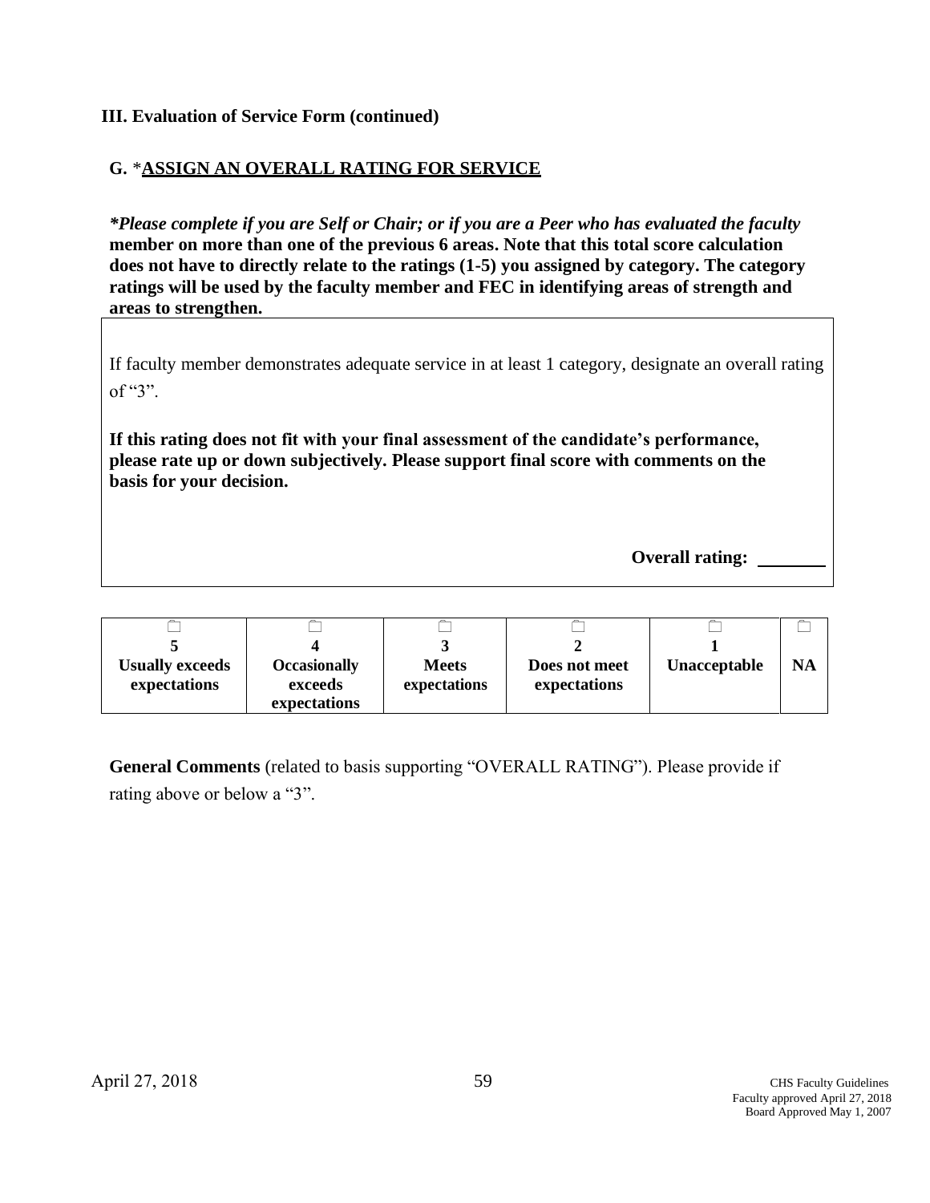**III. Evaluation of Service Form (continued)**

**G.** \***ASSIGN AN OVERALL RATING FOR SERVICE**

***Please complete if you are Self or Chair; or if you are a Peer who has evaluated the faculty* member on more than one of the previous 6 areas. Note that this total score calculation does not have to directly relate to the ratings (1-5) you assigned by category. The category ratings will be used by the faculty member and FEC in identifying areas of strength and areas to strengthen.**

If faculty member demonstrates adequate service in at least 1 category, designate an overall rating of "3".

**If this rating does not fit with your final assessment of the candidate's performance, please rate up or down subjectively. Please support final score with comments on the basis for your decision.**

**Overall rating:** ________

| ☐ 5 Usually exceeds expectations | ☐ 4 Occasionally exceeds expectations | ☐ 3 Meets expectations | ☐ 2 Does not meet expectations | ☐ 1 Unacceptable | ☐ NA |
|---|---|---|---|---|---|

**General Comments** (related to basis supporting "OVERALL RATING"). Please provide if rating above or below a "3".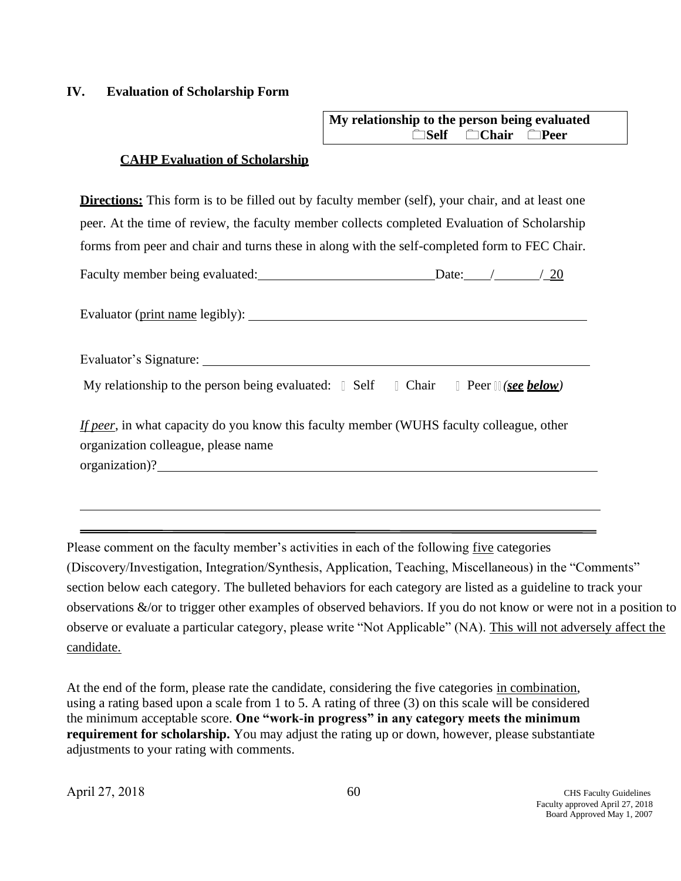## IV. Evaluation of Scholarship Form

**My relationship to the person being evaluated**
**☐Self ☐Chair ☐Peer**

### CAHP Evaluation of Scholarship

**Directions:** This form is to be filled out by faculty member (self), your chair, and at least one peer. At the time of review, the faculty member collects completed Evaluation of Scholarship forms from peer and chair and turns these in along with the self-completed form to FEC Chair.

Faculty member being evaluated:\_\_\_\_\_\_\_\_\_\_\_\_\_\_\_\_\_\_\_\_\_\_\_\_\_\_ Date:\_\_\_\_/\_\_\_\_\_\_\_/\_20

Evaluator (print name legibly): \_\_\_\_\_\_\_\_\_\_\_\_\_\_\_\_\_\_\_\_\_\_\_\_\_\_\_\_\_\_\_\_\_\_\_\_\_\_\_\_\_\_\_\_\_\_\_\_\_\_

Evaluator's Signature: \_\_\_\_\_\_\_\_\_\_\_\_\_\_\_\_\_\_\_\_\_\_\_\_\_\_\_\_\_\_\_\_\_\_\_\_\_\_\_\_\_\_\_\_\_\_\_\_\_\_\_\_\_\_\_\_\_\_\_\_

My relationship to the person being evaluated: ☐ Self ☐ Chair ☐ Peer *(**see below**)*

*If peer*, in what capacity do you know this faculty member (WUHS faculty colleague, other organization colleague, please name organization)?\_\_\_\_\_\_\_\_\_\_\_\_\_\_\_\_\_\_\_\_\_\_\_\_\_\_\_\_\_\_\_\_\_\_\_\_\_\_\_\_\_\_\_\_\_\_\_\_\_\_\_\_\_\_\_\_\_\_\_\_\_\_\_\_

\_\_\_\_\_\_\_\_\_\_\_\_\_\_\_\_\_\_\_\_\_\_\_\_\_\_\_\_\_\_\_\_\_\_\_\_\_\_\_\_\_\_\_\_\_\_\_\_\_\_\_\_\_\_\_\_\_\_\_\_\_\_\_\_\_\_\_\_\_\_\_\_\_\_\_\_\_\_\_\_\_\_

---

Please comment on the faculty member's activities in each of the following five categories (Discovery/Investigation, Integration/Synthesis, Application, Teaching, Miscellaneous) in the "Comments" section below each category. The bulleted behaviors for each category are listed as a guideline to track your observations &/or to trigger other examples of observed behaviors. If you do not know or were not in a position to observe or evaluate a particular category, please write "Not Applicable" (NA). This will not adversely affect the candidate.

At the end of the form, please rate the candidate, considering the five categories in combination, using a rating based upon a scale from 1 to 5. A rating of three (3) on this scale will be considered the minimum acceptable score. **One "work-in progress" in any category meets the minimum requirement for scholarship.** You may adjust the rating up or down, however, please substantiate adjustments to your rating with comments.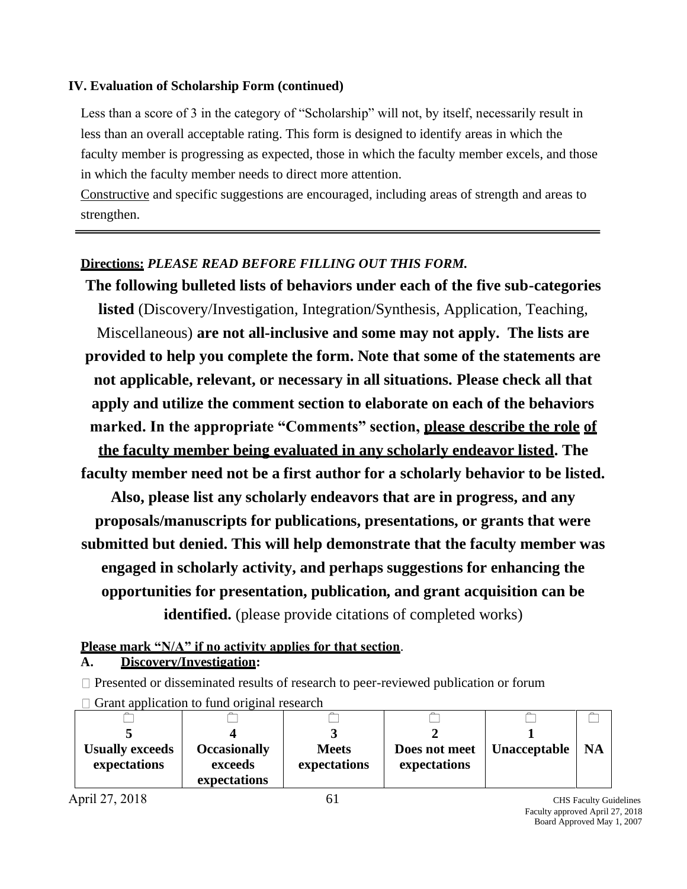**IV. Evaluation of Scholarship Form (continued)**

Less than a score of 3 in the category of "Scholarship" will not, by itself, necessarily result in less than an overall acceptable rating. This form is designed to identify areas in which the faculty member is progressing as expected, those in which the faculty member excels, and those in which the faculty member needs to direct more attention.
Constructive and specific suggestions are encouraged, including areas of strength and areas to strengthen.

---

**Directions:** ***PLEASE READ BEFORE FILLING OUT THIS FORM.***

**The following bulleted lists of behaviors under each of the five sub-categories listed** (Discovery/Investigation, Integration/Synthesis, Application, Teaching, Miscellaneous) **are not all-inclusive and some may not apply. The lists are provided to help you complete the form. Note that some of the statements are not applicable, relevant, or necessary in all situations. Please check all that apply and utilize the comment section to elaborate on each of the behaviors marked. In the appropriate "Comments" section, please describe the role of the faculty member being evaluated in any scholarly endeavor listed. The faculty member need not be a first author for a scholarly behavior to be listed. Also, please list any scholarly endeavors that are in progress, and any proposals/manuscripts for publications, presentations, or grants that were submitted but denied. This will help demonstrate that the faculty member was engaged in scholarly activity, and perhaps suggestions for enhancing the opportunities for presentation, publication, and grant acquisition can be identified.** (please provide citations of completed works)

**Please mark "N/A" if no activity applies for that section**.

**A. Discovery/Investigation:**

□ Presented or disseminated results of research to peer-reviewed publication or forum

□ Grant application to fund original research

| □ **5** **Usually exceeds expectations** | □ **4** **Occasionally exceeds expectations** | □ **3** **Meets expectations** | □ **2** **Does not meet expectations** | □ **1** **Unacceptable** | □ **NA** |
|---|---|---|---|---|---|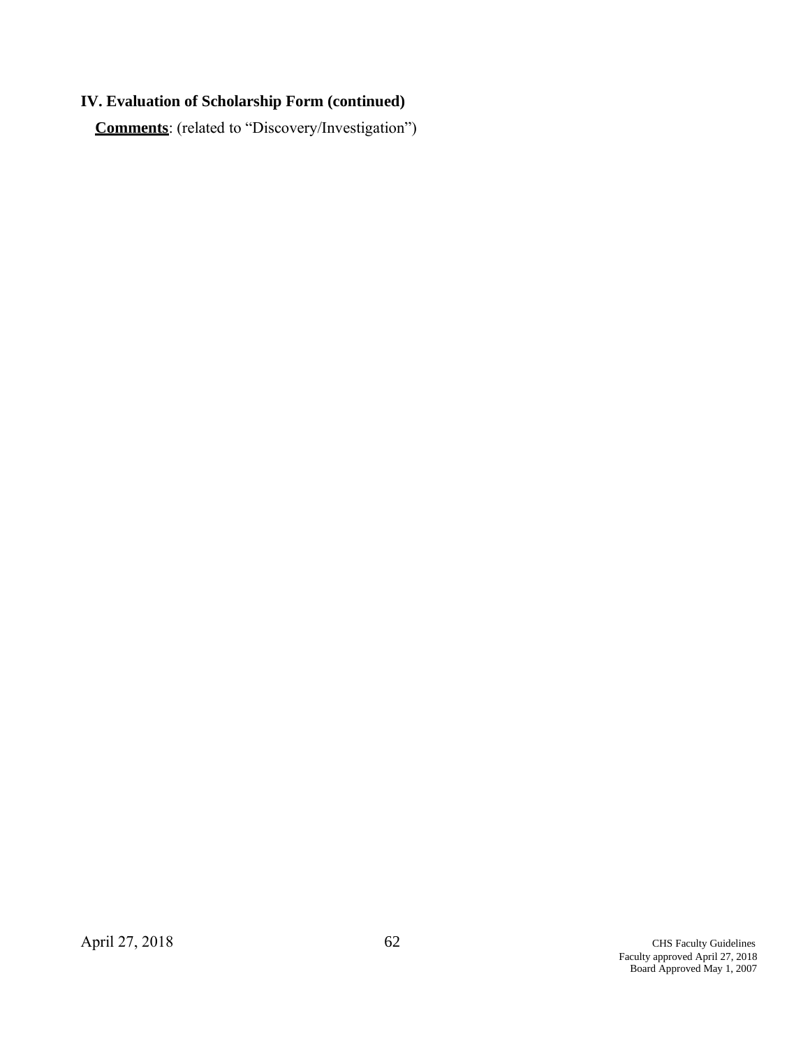## IV. Evaluation of Scholarship Form (continued)

**Comments**: (related to "Discovery/Investigation")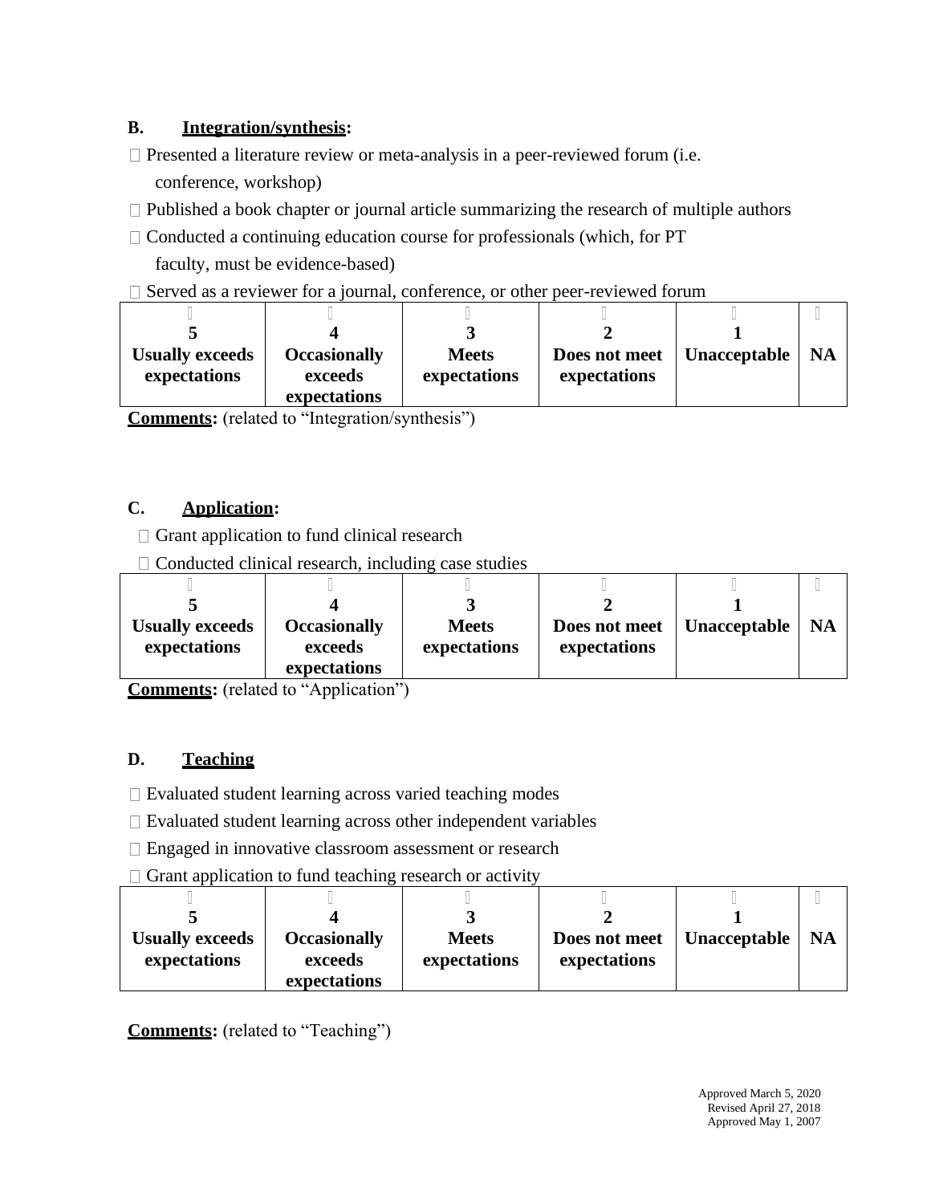**B. Integration/synthesis:**

- ☐ Presented a literature review or meta-analysis in a peer-reviewed forum (i.e. conference, workshop)
- ☐ Published a book chapter or journal article summarizing the research of multiple authors
- ☐ Conducted a continuing education course for professionals (which, for PT faculty, must be evidence-based)
- ☐ Served as a reviewer for a journal, conference, or other peer-reviewed forum

| ☐ 5 Usually exceeds expectations | ☐ 4 Occasionally exceeds expectations | ☐ 3 Meets expectations | ☐ 2 Does not meet expectations | ☐ 1 Unacceptable | ☐ NA |
|---|---|---|---|---|---|

**Comments:** (related to "Integration/synthesis")

**C. Application:**

- ☐ Grant application to fund clinical research
- ☐ Conducted clinical research, including case studies

| ☐ 5 Usually exceeds expectations | ☐ 4 Occasionally exceeds expectations | ☐ 3 Meets expectations | ☐ 2 Does not meet expectations | ☐ 1 Unacceptable | ☐ NA |
|---|---|---|---|---|---|

**Comments:** (related to "Application")

**D. Teaching**

- ☐ Evaluated student learning across varied teaching modes
- ☐ Evaluated student learning across other independent variables
- ☐ Engaged in innovative classroom assessment or research
- ☐ Grant application to fund teaching research or activity

| ☐ 5 Usually exceeds expectations | ☐ 4 Occasionally exceeds expectations | ☐ 3 Meets expectations | ☐ 2 Does not meet expectations | ☐ 1 Unacceptable | ☐ NA |
|---|---|---|---|---|---|

**Comments:** (related to "Teaching")

Approved March 5, 2020
Revised April 27, 2018
Approved May 1, 2007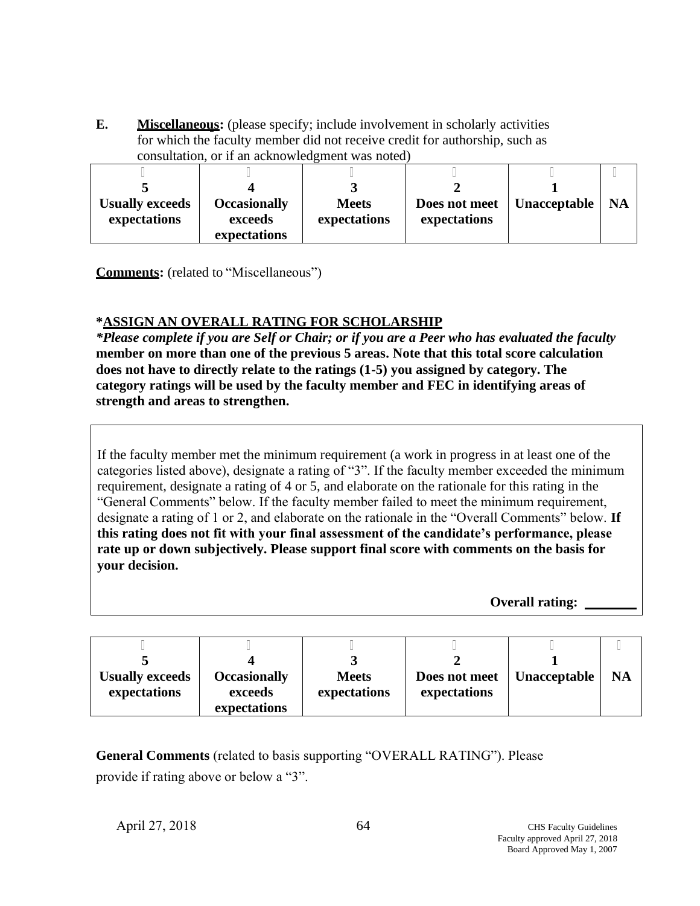**E.** **Miscellaneous:** (please specify; include involvement in scholarly activities for which the faculty member did not receive credit for authorship, such as consultation, or if an acknowledgment was noted)

| 5 Usually exceeds expectations | 4 Occasionally exceeds expectations | 3 Meets expectations | 2 Does not meet expectations | 1 Unacceptable | NA |
|---|---|---|---|---|---|

**Comments:** (related to "Miscellaneous")

**\*ASSIGN AN OVERALL RATING FOR SCHOLARSHIP**

***Please complete if you are Self or Chair; or if you are a Peer who has evaluated the faculty* member on more than one of the previous 5 areas. Note that this total score calculation does not have to directly relate to the ratings (1-5) you assigned by category. The category ratings will be used by the faculty member and FEC in identifying areas of strength and areas to strengthen.**

If the faculty member met the minimum requirement (a work in progress in at least one of the categories listed above), designate a rating of "3". If the faculty member exceeded the minimum requirement, designate a rating of 4 or 5, and elaborate on the rationale for this rating in the "General Comments" below. If the faculty member failed to meet the minimum requirement, designate a rating of 1 or 2, and elaborate on the rationale in the "Overall Comments" below. **If this rating does not fit with your final assessment of the candidate's performance, please rate up or down subjectively. Please support final score with comments on the basis for your decision.**

**Overall rating:** ________

| 5 Usually exceeds expectations | 4 Occasionally exceeds expectations | 3 Meets expectations | 2 Does not meet expectations | 1 Unacceptable | NA |
|---|---|---|---|---|---|

**General Comments** (related to basis supporting "OVERALL RATING"). Please provide if rating above or below a "3".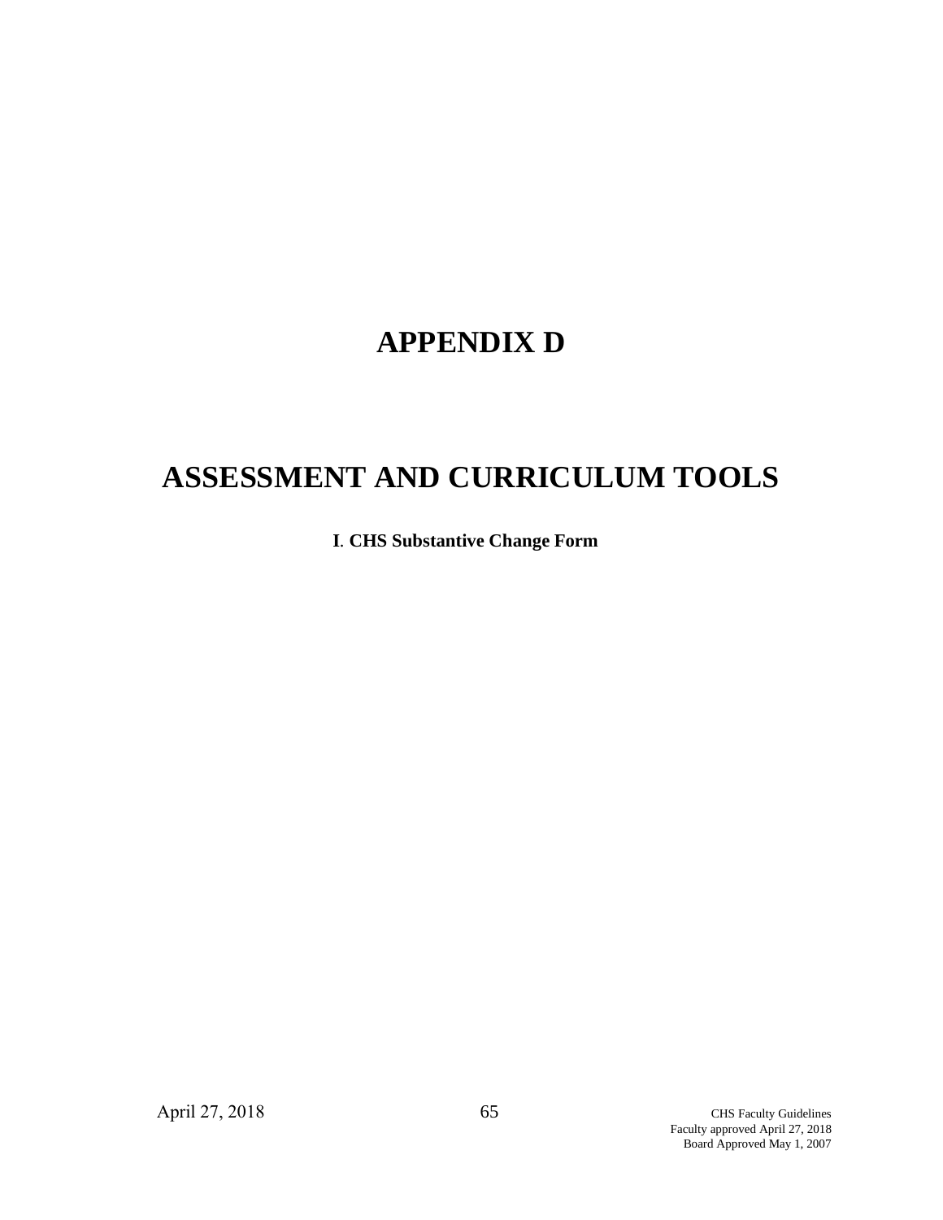# APPENDIX D

# ASSESSMENT AND CURRICULUM TOOLS

**I. CHS Substantive Change Form**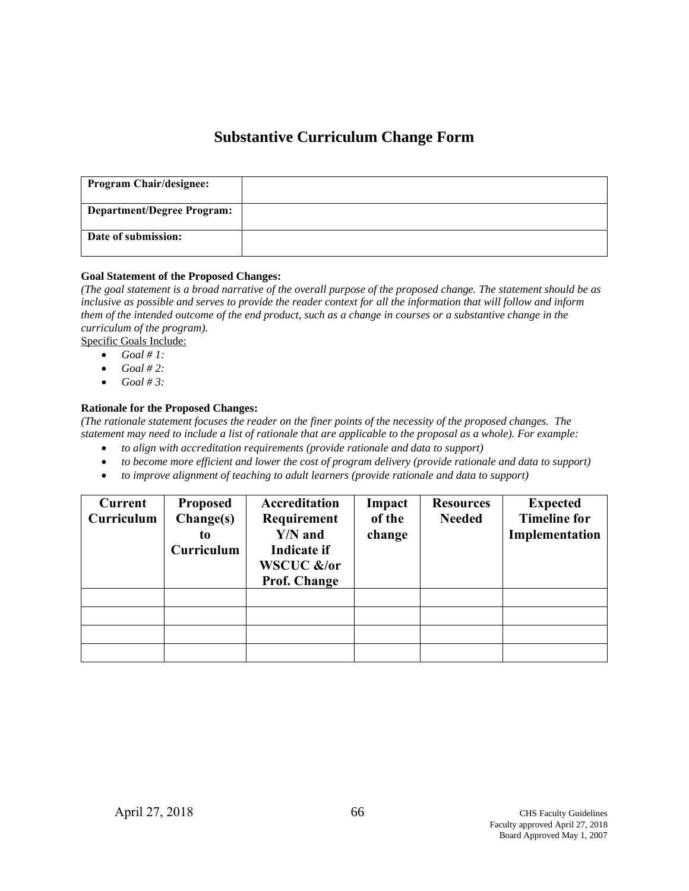# Substantive Curriculum Change Form

| | |
|---|---|
| **Program Chair/designee:** | |
| **Department/Degree Program:** | |
| **Date of submission:** | |

**Goal Statement of the Proposed Changes:**
*(The goal statement is a broad narrative of the overall purpose of the proposed change. The statement should be as inclusive as possible and serves to provide the reader context for all the information that will follow and inform them of the intended outcome of the end product, such as a change in courses or a substantive change in the curriculum of the program).*

Specific Goals Include:

- *Goal # 1:*
- *Goal # 2:*
- *Goal # 3:*

**Rationale for the Proposed Changes:**
*(The rationale statement focuses the reader on the finer points of the necessity of the proposed changes. The statement may need to include a list of rationale that are applicable to the proposal as a whole). For example:*

- *to align with accreditation requirements (provide rationale and data to support)*
- *to become more efficient and lower the cost of program delivery (provide rationale and data to support)*
- *to improve alignment of teaching to adult learners (provide rationale and data to support)*

| Current Curriculum | Proposed Change(s) to Curriculum | Accreditation Requirement Y/N and Indicate if WSCUC &/or Prof. Change | Impact of the change | Resources Needed | Expected Timeline for Implementation |
|---|---|---|---|---|---|
| | | | | | |
| | | | | | |
| | | | | | |
| | | | | | |